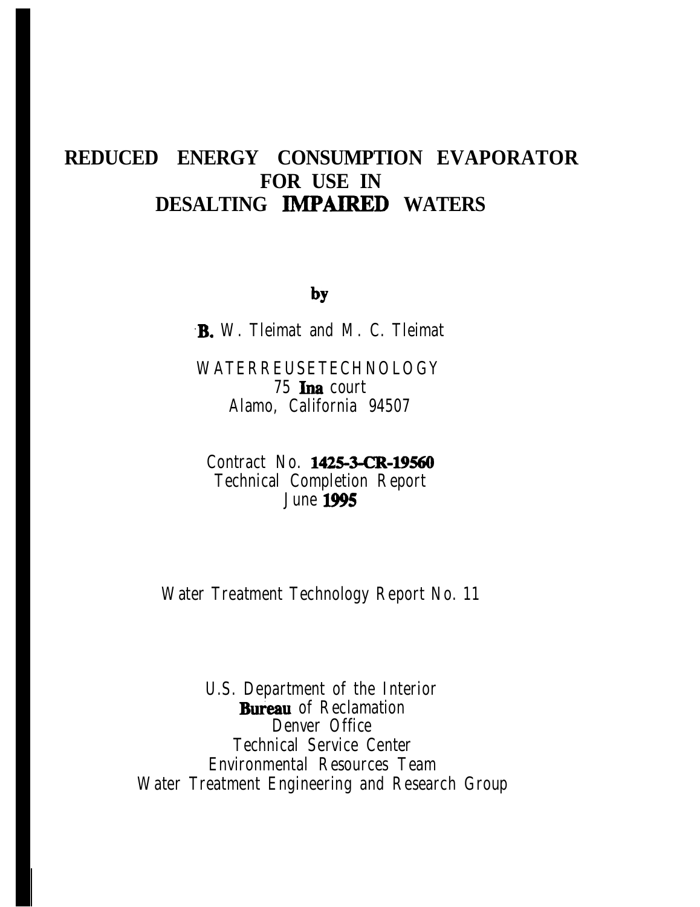# REDUCED ENERGY CONSUMPTION EVAPORATOR FOR USE IN DESALTING IMPAIRED WATERS

by

B. W. Tleimat and M. C. Tleimat

WATER REUSE TECHNOLOGY
75 Ina court
Alamo, California 94507

Contract No. 1425-3-CR-19560
Technical Completion Report
June 1995

Water Treatment Technology Report No. 11

U.S. Department of the Interior
Bureau of Reclamation
Denver Office
Technical Service Center
Environmental Resources Team
Water Treatment Engineering and Research Group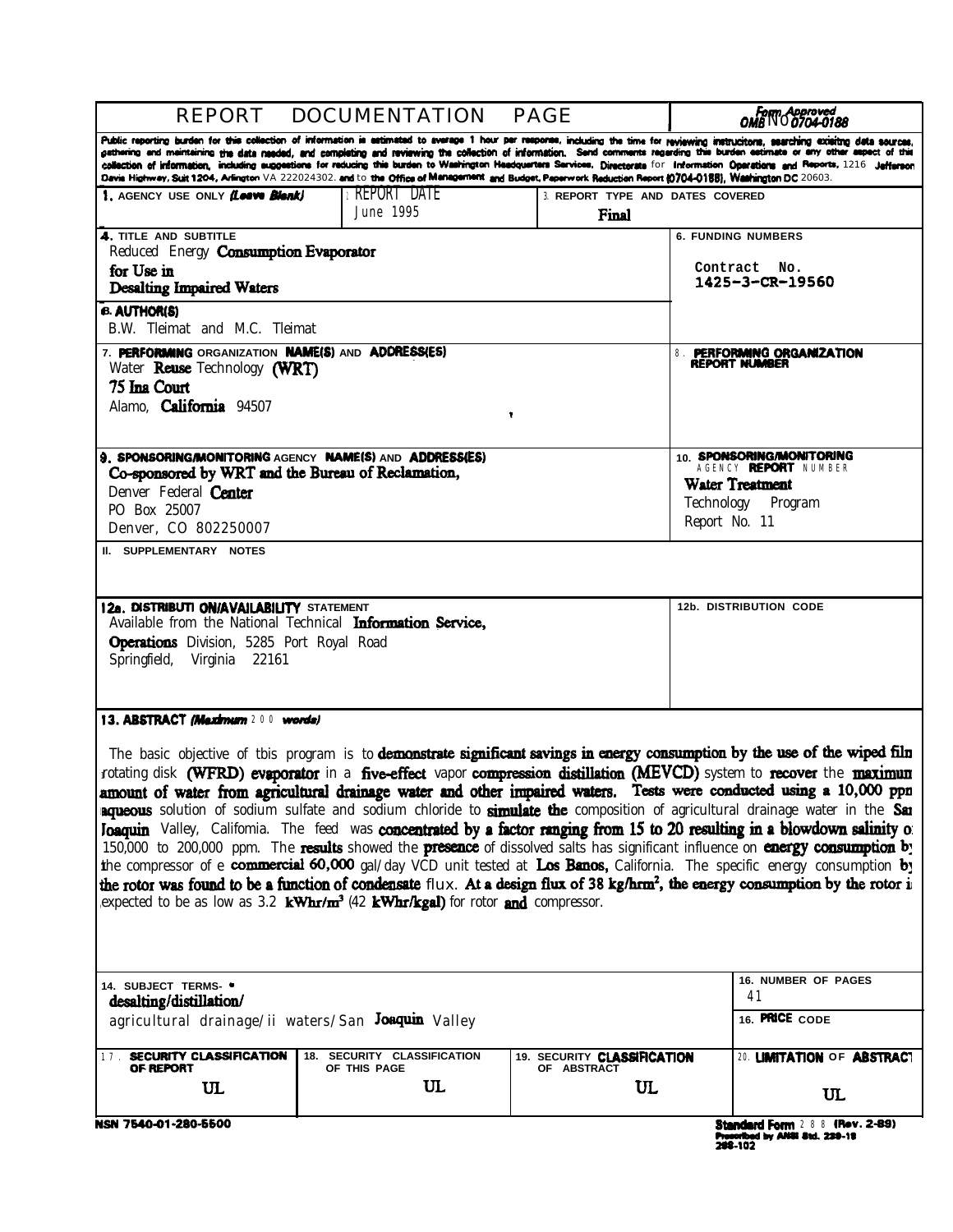# REPORT DOCUMENTATION PAGE

*Form Approved OMB No 0704-0188*

Public reporting burden for this collection of information is estimated to average 1 hour per response, including the time for reviewing instructions, searching existing data sources, gathering and maintaining the data needed, and completing and reviewing the collection of information. Send comments regarding this burden estimate or any other aspect of this collection of information, including suggestions for reducing this burden to Washington Headquarters Services, Directorate for Information Operations and Reports, 1216 Jefferson Davis Highway, Suit 1204, Arlington VA 222024302. and to the Office of Management and Budget, Paperwork Reduction Report (0704-0188), Washington DC 20603.

| 1. AGENCY USE ONLY (Leave Blank) | 2. REPORT DATE | 3. REPORT TYPE AND DATES COVERED |
|---|---|---|
| | June 1995 | Final |

**4. TITLE AND SUBTITLE**
Reduced Energy Consumption Evaporator for Use in Desalting Impaired Waters

**5. FUNDING NUMBERS**
Contract No. 1425-3-CR-19560

**6. AUTHOR(S)**
B.W. Tleimat and M.C. Tleimat

**7. PERFORMING ORGANIZATION NAME(S) AND ADDRESS(ES)**
Water Reuse Technology (WRT)
75 Ina Court
Alamo, California 94507

**8. PERFORMING ORGANIZATION REPORT NUMBER**

**9. SPONSORING/MONITORING AGENCY NAME(S) AND ADDRESS(ES)**
Co-sponsored by WRT and the Bureau of Reclamation,
Denver Federal Center
PO Box 25007
Denver, CO 802250007

**10. SPONSORING/MONITORING AGENCY REPORT NUMBER**
Water Treatment Technology Program Report No. 11

**11. SUPPLEMENTARY NOTES**

**12a. DISTRIBUTION/AVAILABILITY STATEMENT**
Available from the National Technical Information Service, Operations Division, 5285 Port Royal Road Springfield, Virginia 22161

**12b. DISTRIBUTION CODE**

**13. ABSTRACT (Maximum 200 words)**

The basic objective of this program is to demonstrate significant savings in energy consumption by the use of the wiped film rotating disk (WFRD) evaporator in a five-effect vapor compression distillation (MEVCD) system to recover the maximum amount of water from agricultural drainage water and other impaired waters. Tests were conducted using a 10,000 ppm aqueous solution of sodium sulfate and sodium chloride to simulate the composition of agricultural drainage water in the San Joaquin Valley, California. The feed was concentrated by a factor ranging from 15 to 20 resulting in a blowdown salinity of 150,000 to 200,000 ppm. The results showed the presence of dissolved salts has significant influence on energy consumption by the compressor of e commercial 60,000 gal/day VCD unit tested at Los Banos, California. The specific energy consumption by the rotor was found to be a function of condensate flux. At a design flux of 38 kg/hrm$^2$, the energy consumption by the rotor is expected to be as low as 3.2 kWhr/m$^3$ (42 kWhr/kgal) for rotor and compressor.

**14. SUBJECT TERMS-**
desalting/distillation/ agricultural drainage/ii waters/San Joaquin Valley

**15. NUMBER OF PAGES**
41

**16. PRICE CODE**

| 17. SECURITY CLASSIFICATION OF REPORT | 18. SECURITY CLASSIFICATION OF THIS PAGE | 19. SECURITY CLASSIFICATION OF ABSTRACT | 20. LIMITATION OF ABSTRACT |
|---|---|---|---|
| UL | UL | UL | UL |

NSN 7540-01-280-5500

Standard Form 298 (Rev. 2-89) Prescribed by ANSI Std. 239-18 298-102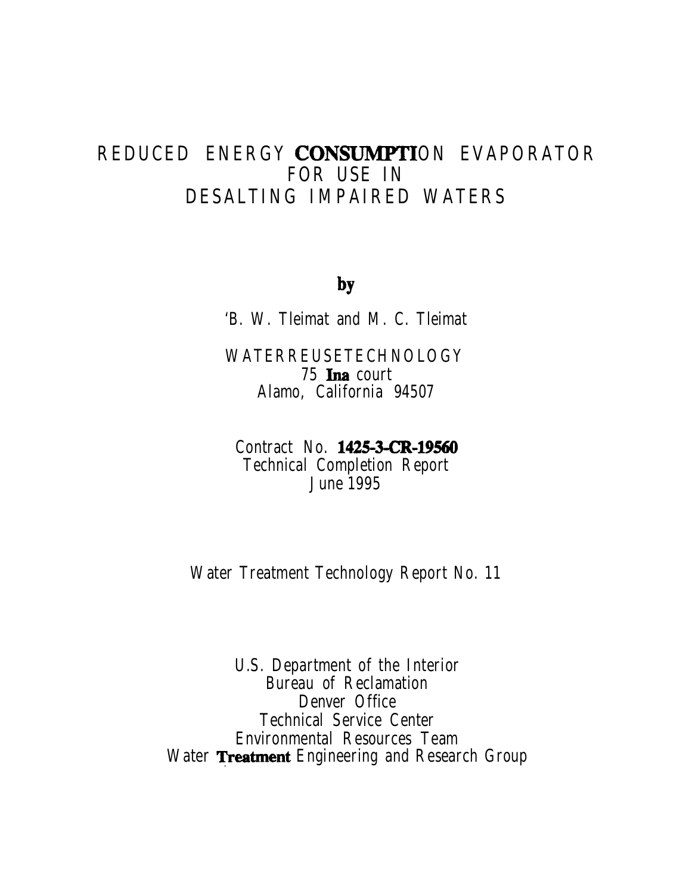# REDUCED ENERGY CONSUMPTION EVAPORATOR FOR USE IN DESALTING IMPAIRED WATERS

**by**

'B. W. Tleimat and M. C. Tleimat

WATERREUSETECHNOLOGY
75 **Ina** court
Alamo, California 94507

Contract No. **1425-3-CR-19560**
Technical Completion Report
June 1995

Water Treatment Technology Report No. 11

U.S. Department of the Interior
Bureau of Reclamation
Denver Office
Technical Service Center
Environmental Resources Team
Water **Treatment** Engineering and Research Group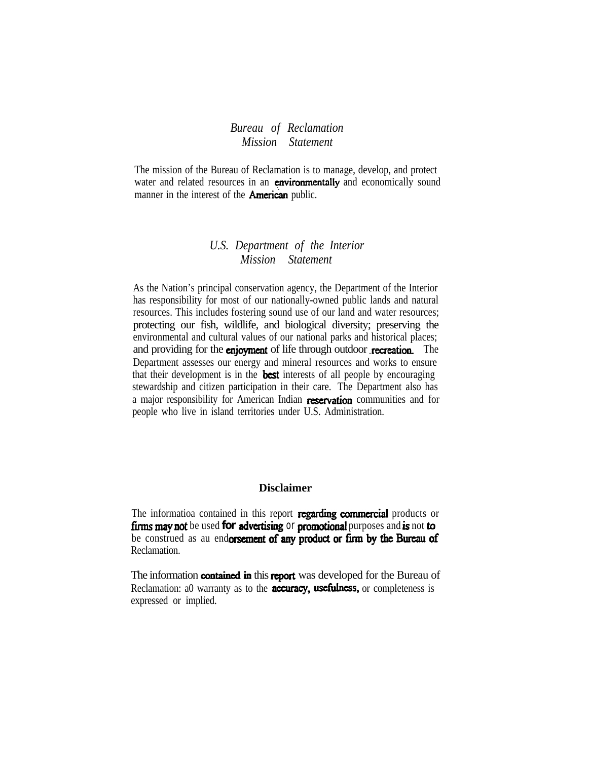*Bureau of Reclamation*
*Mission Statement*

The mission of the Bureau of Reclamation is to manage, develop, and protect water and related resources in an environmentally and economically sound manner in the interest of the American public.

*U.S. Department of the Interior*
*Mission Statement*

As the Nation's principal conservation agency, the Department of the Interior has responsibility for most of our nationally-owned public lands and natural resources. This includes fostering sound use of our land and water resources; protecting our fish, wildlife, and biological diversity; preserving the environmental and cultural values of our national parks and historical places; and providing for the enjoyment of life through outdoor recreation. The Department assesses our energy and mineral resources and works to ensure that their development is in the best interests of all people by encouraging stewardship and citizen participation in their care. The Department also has a major responsibility for American Indian reservation communities and for people who live in island territories under U.S. Administration.

**Disclaimer**

The informatioa contained in this report regarding commercial products or firms may not be used for advertising or promotional purposes and is not to be construed as au endorsement of any product or firm by the Bureau of Reclamation.

The information contained in this report was developed for the Bureau of Reclamation: a0 warranty as to the accuracy, usefulness, or completeness is expressed or implied.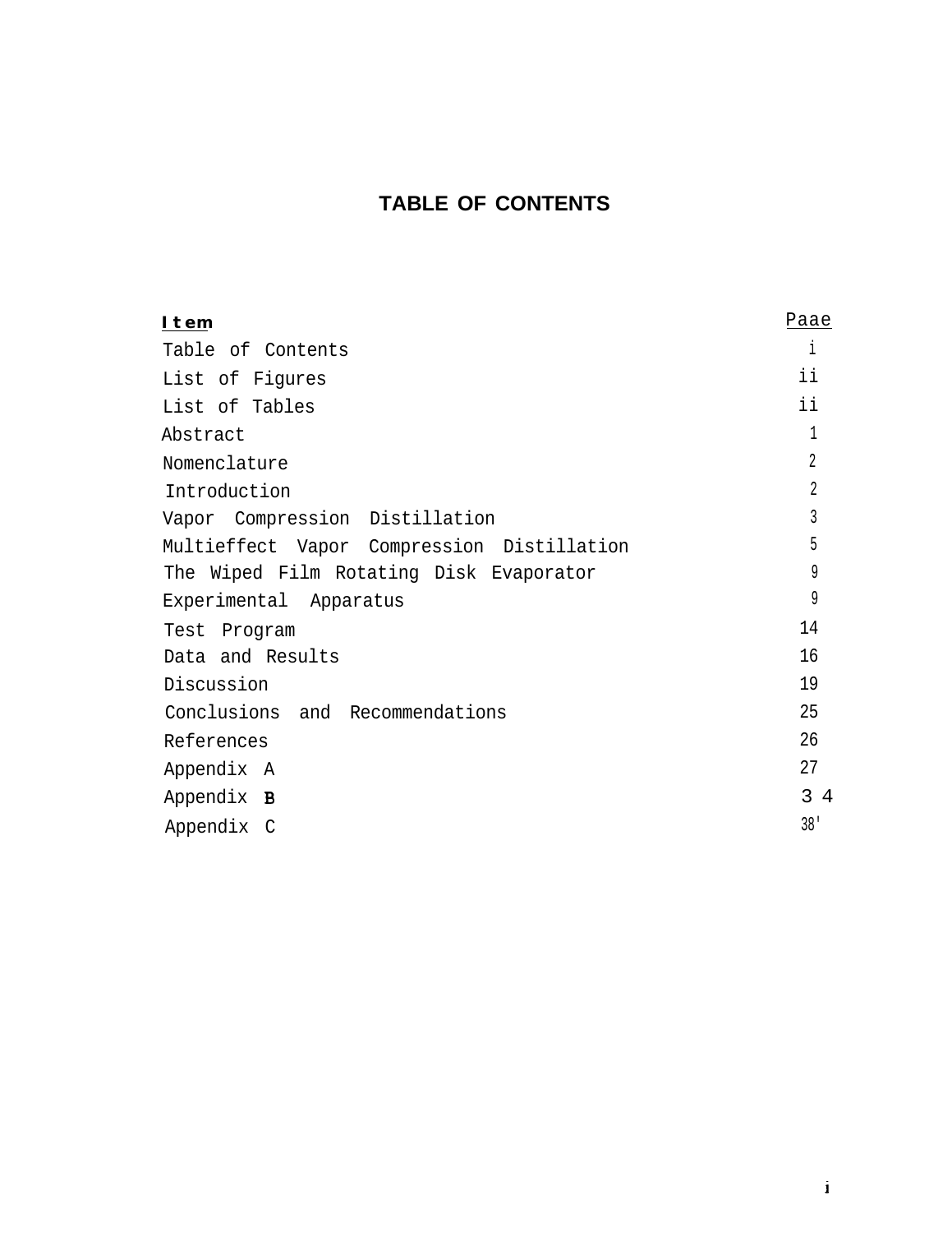# TABLE OF CONTENTS

| **Item** | Paae |
|---|---|
| Table of Contents | i |
| List of Figures | ii |
| List of Tables | ii |
| Abstract | 1 |
| Nomenclature | 2 |
| Introduction | 2 |
| Vapor Compression Distillation | 3 |
| Multieffect Vapor Compression Distillation | 5 |
| The Wiped Film Rotating Disk Evaporator | 9 |
| Experimental Apparatus | 9 |
| Test Program | 14 |
| Data and Results | 16 |
| Discussion | 19 |
| Conclusions and Recommendations | 25 |
| References | 26 |
| Appendix A | 27 |
| Appendix B | 34 |
| Appendix C | 38 |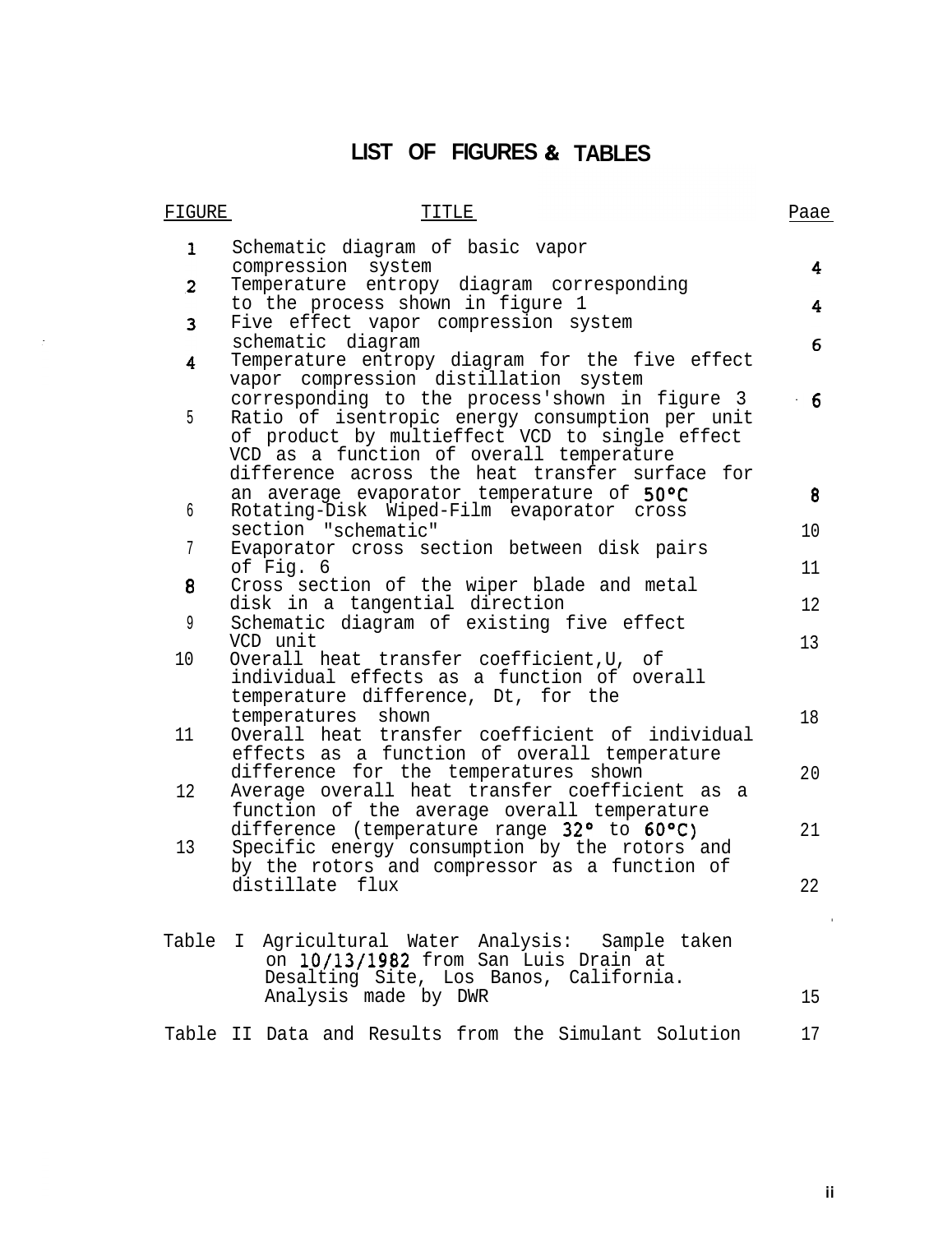# LIST OF FIGURES & TABLES

| FIGURE | TITLE | Paae |
|---|---|---|
| 1 | Schematic diagram of basic vapor compression system | 4 |
| 2 | Temperature entropy diagram corresponding to the process shown in figure 1 | 4 |
| 3 | Five effect vapor compression system schematic diagram | 6 |
| 4 | Temperature entropy diagram for the five effect vapor compression distillation system corresponding to the process'shown in figure 3 | 6 |
| 5 | Ratio of isentropic energy consumption per unit of product by multieffect VCD to single effect VCD as a function of overall temperature difference across the heat transfer surface for an average evaporator temperature of 50°C | 8 |
| 6 | Rotating-Disk Wiped-Film evaporator cross section "schematic" | 10 |
| 7 | Evaporator cross section between disk pairs of Fig. 6 | 11 |
| 8 | Cross section of the wiper blade and metal disk in a tangential direction | 12 |
| 9 | Schematic diagram of existing five effect VCD unit | 13 |
| 10 | Overall heat transfer coefficient,U, of individual effects as a function of overall temperature difference, Dt, for the temperatures shown | 18 |
| 11 | Overall heat transfer coefficient of individual effects as a function of overall temperature difference for the temperatures shown | 20 |
| 12 | Average overall heat transfer coefficient as a function of the average overall temperature difference (temperature range 32° to 60°C) | 21 |
| 13 | Specific energy consumption by the rotors and by the rotors and compressor as a function of distillate flux | 22 |

| | | |
|---|---|---|
| Table I | Agricultural Water Analysis: Sample taken on 10/13/1982 from San Luis Drain at Desalting Site, Los Banos, California. Analysis made by DWR | 15 |
| Table II | Data and Results from the Simulant Solution | 17 |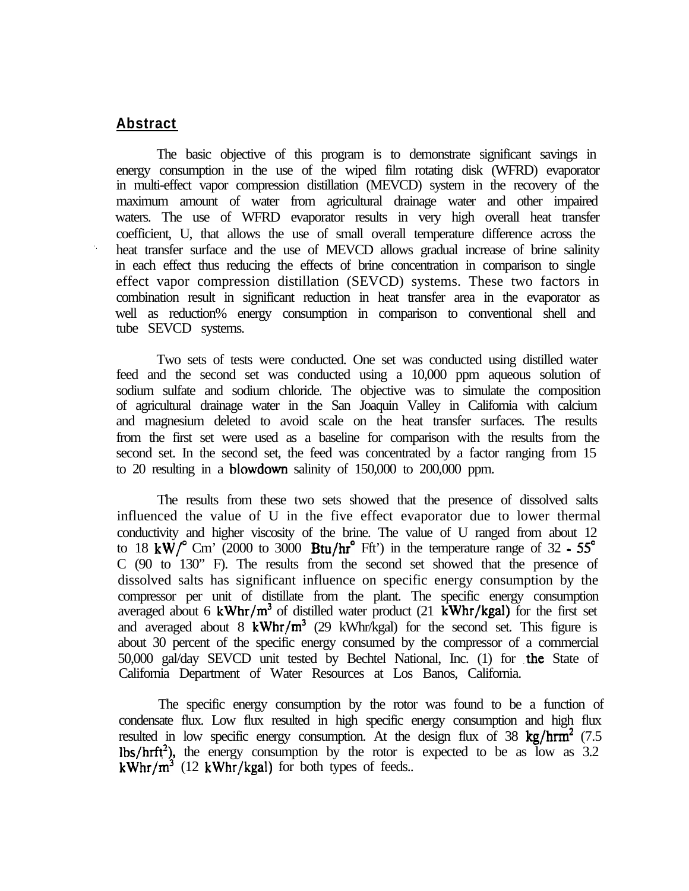## Abstract

The basic objective of this program is to demonstrate significant savings in energy consumption in the use of the wiped film rotating disk (WFRD) evaporator in multi-effect vapor compression distillation (MEVCD) system in the recovery of the maximum amount of water from agricultural drainage water and other impaired waters. The use of WFRD evaporator results in very high overall heat transfer coefficient, U, that allows the use of small overall temperature difference across the heat transfer surface and the use of MEVCD allows gradual increase of brine salinity in each effect thus reducing the effects of brine concentration in comparison to single effect vapor compression distillation (SEVCD) systems. These two factors in combination result in significant reduction in heat transfer area in the evaporator as well as reduction% energy consumption in comparison to conventional shell and tube SEVCD systems.

Two sets of tests were conducted. One set was conducted using distilled water feed and the second set was conducted using a 10,000 ppm aqueous solution of sodium sulfate and sodium chloride. The objective was to simulate the composition of agricultural drainage water in the San Joaquin Valley in California with calcium and magnesium deleted to avoid scale on the heat transfer surfaces. The results from the first set were used as a baseline for comparison with the results from the second set. In the second set, the feed was concentrated by a factor ranging from 15 to 20 resulting in a blowdown salinity of 150,000 to 200,000 ppm.

The results from these two sets showed that the presence of dissolved salts influenced the value of U in the five effect evaporator due to lower thermal conductivity and higher viscosity of the brine. The value of U ranged from about 12 to 18 kW/° Cm' (2000 to 3000 Btu/hr° Fft') in the temperature range of 32 - 55° C (90 to 130" F). The results from the second set showed that the presence of dissolved salts has significant influence on specific energy consumption by the compressor per unit of distillate from the plant. The specific energy consumption averaged about 6 $kWhr/m^3$ of distilled water product (21 kWhr/kgal) for the first set and averaged about 8 $kWhr/m^3$ (29 kWhr/kgal) for the second set. This figure is about 30 percent of the specific energy consumed by the compressor of a commercial 50,000 gal/day SEVCD unit tested by Bechtel National, Inc. (1) for the State of California Department of Water Resources at Los Banos, California.

The specific energy consumption by the rotor was found to be a function of condensate flux. Low flux resulted in high specific energy consumption and high flux resulted in low specific energy consumption. At the design flux of 38 $kg/hrm^2$ (7.5 $lbs/hrft^2$), the energy consumption by the rotor is expected to be as low as 3.2 $kWhr/m^3$ (12 kWhr/kgal) for both types of feeds..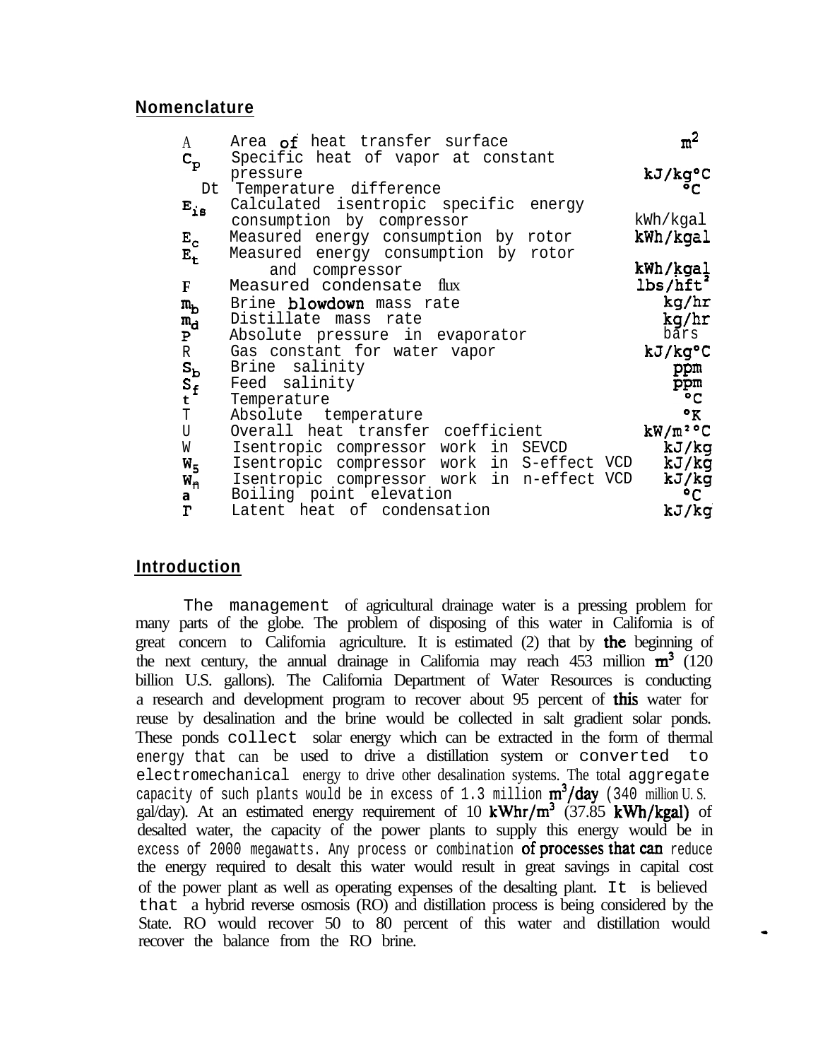## Nomenclature

| Symbol | Description | Units |
|---|---|---|
| $A$ | Area of heat transfer surface | $m^2$ |
| $C_p$ | Specific heat of vapor at constant pressure | kJ/kg°C |
| Dt | Temperature difference | °C |
| $E_{is}$ | Calculated isentropic specific energy consumption by compressor | kWh/kgal |
| $E_c$ | Measured energy consumption by rotor | kWh/kgal |
| $E_t$ | Measured energy consumption by rotor and compressor | kWh/kgal |
| F | Measured condensate flux | $lbs/hft^2$ |
| $m_b$ | Brine blowdown mass rate | kg/hr |
| $m_d$ | Distillate mass rate | kg/hr |
| P | Absolute pressure in evaporator | bars |
| R | Gas constant for water vapor | kJ/kg°C |
| $S_b$ | Brine salinity | ppm |
| $S_f$ | Feed salinity | ppm |
| t | Temperature | °C |
| T | Absolute temperature | °K |
| U | Overall heat transfer coefficient | $kW/m^2$°C |
| W | Isentropic compressor work in SEVCD | kJ/kg |
| $W_5$ | Isentropic compressor work in S-effect VCD | kJ/kg |
| $W_n$ | Isentropic compressor work in n-effect VCD | kJ/kg |
| a | Boiling point elevation | °C |
| r | Latent heat of condensation | kJ/kg |

## Introduction

The management of agricultural drainage water is a pressing problem for many parts of the globe. The problem of disposing of this water in California is of great concern to California agriculture. It is estimated (2) that by the beginning of the next century, the annual drainage in California may reach 453 million $m^3$ (120 billion U.S. gallons). The California Department of Water Resources is conducting a research and development program to recover about 95 percent of this water for reuse by desalination and the brine would be collected in salt gradient solar ponds. These ponds collect solar energy which can be extracted in the form of thermal energy that can be used to drive a distillation system or converted to electromechanical energy to drive other desalination systems. The total aggregate capacity of such plants would be in excess of 1.3 million $m^3$/day (340 million U.S. gal/day). At an estimated energy requirement of 10 kWhr/$m^3$ (37.85 kWh/kgal) of desalted water, the capacity of the power plants to supply this energy would be in excess of 2000 megawatts. Any process or combination of processes that can reduce the energy required to desalt this water would result in great savings in capital cost of the power plant as well as operating expenses of the desalting plant. It is believed that a hybrid reverse osmosis (RO) and distillation process is being considered by the State. RO would recover 50 to 80 percent of this water and distillation would recover the balance from the RO brine.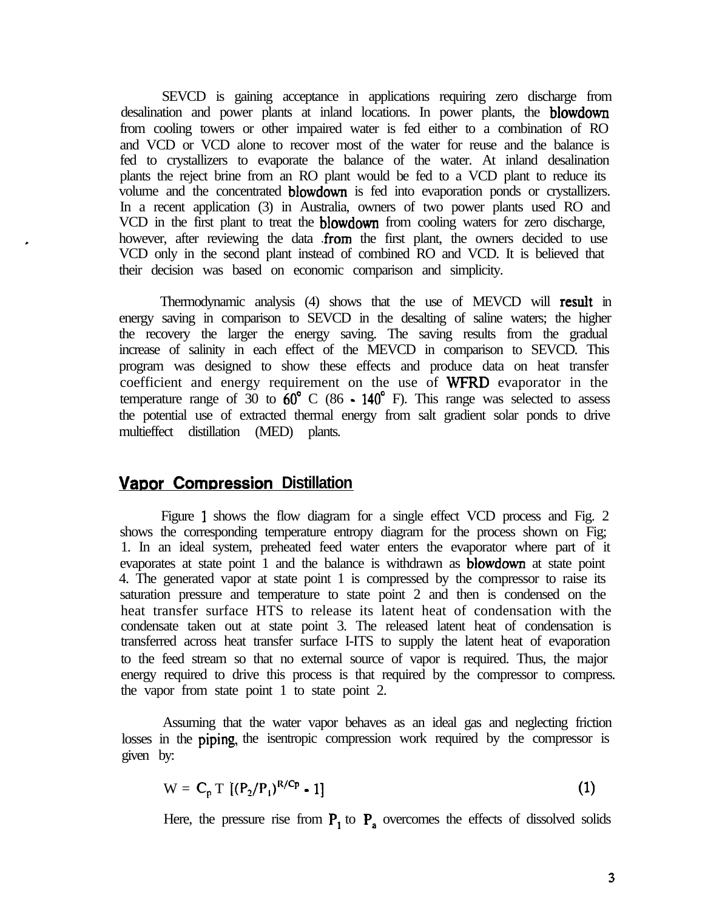SEVCD is gaining acceptance in applications requiring zero discharge from desalination and power plants at inland locations. In power plants, the blowdown from cooling towers or other impaired water is fed either to a combination of RO and VCD or VCD alone to recover most of the water for reuse and the balance is fed to crystallizers to evaporate the balance of the water. At inland desalination plants the reject brine from an RO plant would be fed to a VCD plant to reduce its volume and the concentrated blowdown is fed into evaporation ponds or crystallizers. In a recent application (3) in Australia, owners of two power plants used RO and VCD in the first plant to treat the blowdown from cooling waters for zero discharge, however, after reviewing the data from the first plant, the owners decided to use VCD only in the second plant instead of combined RO and VCD. It is believed that their decision was based on economic comparison and simplicity.

Thermodynamic analysis (4) shows that the use of MEVCD will result in energy saving in comparison to SEVCD in the desalting of saline waters; the higher the recovery the larger the energy saving. The saving results from the gradual increase of salinity in each effect of the MEVCD in comparison to SEVCD. This program was designed to show these effects and produce data on heat transfer coefficient and energy requirement on the use of WFRD evaporator in the temperature range of 30 to 60° C (86 - 140° F). This range was selected to assess the potential use of extracted thermal energy from salt gradient solar ponds to drive multieffect distillation (MED) plants.

## Vapor Compression Distillation

Figure 1 shows the flow diagram for a single effect VCD process and Fig. 2 shows the corresponding temperature entropy diagram for the process shown on Fig; 1. In an ideal system, preheated feed water enters the evaporator where part of it evaporates at state point 1 and the balance is withdrawn as blowdown at state point 4. The generated vapor at state point 1 is compressed by the compressor to raise its saturation pressure and temperature to state point 2 and then is condensed on the heat transfer surface HTS to release its latent heat of condensation with the condensate taken out at state point 3. The released latent heat of condensation is transferred across heat transfer surface HTS to supply the latent heat of evaporation to the feed stream so that no external source of vapor is required. Thus, the major energy required to drive this process is that required by the compressor to compress. the vapor from state point 1 to state point 2.

Assuming that the water vapor behaves as an ideal gas and neglecting friction losses in the piping, the isentropic compression work required by the compressor is given by:

$$W = C_p T \left[ (P_2/P_1)^{R/C_p} - 1 \right] \qquad (1)$$

Here, the pressure rise from $P_1$ to $P_a$ overcomes the effects of dissolved solids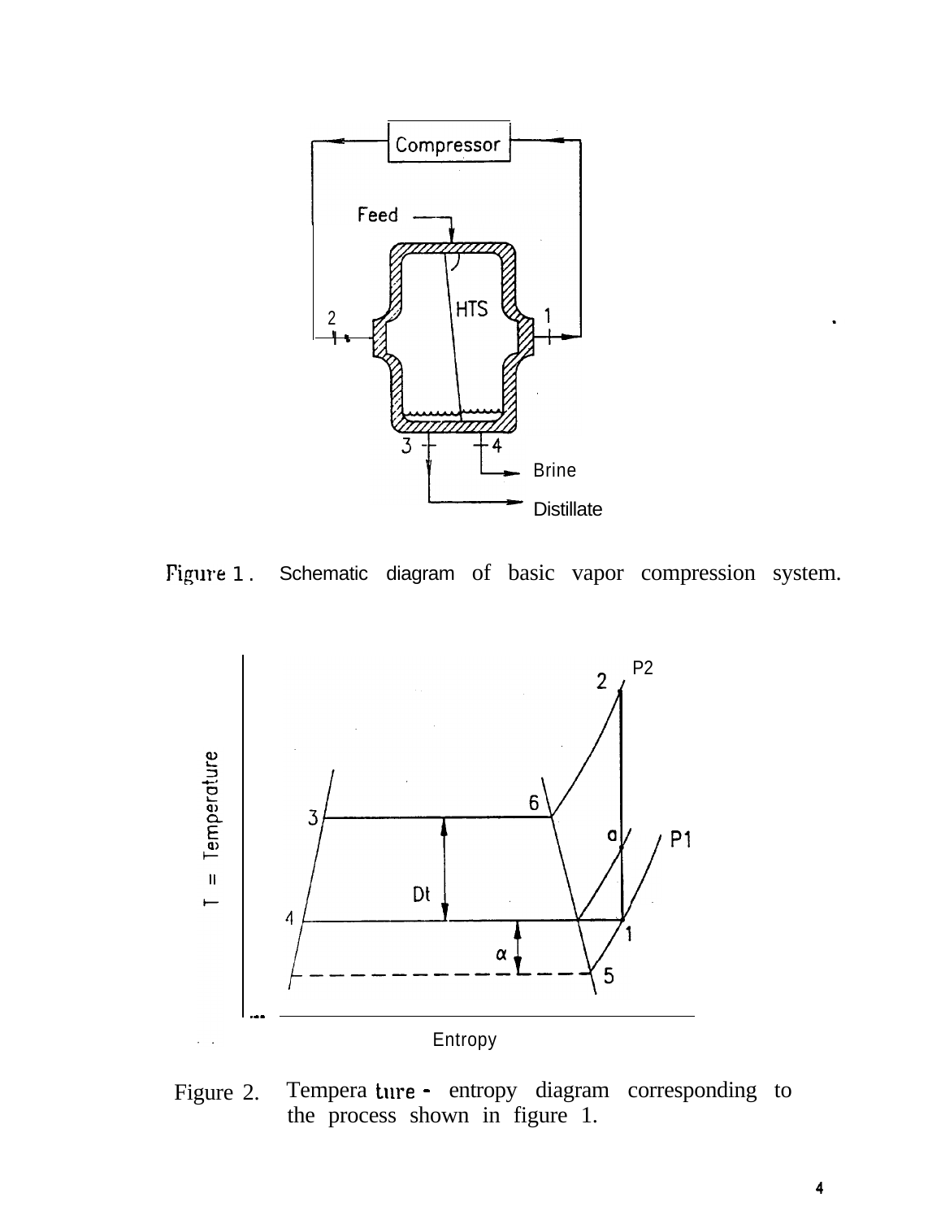Figure 1. Schematic diagram of basic vapor compression system.

Figure 2. Temperature - entropy diagram corresponding to the process shown in figure 1.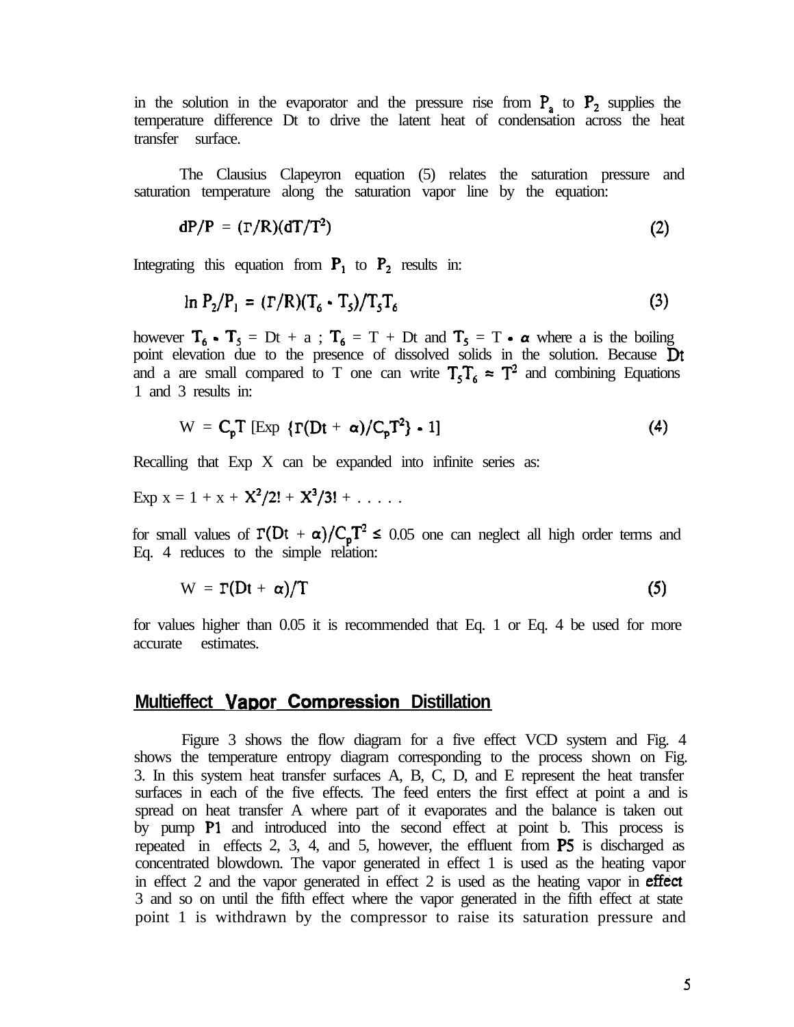in the solution in the evaporator and the pressure rise from $P_a$ to $P_2$ supplies the temperature difference Dt to drive the latent heat of condensation across the heat transfer surface.

The Clausius Clapeyron equation (5) relates the saturation pressure and saturation temperature along the saturation vapor line by the equation:

$$dP/P = (\Gamma/R)(dT/T^2) \tag{2}$$

Integrating this equation from $P_1$ to $P_2$ results in:

$$\ln P_2/P_1 = (\Gamma/R)(T_6 - T_5)/T_5T_6 \tag{3}$$

however $T_6 - T_5$ = Dt + a ; $T_6$ = T + Dt and $T_5$ = T - $\alpha$ where a is the boiling point elevation due to the presence of dissolved solids in the solution. Because Dt and a are small compared to T one can write $T_5T_6 \approx T^2$ and combining Equations 1 and 3 results in:

$$W = C_pT\,[\text{Exp}\,\{\Gamma(Dt + \alpha)/C_pT^2\} - 1] \tag{4}$$

Recalling that Exp X can be expanded into infinite series as:

Exp x = 1 + x + $X^2/2!$ + $X^3/3!$ + . . . . .

for small values of $\Gamma(Dt + \alpha)/C_pT^2 \leq 0.05$ one can neglect all high order terms and Eq. 4 reduces to the simple relation:

$$W = \Gamma(Dt + \alpha)/T \tag{5}$$

for values higher than 0.05 it is recommended that Eq. 1 or Eq. 4 be used for more accurate estimates.

## Multieffect Vapor Compression Distillation

Figure 3 shows the flow diagram for a five effect VCD system and Fig. 4 shows the temperature entropy diagram corresponding to the process shown on Fig. 3. In this system heat transfer surfaces A, B, C, D, and E represent the heat transfer surfaces in each of the five effects. The feed enters the first effect at point a and is spread on heat transfer A where part of it evaporates and the balance is taken out by pump P1 and introduced into the second effect at point b. This process is repeated in effects 2, 3, 4, and 5, however, the effluent from P5 is discharged as concentrated blowdown. The vapor generated in effect 1 is used as the heating vapor in effect 2 and the vapor generated in effect 2 is used as the heating vapor in effect 3 and so on until the fifth effect where the vapor generated in the fifth effect at state point 1 is withdrawn by the compressor to raise its saturation pressure and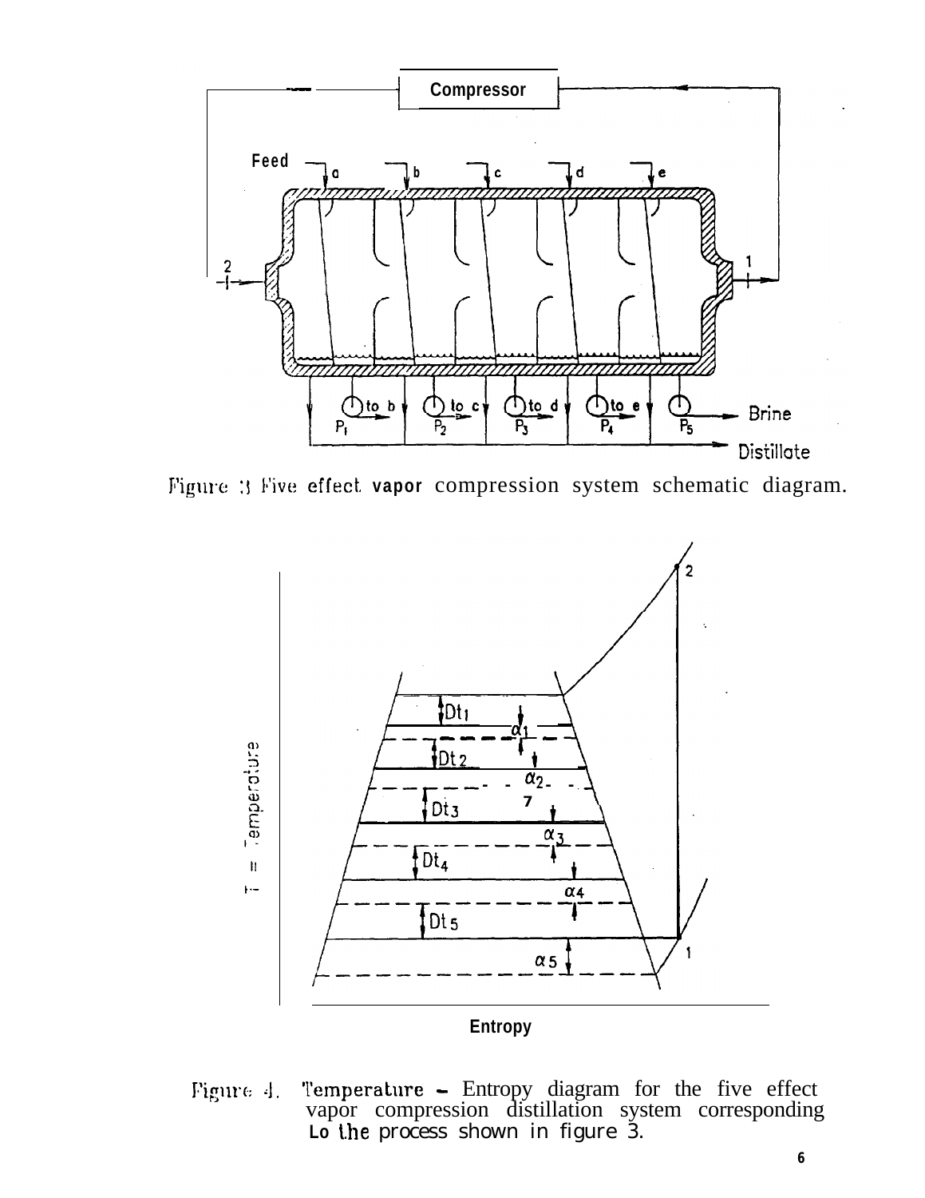Figure 3 Five effect vapor compression system schematic diagram.

Figure 4. Temperature – Entropy diagram for the five effect vapor compression distillation system corresponding to the process shown in figure 3.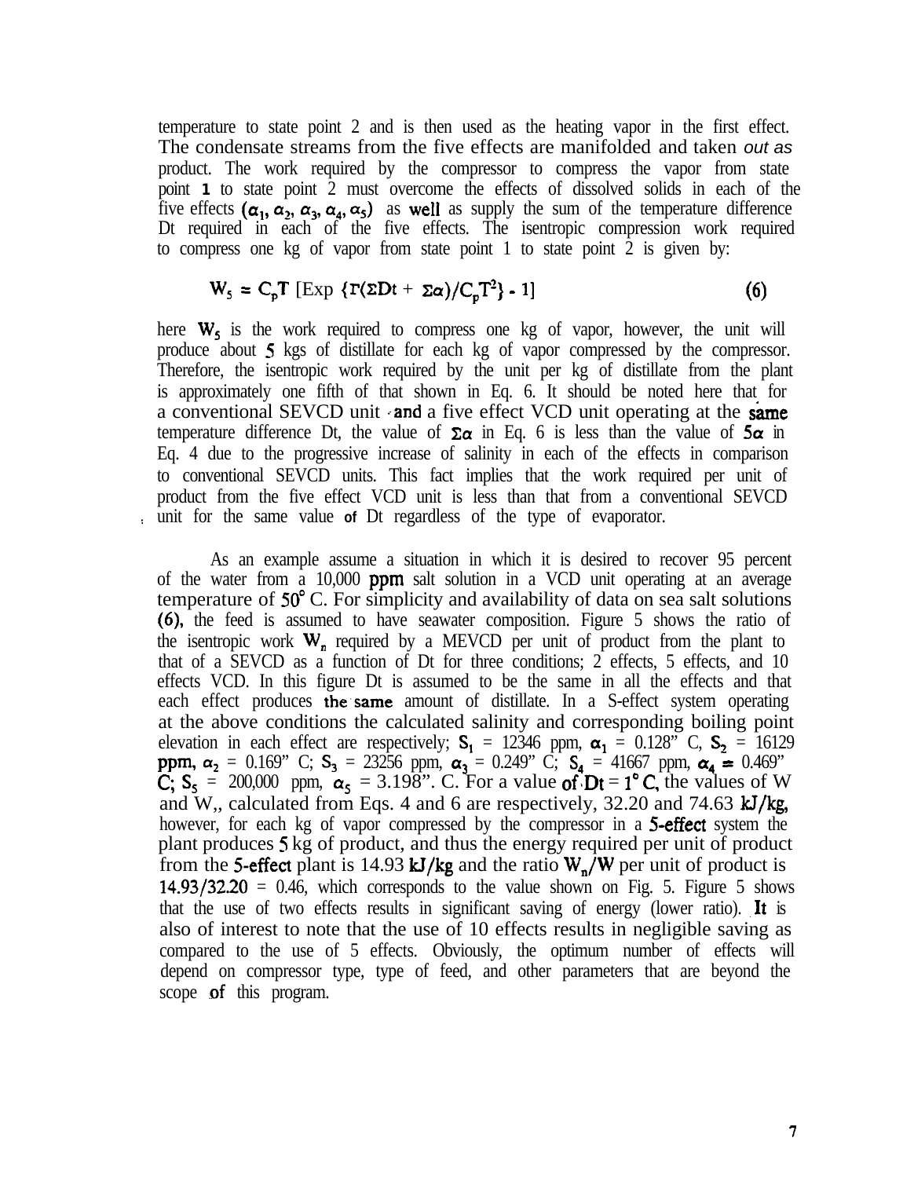temperature to state point 2 and is then used as the heating vapor in the first effect. The condensate streams from the five effects are manifolded and taken out as product. The work required by the compressor to compress the vapor from state point 1 to state point 2 must overcome the effects of dissolved solids in each of the five effects ($\alpha_1, \alpha_2, \alpha_3, \alpha_4, \alpha_5$) as well as supply the sum of the temperature difference Dt required in each of the five effects. The isentropic compression work required to compress one kg of vapor from state point 1 to state point 2 is given by:

$$W_5 = C_p T \left[\operatorname{Exp}\left\{\Gamma(\Sigma Dt + \Sigma\alpha)/C_p T^2\right\} - 1\right] \qquad (6)$$

here $W_5$ is the work required to compress one kg of vapor, however, the unit will produce about 5 kgs of distillate for each kg of vapor compressed by the compressor. Therefore, the isentropic work required by the unit per kg of distillate from the plant is approximately one fifth of that shown in Eq. 6. It should be noted here that for a conventional SEVCD unit and a five effect VCD unit operating at the same temperature difference Dt, the value of $\Sigma\alpha$ in Eq. 6 is less than the value of $5\alpha$ in Eq. 4 due to the progressive increase of salinity in each of the effects in comparison to conventional SEVCD units. This fact implies that the work required per unit of product from the five effect VCD unit is less than that from a conventional SEVCD unit for the same value of Dt regardless of the type of evaporator.

As an example assume a situation in which it is desired to recover 95 percent of the water from a 10,000 ppm salt solution in a VCD unit operating at an average temperature of 50° C. For simplicity and availability of data on sea salt solutions (6), the feed is assumed to have seawater composition. Figure 5 shows the ratio of the isentropic work $W_n$ required by a MEVCD per unit of product from the plant to that of a SEVCD as a function of Dt for three conditions; 2 effects, 5 effects, and 10 effects VCD. In this figure Dt is assumed to be the same in all the effects and that each effect produces the same amount of distillate. In a 5-effect system operating at the above conditions the calculated salinity and corresponding boiling point elevation in each effect are respectively; $S_1$ = 12346 ppm, $\alpha_1$ = 0.128° C, $S_2$ = 16129 ppm, $\alpha_2$ = 0.169° C; $S_3$ = 23256 ppm, $\alpha_3$ = 0.249° C; $S_4$ = 41667 ppm, $\alpha_4$ = 0.469° C; $S_5$ = 200,000 ppm, $\alpha_5$ = 3.198°. C. For a value of Dt = 1° C, the values of W and $W_n$ calculated from Eqs. 4 and 6 are respectively, 32.20 and 74.63 kJ/kg, however, for each kg of vapor compressed by the compressor in a 5-effect system the plant produces 5 kg of product, and thus the energy required per unit of product from the 5-effect plant is 14.93 kJ/kg and the ratio $W_n/W$ per unit of product is 14.93/32.20 = 0.46, which corresponds to the value shown on Fig. 5. Figure 5 shows that the use of two effects results in significant saving of energy (lower ratio). It is also of interest to note that the use of 10 effects results in negligible saving as compared to the use of 5 effects. Obviously, the optimum number of effects will depend on compressor type, type of feed, and other parameters that are beyond the scope of this program.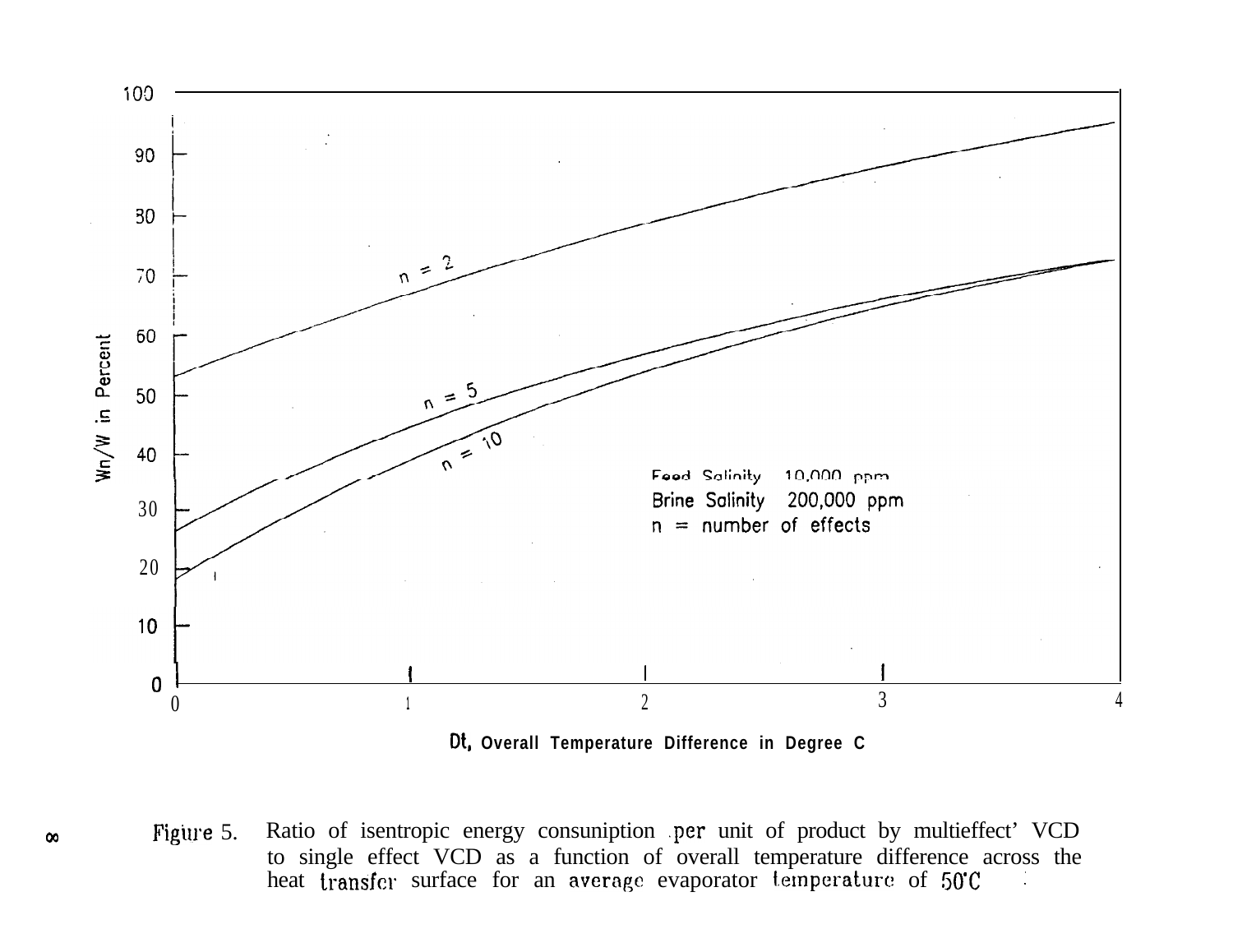Figure 5. Ratio of isentropic energy consumption per unit of product by multieffect VCD to single effect VCD as a function of overall temperature difference across the heat transfer surface for an average evaporator temperature of 50°C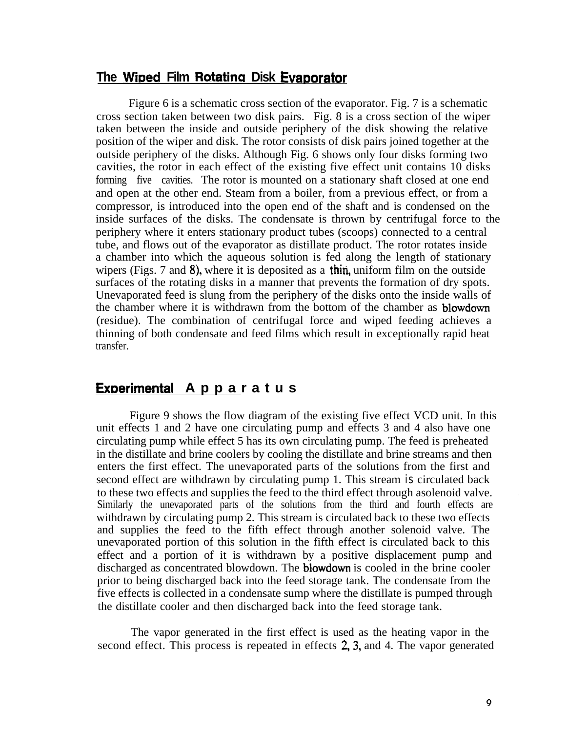## The Wiped Film Rotating Disk Evaporator

Figure 6 is a schematic cross section of the evaporator. Fig. 7 is a schematic cross section taken between two disk pairs. Fig. 8 is a cross section of the wiper taken between the inside and outside periphery of the disk showing the relative position of the wiper and disk. The rotor consists of disk pairs joined together at the outside periphery of the disks. Although Fig. 6 shows only four disks forming two cavities, the rotor in each effect of the existing five effect unit contains 10 disks forming five cavities. The rotor is mounted on a stationary shaft closed at one end and open at the other end. Steam from a boiler, from a previous effect, or from a compressor, is introduced into the open end of the shaft and is condensed on the inside surfaces of the disks. The condensate is thrown by centrifugal force to the periphery where it enters stationary product tubes (scoops) connected to a central tube, and flows out of the evaporator as distillate product. The rotor rotates inside a chamber into which the aqueous solution is fed along the length of stationary wipers (Figs. 7 and 8), where it is deposited as a thin, uniform film on the outside surfaces of the rotating disks in a manner that prevents the formation of dry spots. Unevaporated feed is slung from the periphery of the disks onto the inside walls of the chamber where it is withdrawn from the bottom of the chamber as blowdown (residue). The combination of centrifugal force and wiped feeding achieves a thinning of both condensate and feed films which result in exceptionally rapid heat transfer.

## Experimental Apparatus

Figure 9 shows the flow diagram of the existing five effect VCD unit. In this unit effects 1 and 2 have one circulating pump and effects 3 and 4 also have one circulating pump while effect 5 has its own circulating pump. The feed is preheated in the distillate and brine coolers by cooling the distillate and brine streams and then enters the first effect. The unevaporated parts of the solutions from the first and second effect are withdrawn by circulating pump 1. This stream is circulated back to these two effects and supplies the feed to the third effect through asolenoid valve. Similarly the unevaporated parts of the solutions from the third and fourth effects are withdrawn by circulating pump 2. This stream is circulated back to these two effects and supplies the feed to the fifth effect through another solenoid valve. The unevaporated portion of this solution in the fifth effect is circulated back to this effect and a portion of it is withdrawn by a positive displacement pump and discharged as concentrated blowdown. The blowdown is cooled in the brine cooler prior to being discharged back into the feed storage tank. The condensate from the five effects is collected in a condensate sump where the distillate is pumped through the distillate cooler and then discharged back into the feed storage tank.

The vapor generated in the first effect is used as the heating vapor in the second effect. This process is repeated in effects 2, 3, and 4. The vapor generated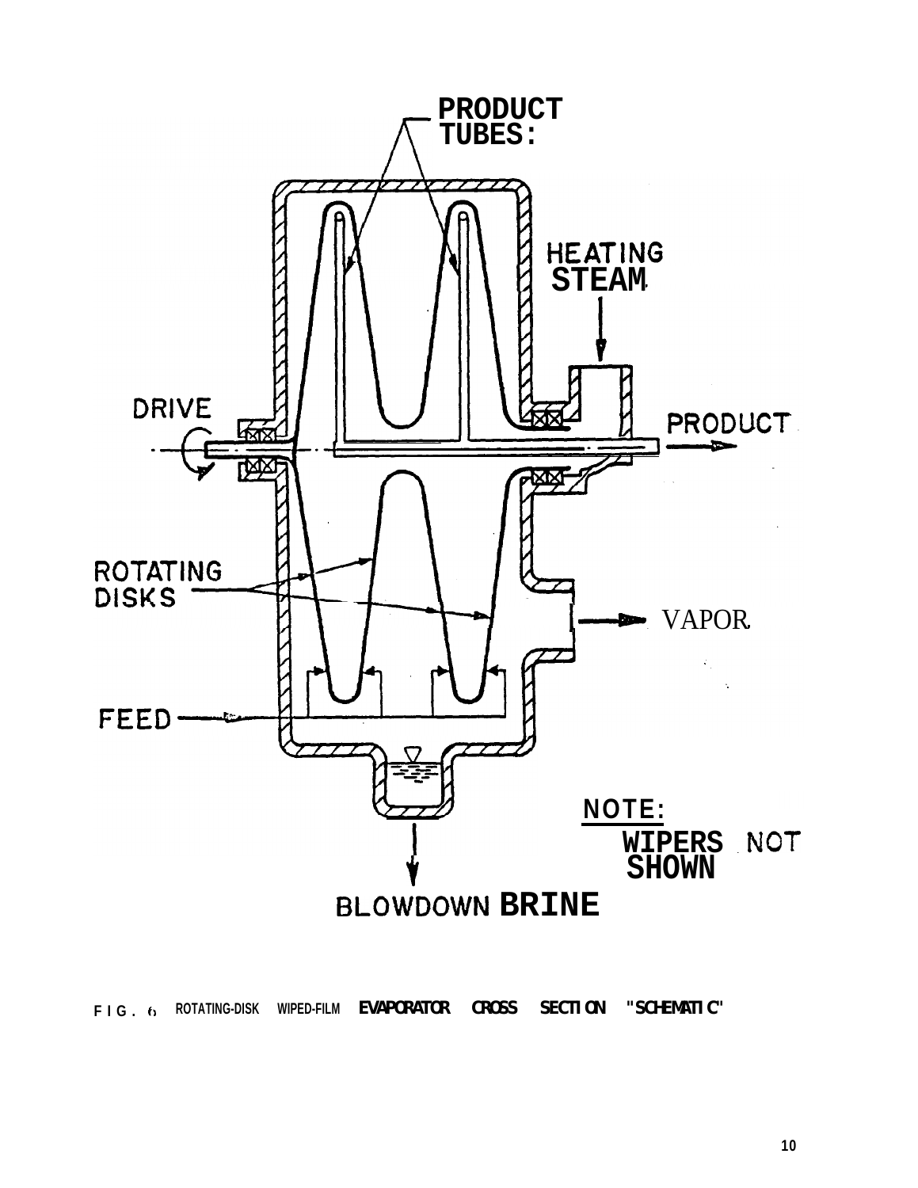PRODUCT TUBES:

HEATING STEAM

DRIVE

PRODUCT

ROTATING DISKS

VAPOR

FEED

NOTE: WIPERS NOT SHOWN

BLOWDOWN BRINE

FIG. 6 ROTATING-DISK WIPED-FILM EVAPORATOR CROSS SECTION "SCHEMATIC"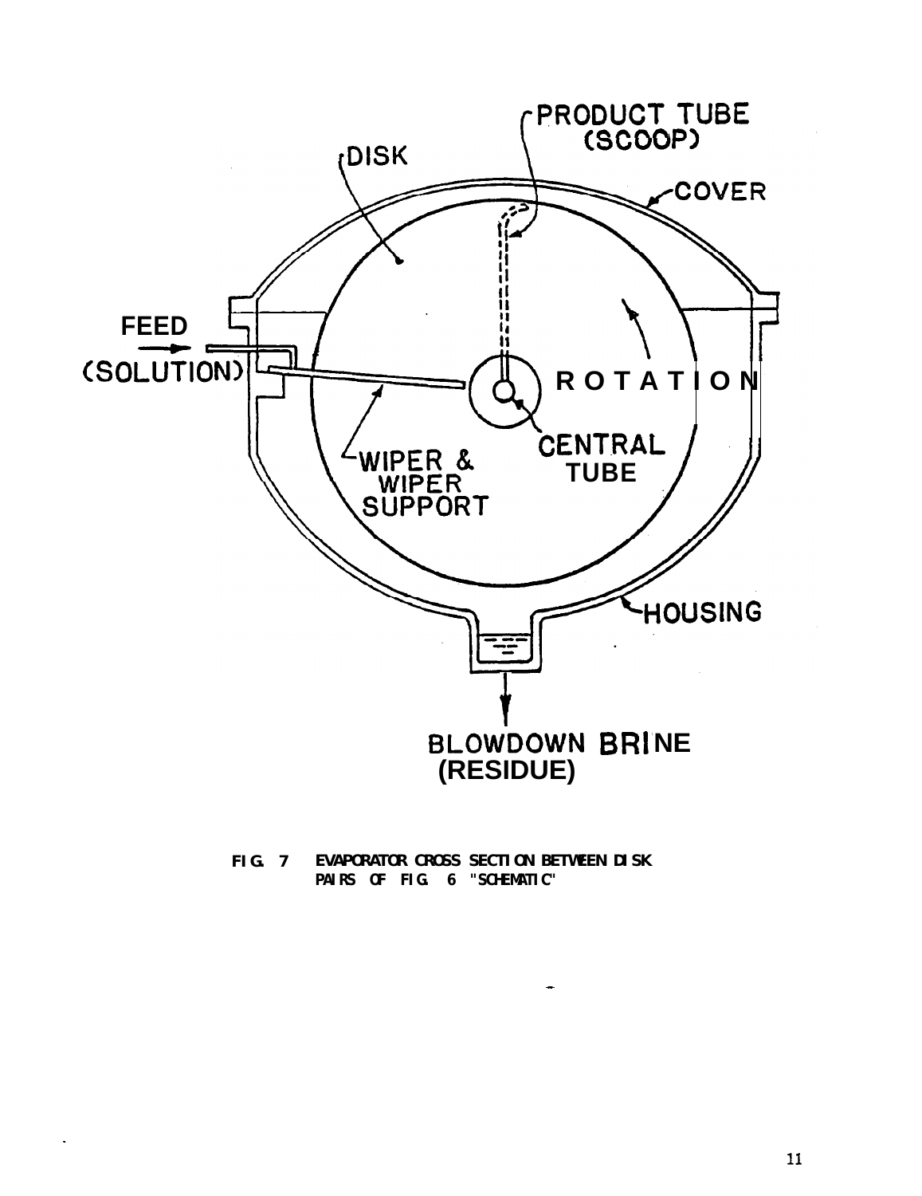PRODUCT TUBE (SCOOP)

DISK

COVER

FEED (SOLUTION)

ROTATION

WIPER & WIPER SUPPORT

CENTRAL TUBE

HOUSING

BLOWDOWN BRINE (RESIDUE)

FIG. 7 EVAPORATOR CROSS SECTION BETWEEN DISK PAIRS OF FIG. 6 "SCHEMATIC"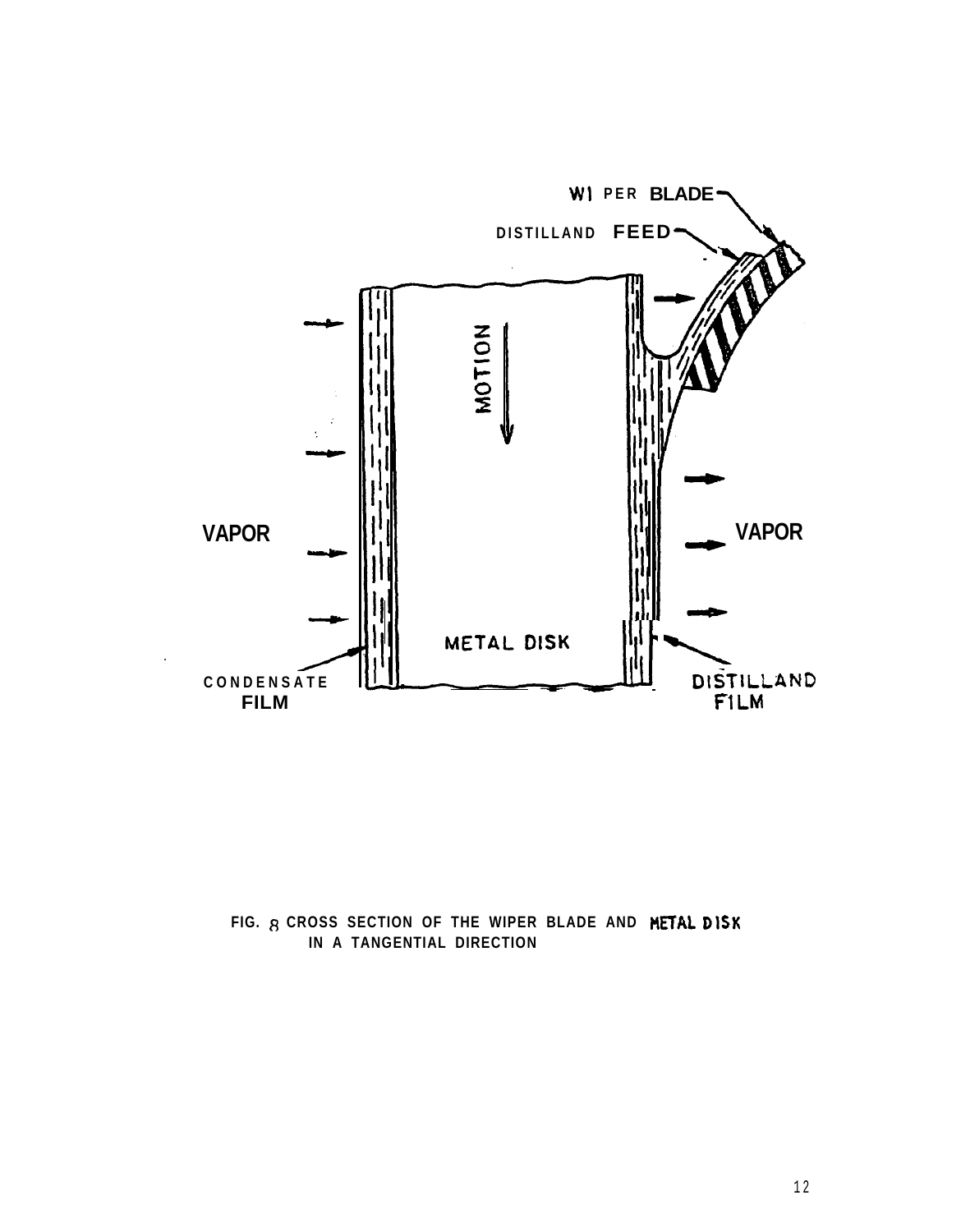FIG. 8 CROSS SECTION OF THE WIPER BLADE AND METAL DISK IN A TANGENTIAL DIRECTION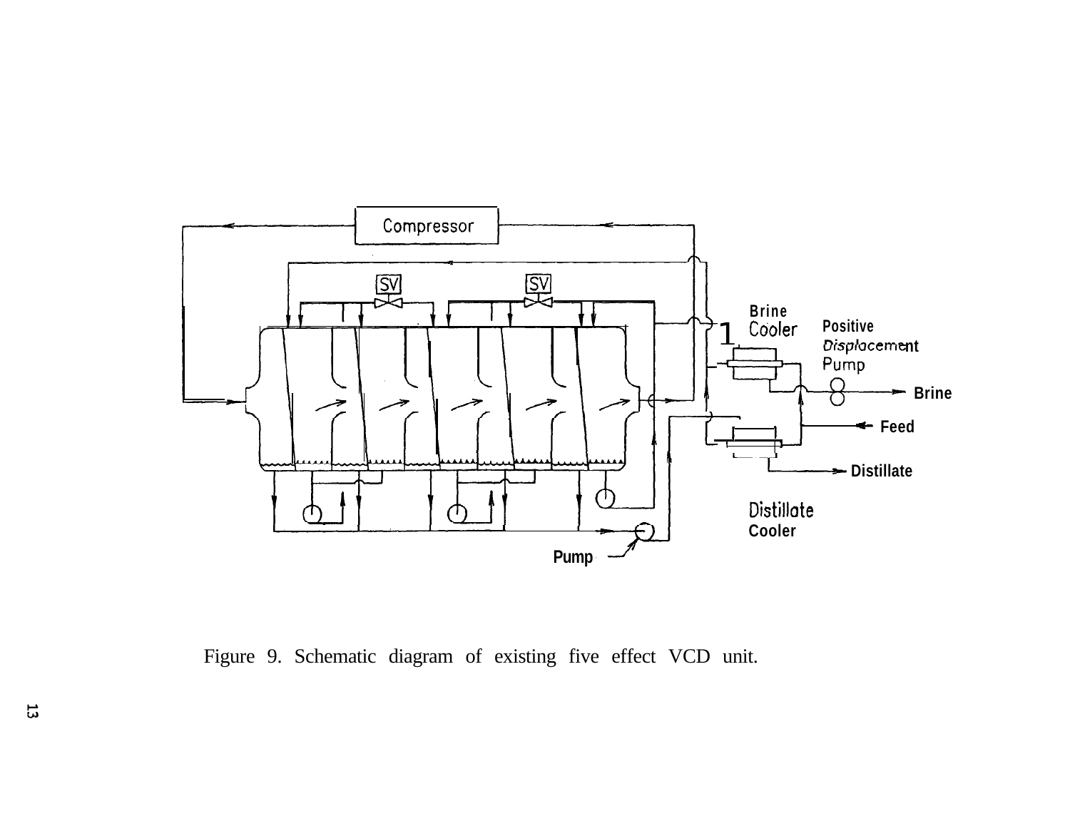Figure 9. Schematic diagram of existing five effect VCD unit.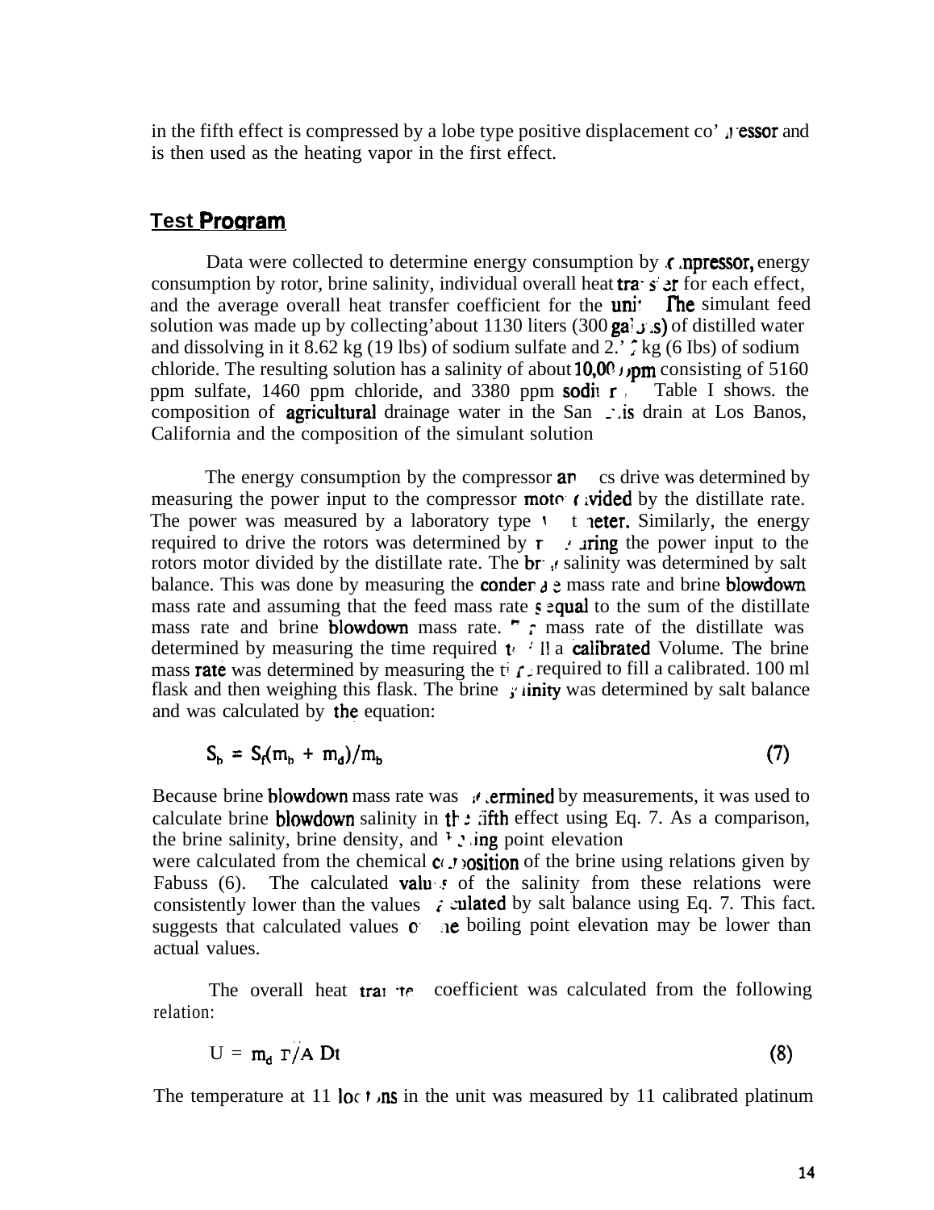in the fifth effect is compressed by a lobe type positive displacement compressor and is then used as the heating vapor in the first effect.

## Test Program

Data were collected to determine energy consumption by compressor, energy consumption by rotor, brine salinity, individual overall heat transfer for each effect, and the average overall heat transfer coefficient for the unit. The simulant feed solution was made up by collecting about 1130 liters (300 gallons) of distilled water and dissolving in it 8.62 kg (19 lbs) of sodium sulfate and 2.7 kg (6 lbs) of sodium chloride. The resulting solution has a salinity of about 10,000 ppm consisting of 5160 ppm sulfate, 1460 ppm chloride, and 3380 ppm sodium. Table I shows the composition of agricultural drainage water in the San Luis drain at Los Banos, California and the composition of the simulant solution

The energy consumption by the compressor and rotors drive was determined by measuring the power input to the compressor motor divided by the distillate rate. The power was measured by a laboratory type watt meter. Similarly, the energy required to drive the rotors was determined by measuring the power input to the rotors motor divided by the distillate rate. The brine salinity was determined by salt balance. This was done by measuring the condensate mass rate and brine blowdown mass rate and assuming that the feed mass rate is equal to the sum of the distillate mass rate and brine blowdown mass rate. The mass rate of the distillate was determined by measuring the time required to fill a calibrated Volume. The brine mass rate was determined by measuring the time required to fill a calibrated. 100 ml flask and then weighing this flask. The brine salinity was determined by salt balance and was calculated by the equation:

$$S_b = S_f(m_b + m_d)/m_b \tag{7}$$

Because brine blowdown mass rate was determined by measurements, it was used to calculate brine blowdown salinity in the fifth effect using Eq. 7. As a comparison, the brine salinity, brine density, and boiling point elevation were calculated from the chemical composition of the brine using relations given by Fabuss (6). The calculated values of the salinity from these relations were consistently lower than the values calculated by salt balance using Eq. 7. This fact. suggests that calculated values of the boiling point elevation may be lower than actual values.

The overall heat transfer coefficient was calculated from the following relation:

$$U = m_d \, r/A \, Dt \tag{8}$$

The temperature at 11 locations in the unit was measured by 11 calibrated platinum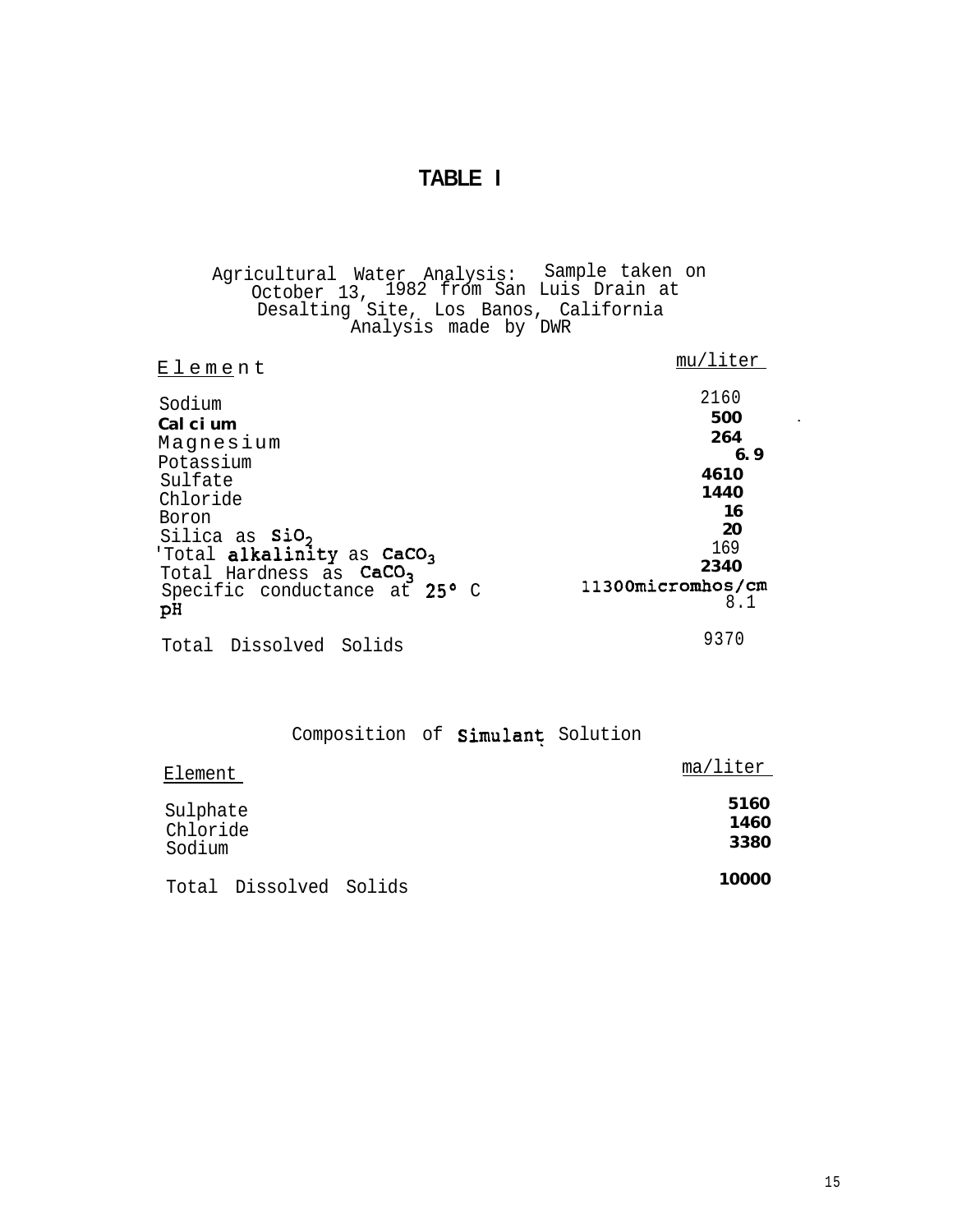# TABLE I

Agricultural Water Analysis: Sample taken on October 13, 1982 from San Luis Drain at Desalting Site, Los Banos, California
Analysis made by DWR

| Element | mu/liter |
|---|---|
| Sodium | 2160 |
| Calcium | 500 |
| Magnesium | 264 |
| Potassium | 6.9 |
| Sulfate | 4610 |
| Chloride | 1440 |
| Boron | 16 |
| Silica as $SiO_2$ | 20 |
| Total alkalinity as $CaCO_3$ | 169 |
| Total Hardness as $CaCO_3$ | 2340 |
| Specific conductance at 25° C | 11300micromhos/cm |
| pH | 8.1 |
| Total Dissolved Solids | 9370 |

Composition of Simulant Solution

| Element | ma/liter |
|---|---|
| Sulphate | 5160 |
| Chloride | 1460 |
| Sodium | 3380 |
| Total Dissolved Solids | 10000 |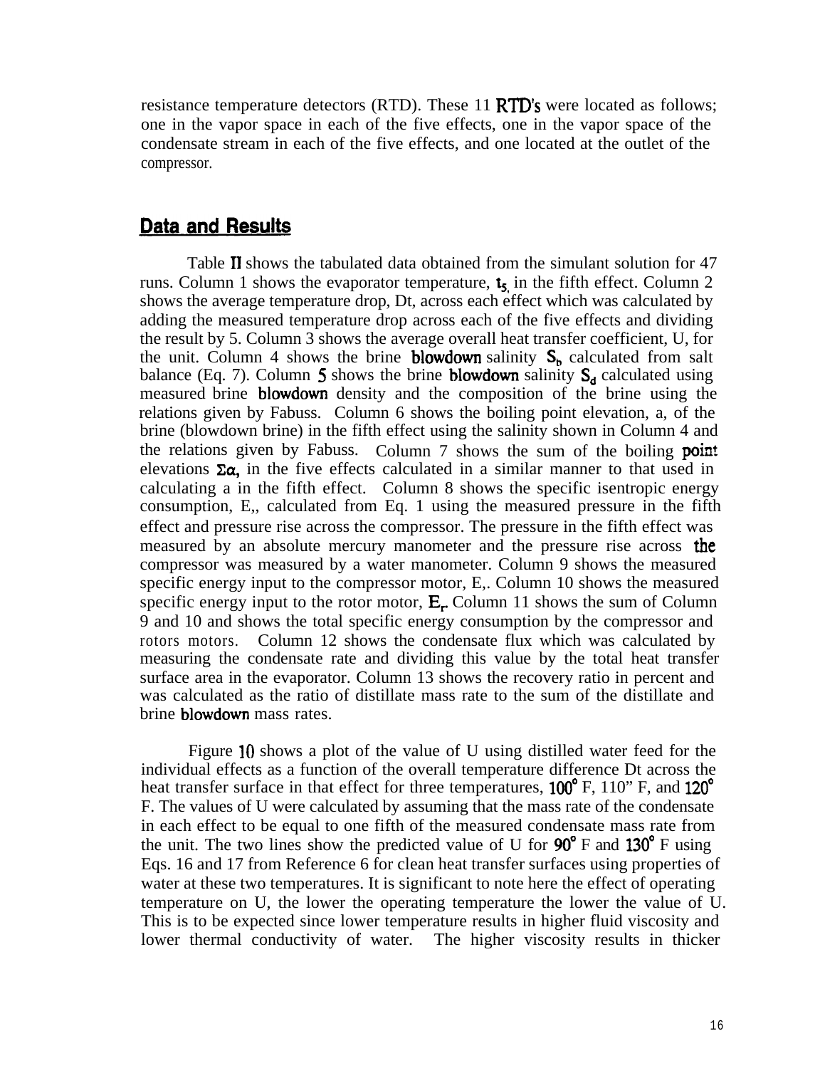resistance temperature detectors (RTD). These 11 RTD's were located as follows; one in the vapor space in each of the five effects, one in the vapor space of the condensate stream in each of the five effects, and one located at the outlet of the compressor.

## Data and Results

Table II shows the tabulated data obtained from the simulant solution for 47 runs. Column 1 shows the evaporator temperature, $t_5$ in the fifth effect. Column 2 shows the average temperature drop, Dt, across each effect which was calculated by adding the measured temperature drop across each of the five effects and dividing the result by 5. Column 3 shows the average overall heat transfer coefficient, U, for the unit. Column 4 shows the brine blowdown salinity $S_b$ calculated from salt balance (Eq. 7). Column 5 shows the brine blowdown salinity $S_d$ calculated using measured brine blowdown density and the composition of the brine using the relations given by Fabuss. Column 6 shows the boiling point elevation, a, of the brine (blowdown brine) in the fifth effect using the salinity shown in Column 4 and the relations given by Fabuss. Column 7 shows the sum of the boiling point elevations $\Sigma\alpha$, in the five effects calculated in a similar manner to that used in calculating a in the fifth effect. Column 8 shows the specific isentropic energy consumption, E,, calculated from Eq. 1 using the measured pressure in the fifth effect and pressure rise across the compressor. The pressure in the fifth effect was measured by an absolute mercury manometer and the pressure rise across the compressor was measured by a water manometer. Column 9 shows the measured specific energy input to the compressor motor, E,. Column 10 shows the measured specific energy input to the rotor motor, $E_r$. Column 11 shows the sum of Column 9 and 10 and shows the total specific energy consumption by the compressor and rotors motors. Column 12 shows the condensate flux which was calculated by measuring the condensate rate and dividing this value by the total heat transfer surface area in the evaporator. Column 13 shows the recovery ratio in percent and was calculated as the ratio of distillate mass rate to the sum of the distillate and brine blowdown mass rates.

Figure 10 shows a plot of the value of U using distilled water feed for the individual effects as a function of the overall temperature difference Dt across the heat transfer surface in that effect for three temperatures, 100° F, 110" F, and 120° F. The values of U were calculated by assuming that the mass rate of the condensate in each effect to be equal to one fifth of the measured condensate mass rate from the unit. The two lines show the predicted value of U for 90° F and 130° F using Eqs. 16 and 17 from Reference 6 for clean heat transfer surfaces using properties of water at these two temperatures. It is significant to note here the effect of operating temperature on U, the lower the operating temperature the lower the value of U. This is to be expected since lower temperature results in higher fluid viscosity and lower thermal conductivity of water. The higher viscosity results in thicker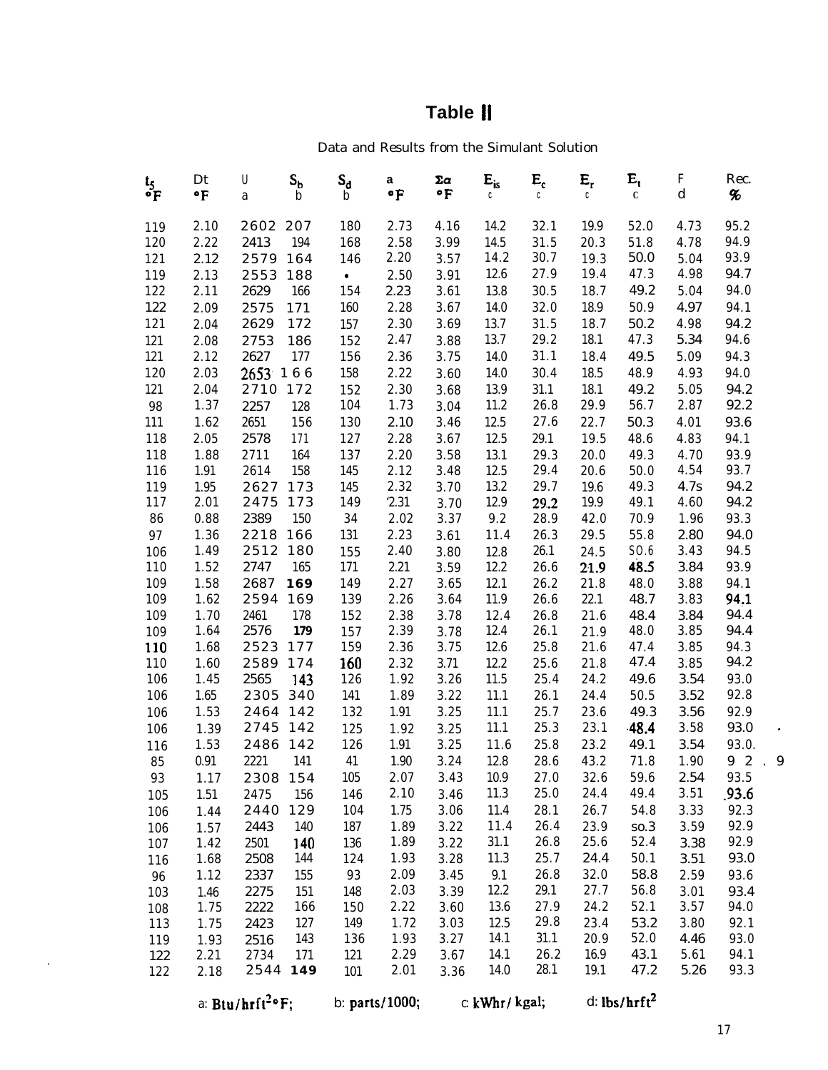# Table II

Data and Results from the Simulant Solution

| $t_5$ °F | Dt °F | U a | $S_b$ b | $S_d$ b | a °F | $\Sigma\alpha$ °F | $E_{is}$ c | $E_c$ c | $E_r$ c | $E_t$ c | F d | Rec. % |
|---|---|---|---|---|---|---|---|---|---|---|---|---|
| 119 | 2.10 | 2602 | 207 | 180 | 2.73 | 4.16 | 14.2 | 32.1 | 19.9 | 52.0 | 4.73 | 95.2 |
| 120 | 2.22 | 2413 | 194 | 168 | 2.58 | 3.99 | 14.5 | 31.5 | 20.3 | 51.8 | 4.78 | 94.9 |
| 121 | 2.12 | 2579 | 164 | 146 | 2.20 | 3.57 | 14.2 | 30.7 | 19.3 | 50.0 | 5.04 | 93.9 |
| 119 | 2.13 | 2553 | 188 | • | 2.50 | 3.91 | 12.6 | 27.9 | 19.4 | 47.3 | 4.98 | 94.7 |
| 122 | 2.11 | 2629 | 166 | 154 | 2.23 | 3.61 | 13.8 | 30.5 | 18.7 | 49.2 | 5.04 | 94.0 |
| 122 | 2.09 | 2575 | 171 | 160 | 2.28 | 3.67 | 14.0 | 32.0 | 18.9 | 50.9 | 4.97 | 94.1 |
| 121 | 2.04 | 2629 | 172 | 157 | 2.30 | 3.69 | 13.7 | 31.5 | 18.7 | 50.2 | 4.98 | 94.2 |
| 121 | 2.08 | 2753 | 186 | 152 | 2.47 | 3.88 | 13.7 | 29.2 | 18.1 | 47.3 | 5.34 | 94.6 |
| 121 | 2.12 | 2627 | 177 | 156 | 2.36 | 3.75 | 14.0 | 31.1 | 18.4 | 49.5 | 5.09 | 94.3 |
| 120 | 2.03 | 2653 | 166 | 158 | 2.22 | 3.60 | 14.0 | 30.4 | 18.5 | 48.9 | 4.93 | 94.0 |
| 121 | 2.04 | 2710 | 172 | 152 | 2.30 | 3.68 | 13.9 | 31.1 | 18.1 | 49.2 | 5.05 | 94.2 |
| 98 | 1.37 | 2257 | 128 | 104 | 1.73 | 3.04 | 11.2 | 26.8 | 29.9 | 56.7 | 2.87 | 92.2 |
| 111 | 1.62 | 2651 | 156 | 130 | 2.10 | 3.46 | 12.5 | 27.6 | 22.7 | 50.3 | 4.01 | 93.6 |
| 118 | 2.05 | 2578 | 171 | 127 | 2.28 | 3.67 | 12.5 | 29.1 | 19.5 | 48.6 | 4.83 | 94.1 |
| 118 | 1.88 | 2711 | 164 | 137 | 2.20 | 3.58 | 13.1 | 29.3 | 20.0 | 49.3 | 4.70 | 93.9 |
| 116 | 1.91 | 2614 | 158 | 145 | 2.12 | 3.48 | 12.5 | 29.4 | 20.6 | 50.0 | 4.54 | 93.7 |
| 119 | 1.95 | 2627 | 173 | 145 | 2.32 | 3.70 | 13.2 | 29.7 | 19.6 | 49.3 | 4.7s | 94.2 |
| 117 | 2.01 | 2475 | 173 | 149 | 2.31 | 3.70 | 12.9 | 29.2 | 19.9 | 49.1 | 4.60 | 94.2 |
| 86 | 0.88 | 2389 | 150 | 34 | 2.02 | 3.37 | 9.2 | 28.9 | 42.0 | 70.9 | 1.96 | 93.3 |
| 97 | 1.36 | 2218 | 166 | 131 | 2.23 | 3.61 | 11.4 | 26.3 | 29.5 | 55.8 | 2.80 | 94.0 |
| 106 | 1.49 | 2512 | 180 | 155 | 2.40 | 3.80 | 12.8 | 26.1 | 24.5 | 50.6 | 3.43 | 94.5 |
| 110 | 1.52 | 2747 | 165 | 171 | 2.21 | 3.59 | 12.2 | 26.6 | 21.9 | 48.5 | 3.84 | 93.9 |
| 109 | 1.58 | 2687 | 169 | 149 | 2.27 | 3.65 | 12.1 | 26.2 | 21.8 | 48.0 | 3.88 | 94.1 |
| 109 | 1.62 | 2594 | 169 | 139 | 2.26 | 3.64 | 11.9 | 26.6 | 22.1 | 48.7 | 3.83 | 94.1 |
| 109 | 1.70 | 2461 | 178 | 152 | 2.38 | 3.78 | 12.4 | 26.8 | 21.6 | 48.4 | 3.84 | 94.4 |
| 109 | 1.64 | 2576 | 179 | 157 | 2.39 | 3.78 | 12.4 | 26.1 | 21.9 | 48.0 | 3.85 | 94.4 |
| 110 | 1.68 | 2523 | 177 | 159 | 2.36 | 3.75 | 12.6 | 25.8 | 21.6 | 47.4 | 3.85 | 94.3 |
| 110 | 1.60 | 2589 | 174 | 160 | 2.32 | 3.71 | 12.2 | 25.6 | 21.8 | 47.4 | 3.85 | 94.2 |
| 106 | 1.45 | 2565 | 143 | 126 | 1.92 | 3.26 | 11.5 | 25.4 | 24.2 | 49.6 | 3.54 | 93.0 |
| 106 | 1.65 | 2305 | 340 | 141 | 1.89 | 3.22 | 11.1 | 26.1 | 24.4 | 50.5 | 3.52 | 92.8 |
| 106 | 1.53 | 2464 | 142 | 132 | 1.91 | 3.25 | 11.1 | 25.7 | 23.6 | 49.3 | 3.56 | 92.9 |
| 106 | 1.39 | 2745 | 142 | 125 | 1.92 | 3.25 | 11.1 | 25.3 | 23.1 | 48.4 | 3.58 | 93.0 |
| 116 | 1.53 | 2486 | 142 | 126 | 1.91 | 3.25 | 11.6 | 25.8 | 23.2 | 49.1 | 3.54 | 93.0. |
| 85 | 0.91 | 2221 | 141 | 41 | 1.90 | 3.24 | 12.8 | 28.6 | 43.2 | 71.8 | 1.90 | 92.9 |
| 93 | 1.17 | 2308 | 154 | 105 | 2.07 | 3.43 | 10.9 | 27.0 | 32.6 | 59.6 | 2.54 | 93.5 |
| 105 | 1.51 | 2475 | 156 | 146 | 2.10 | 3.46 | 11.3 | 25.0 | 24.4 | 49.4 | 3.51 | 93.6 |
| 106 | 1.44 | 2440 | 129 | 104 | 1.75 | 3.06 | 11.4 | 28.1 | 26.7 | 54.8 | 3.33 | 92.3 |
| 106 | 1.57 | 2443 | 140 | 187 | 1.89 | 3.22 | 11.4 | 26.4 | 23.9 | so.3 | 3.59 | 92.9 |
| 107 | 1.42 | 2501 | 140 | 136 | 1.89 | 3.22 | 31.1 | 26.8 | 25.6 | 52.4 | 3.38 | 92.9 |
| 116 | 1.68 | 2508 | 144 | 124 | 1.93 | 3.28 | 11.3 | 25.7 | 24.4 | 50.1 | 3.51 | 93.0 |
| 96 | 1.12 | 2337 | 155 | 93 | 2.09 | 3.45 | 9.1 | 26.8 | 32.0 | 58.8 | 2.59 | 93.6 |
| 103 | 1.46 | 2275 | 151 | 148 | 2.03 | 3.39 | 12.2 | 29.1 | 27.7 | 56.8 | 3.01 | 93.4 |
| 108 | 1.75 | 2222 | 166 | 150 | 2.22 | 3.60 | 13.6 | 27.9 | 24.2 | 52.1 | 3.57 | 94.0 |
| 113 | 1.75 | 2423 | 127 | 149 | 1.72 | 3.03 | 12.5 | 29.8 | 23.4 | 53.2 | 3.80 | 92.1 |
| 119 | 1.93 | 2516 | 143 | 136 | 1.93 | 3.27 | 14.1 | 31.1 | 20.9 | 52.0 | 4.46 | 93.0 |
| 122 | 2.21 | 2734 | 171 | 121 | 2.29 | 3.67 | 14.1 | 26.2 | 16.9 | 43.1 | 5.61 | 94.1 |
| 122 | 2.18 | 2544 | 149 | 101 | 2.01 | 3.36 | 14.0 | 28.1 | 19.1 | 47.2 | 5.26 | 93.3 |

a: Btu/hrft$^2$°F; b: parts/1000; c: kWhr/kgal; d: lbs/hrft$^2$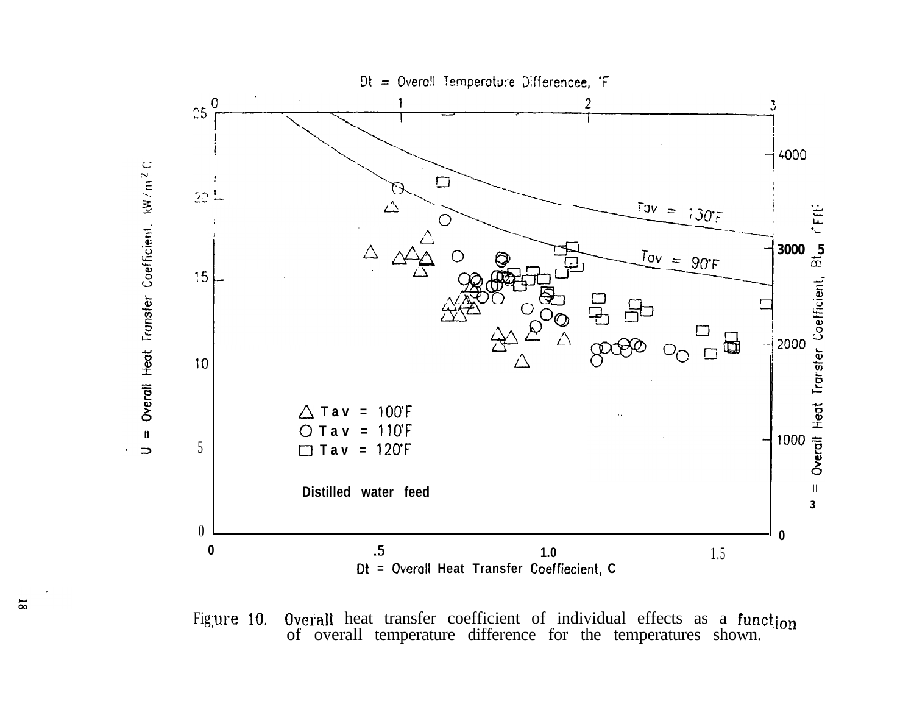Dt = Overall Temperature Differencee, °F

U = Overall Heat Transfer Coefficient, kW/m² C

U = Overall Heat Transfer Coefficient, Btu/hr ft² F

Tav = 130°F

Tav = 90°F

△ Tav = 100°F
○ Tav = 110°F
□ Tav = 120°F

Distilled water feed

Dt = Overall Heat Transfer Coeffieciert, C

Figure 10. Overall heat transfer coefficient of individual effects as a function of overall temperature difference for the temperatures shown.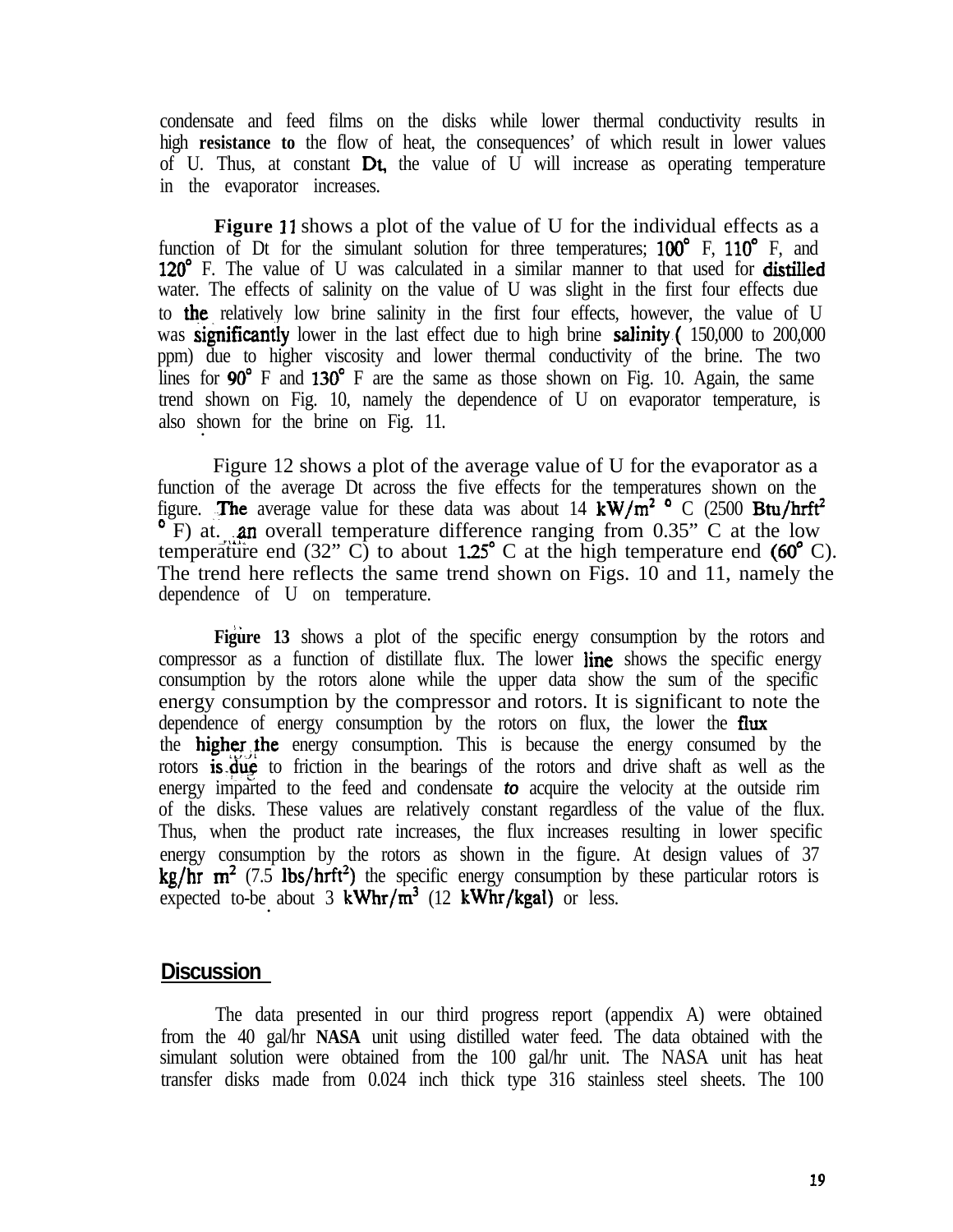condensate and feed films on the disks while lower thermal conductivity results in high **resistance to** the flow of heat, the consequences' of which result in lower values of U. Thus, at constant Dt, the value of U will increase as operating temperature in the evaporator increases.

**Figure 11** shows a plot of the value of U for the individual effects as a function of Dt for the simulant solution for three temperatures; 100° F, 110° F, and 120° F. The value of U was calculated in a similar manner to that used for distilled water. The effects of salinity on the value of U was slight in the first four effects due to the relatively low brine salinity in the first four effects, however, the value of U was significantly lower in the last effect due to high brine salinity (150,000 to 200,000 ppm) due to higher viscosity and lower thermal conductivity of the brine. The two lines for 90° F and 130° F are the same as those shown on Fig. 10. Again, the same trend shown on Fig. 10, namely the dependence of U on evaporator temperature, is also shown for the brine on Fig. 11.

Figure 12 shows a plot of the average value of U for the evaporator as a function of the average Dt across the five effects for the temperatures shown on the figure. The average value for these data was about 14 $kW/m^2$ ° C (2500 $Btu/hrft^2$ ° F) at. an overall temperature difference ranging from 0.35° C at the low temperature end (32° C) to about 1.25° C at the high temperature end (60° C). The trend here reflects the same trend shown on Figs. 10 and 11, namely the dependence of U on temperature.

**Figure 13** shows a plot of the specific energy consumption by the rotors and compressor as a function of distillate flux. The lower line shows the specific energy consumption by the rotors alone while the upper data show the sum of the specific energy consumption by the compressor and rotors. It is significant to note the dependence of energy consumption by the rotors on flux, the lower the flux the higher the energy consumption. This is because the energy consumed by the rotors is due to friction in the bearings of the rotors and drive shaft as well as the energy imparted to the feed and condensate *to* acquire the velocity at the outside rim of the disks. These values are relatively constant regardless of the value of the flux. Thus, when the product rate increases, the flux increases resulting in lower specific energy consumption by the rotors as shown in the figure. At design values of 37 $kg/hr\ m^2$ (7.5 $lbs/hrft^2$) the specific energy consumption by these particular rotors is expected to-be about 3 $kWhr/m^3$ (12 kWhr/kgal) or less.

## Discussion

The data presented in our third progress report (appendix A) were obtained from the 40 gal/hr **NASA** unit using distilled water feed. The data obtained with the simulant solution were obtained from the 100 gal/hr unit. The NASA unit has heat transfer disks made from 0.024 inch thick type 316 stainless steel sheets. The 100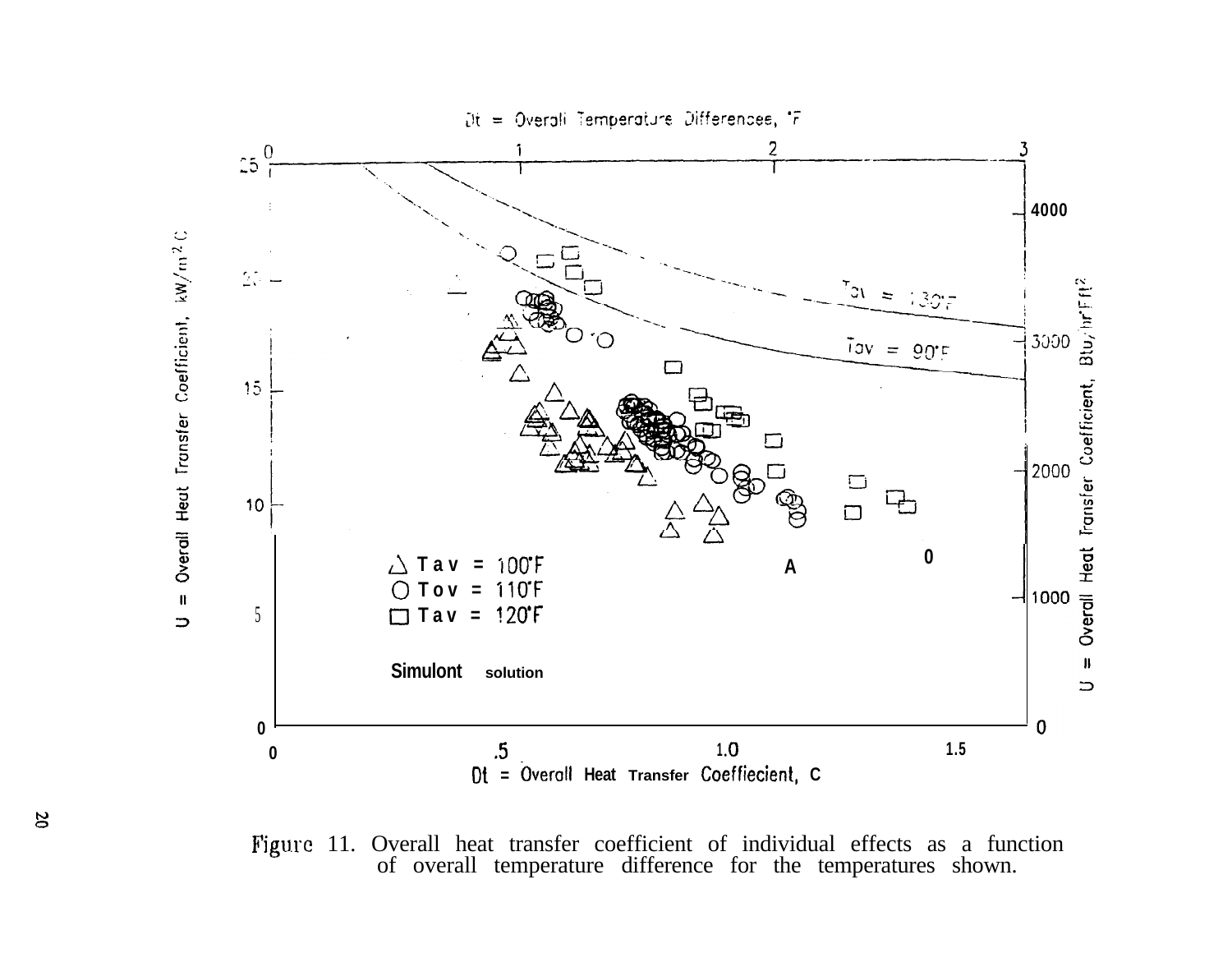Dt = Overall Temperature Differences, °F

U = Overall Heat Transfer Coefficient, kW/m² C

U = Overall Heat Transfer Coefficient, Btu/hr°F ft²

$T_{av}$ = 130°F

$T_{av}$ = 90°F

△ Tav = 100°F
○ Tav = 110°F
□ Tav = 120°F

Simulont solution

Dt = Overall Heat Transfer Coeffiecient, C

Figure 11. Overall heat transfer coefficient of individual effects as a function of overall temperature difference for the temperatures shown.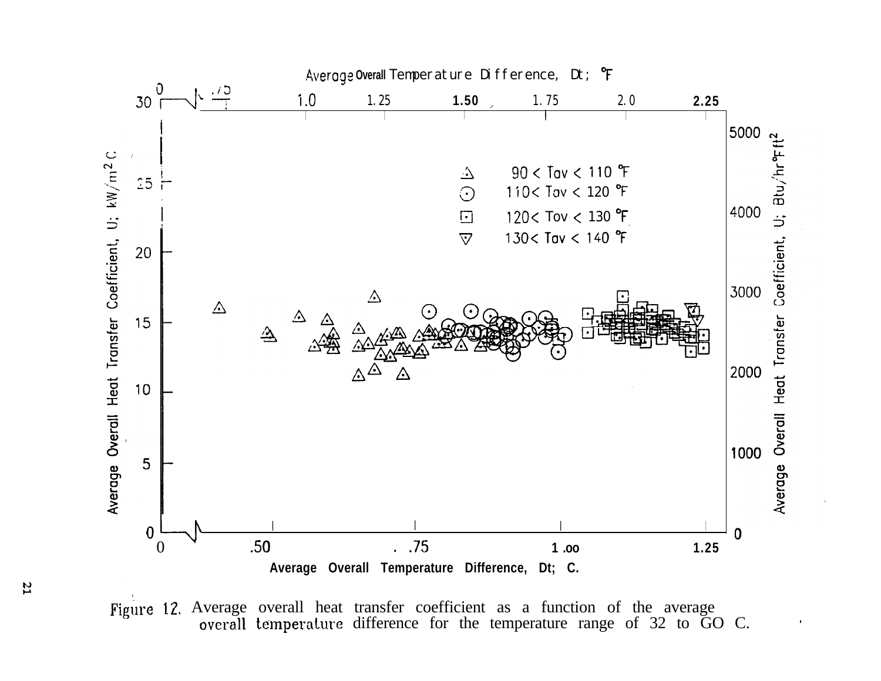Figure 12. Average overall heat transfer coefficient as a function of the average overall temperature difference for the temperature range of 32 to GO C.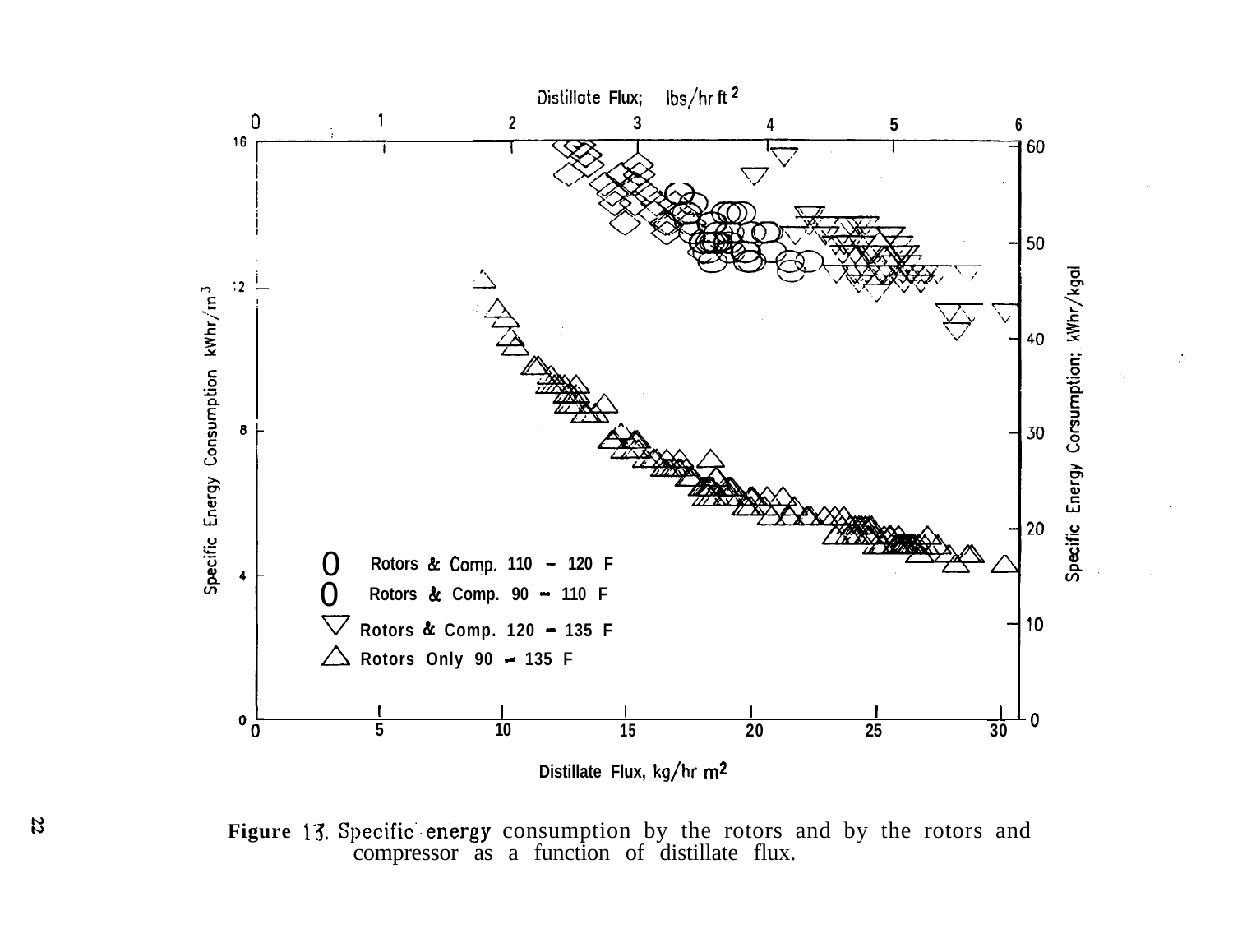Figure 13. Specific energy consumption by the rotors and by the rotors and compressor as a function of distillate flux.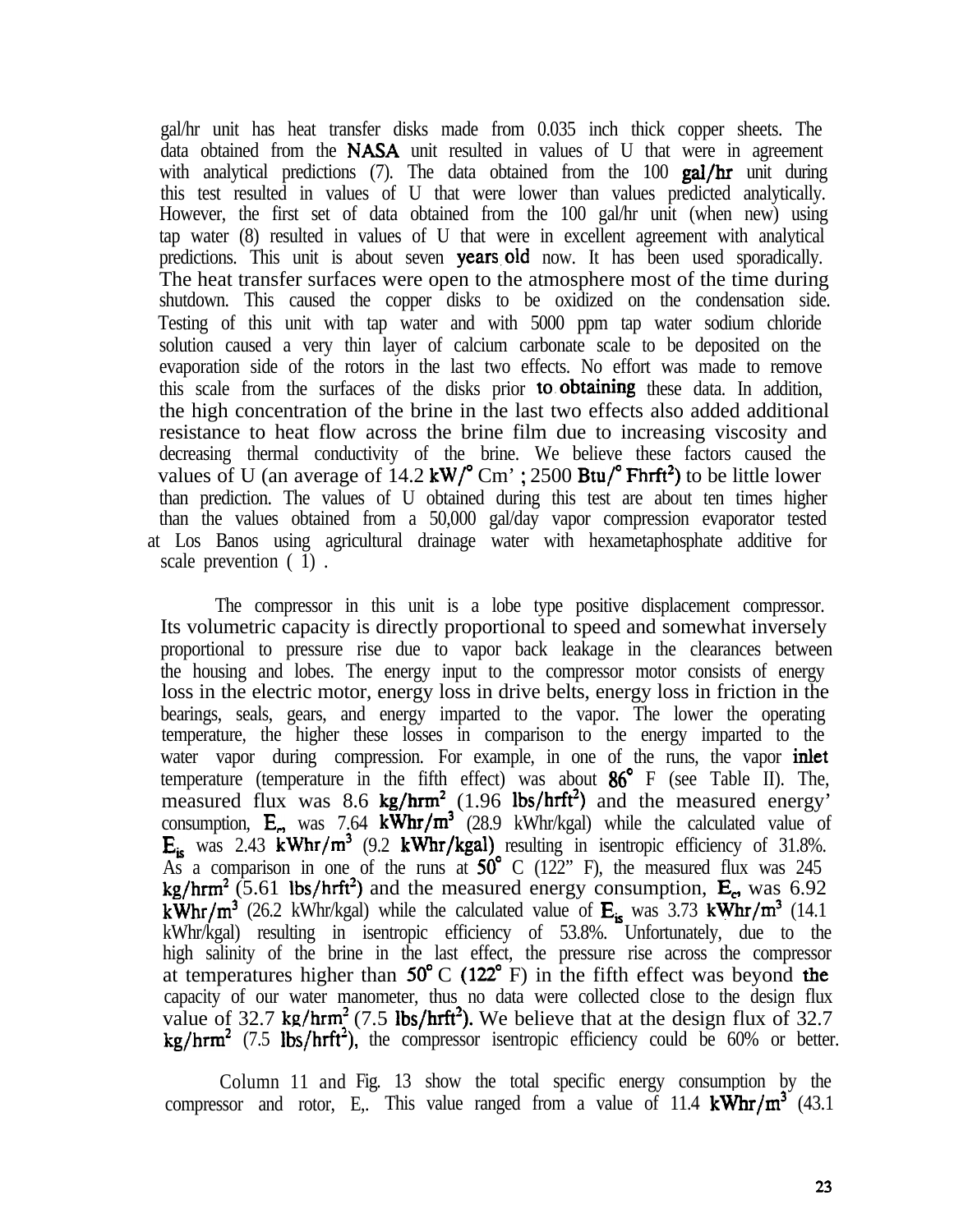gal/hr unit has heat transfer disks made from 0.035 inch thick copper sheets. The data obtained from the NASA unit resulted in values of U that were in agreement with analytical predictions (7). The data obtained from the 100 gal/hr unit during this test resulted in values of U that were lower than values predicted analytically. However, the first set of data obtained from the 100 gal/hr unit (when new) using tap water (8) resulted in values of U that were in excellent agreement with analytical predictions. This unit is about seven years old now. It has been used sporadically. The heat transfer surfaces were open to the atmosphere most of the time during shutdown. This caused the copper disks to be oxidized on the condensation side. Testing of this unit with tap water and with 5000 ppm tap water sodium chloride solution caused a very thin layer of calcium carbonate scale to be deposited on the evaporation side of the rotors in the last two effects. No effort was made to remove this scale from the surfaces of the disks prior to obtaining these data. In addition, the high concentration of the brine in the last two effects also added additional resistance to heat flow across the brine film due to increasing viscosity and decreasing thermal conductivity of the brine. We believe these factors caused the values of U (an average of 14.2 $kW/^{\circ}Cm^2$ ; 2500 $Btu/^{\circ}Fhrft^2$) to be little lower than prediction. The values of U obtained during this test are about ten times higher than the values obtained from a 50,000 gal/day vapor compression evaporator tested at Los Banos using agricultural drainage water with hexametaphosphate additive for scale prevention ( 1) .

The compressor in this unit is a lobe type positive displacement compressor. Its volumetric capacity is directly proportional to speed and somewhat inversely proportional to pressure rise due to vapor back leakage in the clearances between the housing and lobes. The energy input to the compressor motor consists of energy loss in the electric motor, energy loss in drive belts, energy loss in friction in the bearings, seals, gears, and energy imparted to the vapor. The lower the operating temperature, the higher these losses in comparison to the energy imparted to the water vapor during compression. For example, in one of the runs, the vapor inlet temperature (temperature in the fifth effect) was about 86° F (see Table II). The, measured flux was 8.6 $kg/hrm^2$ (1.96 $lbs/hrft^2$) and the measured energy' consumption, $E_c$, was 7.64 $kWhr/m^3$ (28.9 kWhr/kgal) while the calculated value of $E_{is}$ was 2.43 $kWhr/m^3$ (9.2 kWhr/kgal) resulting in isentropic efficiency of 31.8%. As a comparison in one of the runs at 50° C (122" F), the measured flux was 245 $kg/hrm^2$ (5.61 $lbs/hrft^2$) and the measured energy consumption, $E_c$, was 6.92 $kWhr/m^3$ (26.2 kWhr/kgal) while the calculated value of $E_{is}$ was 3.73 $kWhr/m^3$ (14.1 kWhr/kgal) resulting in isentropic efficiency of 53.8%. Unfortunately, due to the high salinity of the brine in the last effect, the pressure rise across the compressor at temperatures higher than 50° C (122° F) in the fifth effect was beyond the capacity of our water manometer, thus no data were collected close to the design flux value of 32.7 $kg/hrm^2$ (7.5 $lbs/hrft^2$). We believe that at the design flux of 32.7 $kg/hrm^2$ (7.5 $lbs/hrft^2$), the compressor isentropic efficiency could be 60% or better.

Column 11 and Fig. 13 show the total specific energy consumption by the compressor and rotor, $E_t$. This value ranged from a value of 11.4 $kWhr/m^3$ (43.1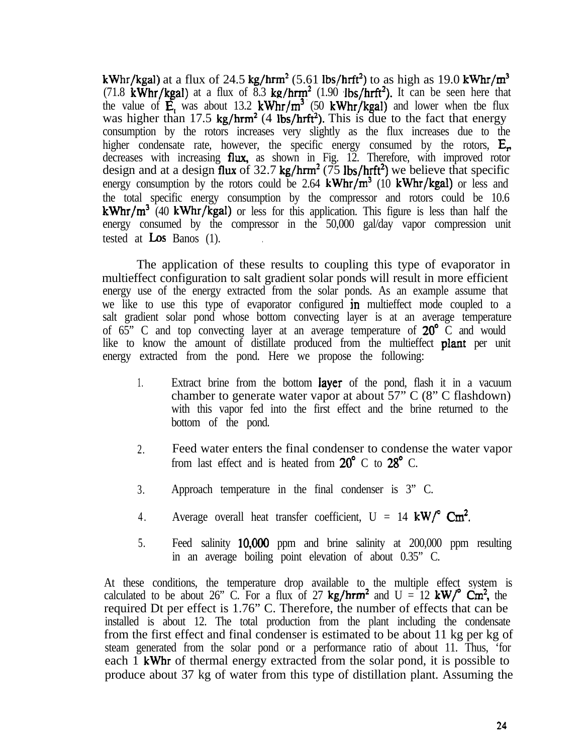kWhr/kgal) at a flux of 24.5 $kg/hrm^2$ (5.61 $lbs/hrft^2$) to as high as 19.0 $kWhr/m^3$ (71.8 kWhr/kgal) at a flux of 8.3 $kg/hrm^2$ (1.90 $lbs/hrft^2$). It can be seen here that the value of $E_t$ was about 13.2 $kWhr/m^3$ (50 kWhr/kgal) and lower when tbe flux was higher than 17.5 $kg/hrm^2$ (4 $lbs/hrft^2$). This is due to the fact that energy consumption by the rotors increases very slightly as the flux increases due to the higher condensate rate, however, the specific energy consumed by the rotors, $E_r$, decreases with increasing flux, as shown in Fig. 12. Therefore, with improved rotor design and at a design flux of 32.7 $kg/hrm^2$ (75 $lbs/hrft^2$) we believe that specific energy consumption by the rotors could be 2.64 $kWhr/m^3$ (10 kWhr/kgal) or less and the total specific energy consumption by the compressor and rotors could be 10.6 $kWhr/m^3$ (40 kWhr/kgal) or less for this application. This figure is less than half the energy consumed by the compressor in the 50,000 gal/day vapor compression unit tested at Los Banos (1).

The application of these results to coupling this type of evaporator in multieffect configuration to salt gradient solar ponds will result in more efficient energy use of the energy extracted from the solar ponds. As an example assume that we like to use this type of evaporator configured in multieffect mode coupled to a salt gradient solar pond whose bottom convecting layer is at an average temperature of 65° C and top convecting layer at an average temperature of 20° C and would like to know the amount of distillate produced from the multieffect plant per unit energy extracted from the pond. Here we propose the following:

1. Extract brine from the bottom layer of the pond, flash it in a vacuum chamber to generate water vapor at about 57° C (8° C flashdown) with this vapor fed into the first effect and the brine returned to the bottom of the pond.
2. Feed water enters the final condenser to condense the water vapor from last effect and is heated from 20° C to 28° C.
3. Approach temperature in the final condenser is 3° C.
4. Average overall heat transfer coefficient, U = 14 $kW/°Cm^2$.
5. Feed salinity 10,000 ppm and brine salinity at 200,000 ppm resulting in an average boiling point elevation of about 0.35° C.

At these conditions, the temperature drop available to the multiple effect system is calculated to be about 26° C. For a flux of 27 $kg/hrm^2$ and U = 12 $kW/°Cm^2$, the required Dt per effect is 1.76° C. Therefore, the number of effects that can be installed is about 12. The total production from the plant including the condensate from the first effect and final condenser is estimated to be about 11 kg per kg of steam generated from the solar pond or a performance ratio of about 11. Thus, for each 1 kWhr of thermal energy extracted from the solar pond, it is possible to produce about 37 kg of water from this type of distillation plant. Assuming the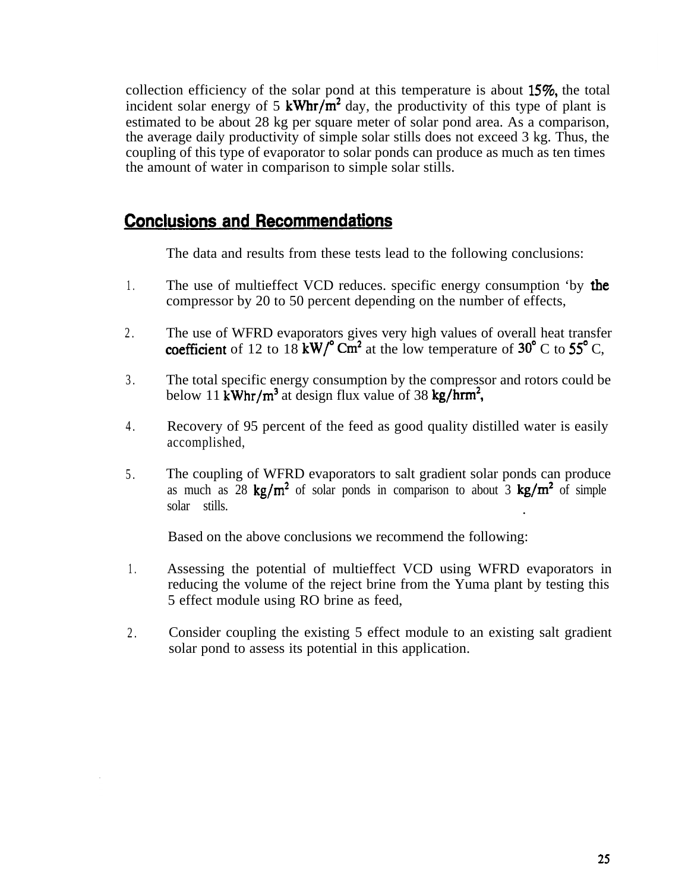collection efficiency of the solar pond at this temperature is about 15%, the total incident solar energy of 5 $kWhr/m^2$ day, the productivity of this type of plant is estimated to be about 28 kg per square meter of solar pond area. As a comparison, the average daily productivity of simple solar stills does not exceed 3 kg. Thus, the coupling of this type of evaporator to solar ponds can produce as much as ten times the amount of water in comparison to simple solar stills.

## Conclusions and Recommendations

The data and results from these tests lead to the following conclusions:

1. The use of multieffect VCD reduces. specific energy consumption 'by the compressor by 20 to 50 percent depending on the number of effects,

2. The use of WFRD evaporators gives very high values of overall heat transfer coefficient of 12 to 18 $kW/^\circ Cm^2$ at the low temperature of $30^\circ$ C to $55^\circ$ C,

3. The total specific energy consumption by the compressor and rotors could be below 11 $kWhr/m^3$ at design flux value of 38 $kg/hrm^2$,

4. Recovery of 95 percent of the feed as good quality distilled water is easily accomplished,

5. The coupling of WFRD evaporators to salt gradient solar ponds can produce as much as 28 $kg/m^2$ of solar ponds in comparison to about 3 $kg/m^2$ of simple solar stills.

Based on the above conclusions we recommend the following:

1. Assessing the potential of multieffect VCD using WFRD evaporators in reducing the volume of the reject brine from the Yuma plant by testing this 5 effect module using RO brine as feed,

2. Consider coupling the existing 5 effect module to an existing salt gradient solar pond to assess its potential in this application.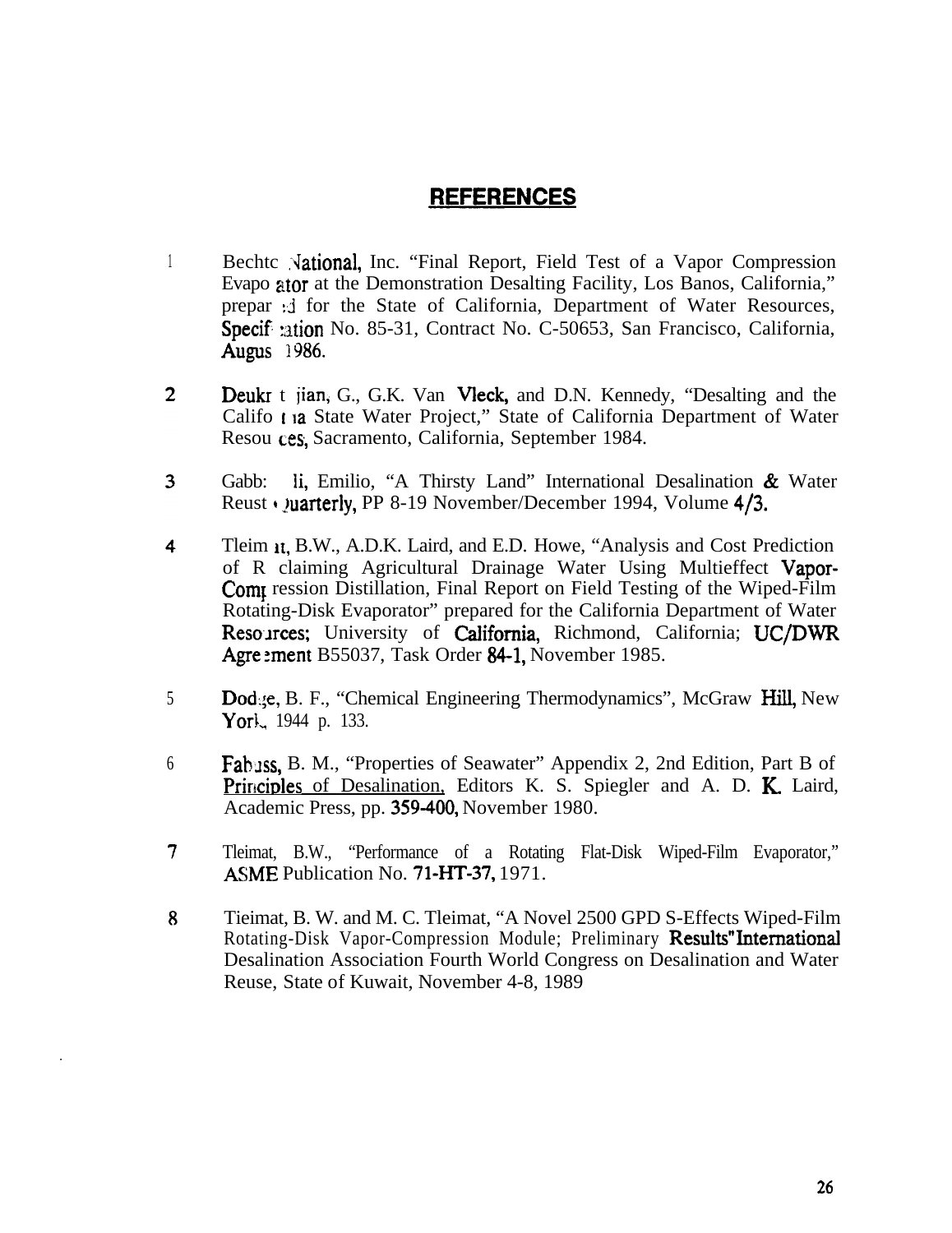# REFERENCES

1. Bechtc National, Inc. "Final Report, Field Test of a Vapor Compression Evapo ator at the Demonstration Desalting Facility, Los Banos, California," prepar d for the State of California, Department of Water Resources, Specif ation No. 85-31, Contract No. C-50653, San Francisco, California, Augus 1986.

2. Deukr t jian, G., G.K. Van Vleck, and D.N. Kennedy, "Desalting and the Califo ia State Water Project," State of California Department of Water Resou ces, Sacramento, California, September 1984.

3. Gabb: li, Emilio, "A Thirsty Land" International Desalination & Water Reust uarterly, PP 8-19 November/December 1994, Volume 4/3.

4. Tleim t, B.W., A.D.K. Laird, and E.D. Howe, "Analysis and Cost Prediction of R claiming Agricultural Drainage Water Using Multieffect Vapor-Comp ression Distillation, Final Report on Field Testing of the Wiped-Film Rotating-Disk Evaporator" prepared for the California Department of Water Reso rces; University of California, Richmond, California; UC/DWR Agre ment B55037, Task Order 84-1, November 1985.

5. Dodge, B. F., "Chemical Engineering Thermodynamics", McGraw Hill, New York, 1944 p. 133.

6. Fabuss, B. M., "Properties of Seawater" Appendix 2, 2nd Edition, Part B of Principles of Desalination, Editors K. S. Spiegler and A. D. K. Laird, Academic Press, pp. 359-400, November 1980.

7. Tleimat, B.W., "Performance of a Rotating Flat-Disk Wiped-Film Evaporator," ASME Publication No. 71-HT-37, 1971.

8. Tieimat, B. W. and M. C. Tleimat, "A Novel 2500 GPD S-Effects Wiped-Film Rotating-Disk Vapor-Compression Module; Preliminary Results" International Desalination Association Fourth World Congress on Desalination and Water Reuse, State of Kuwait, November 4-8, 1989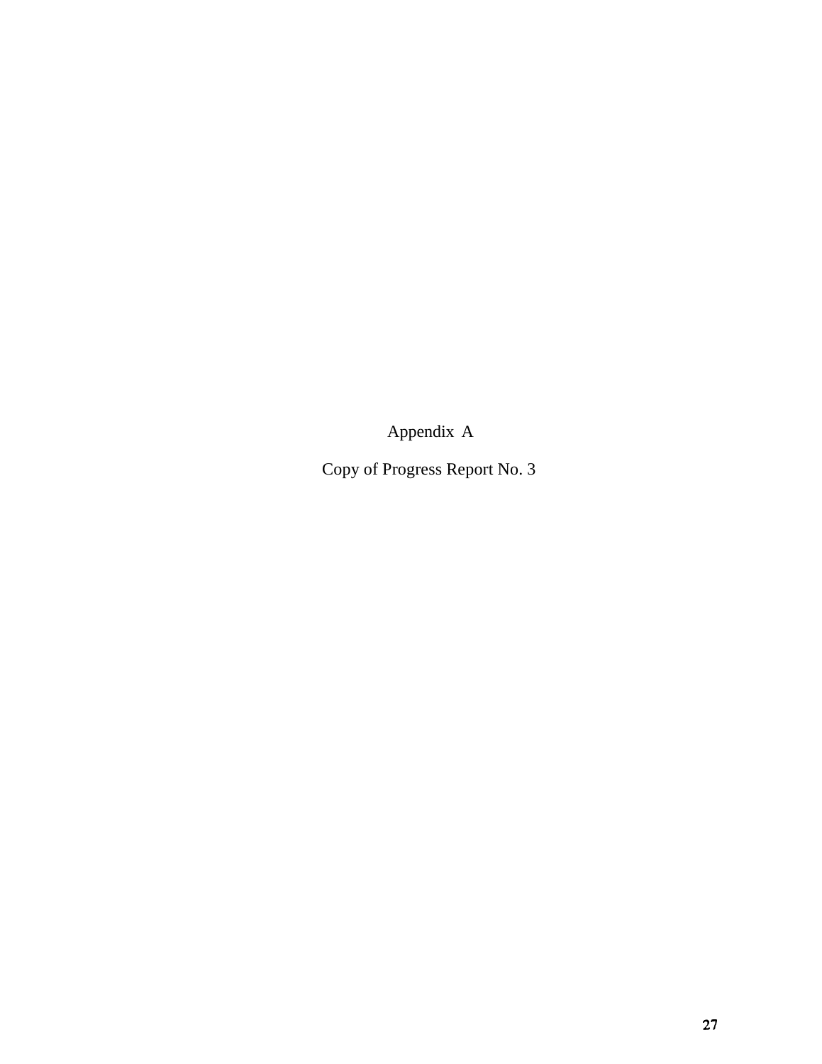# Appendix A

Copy of Progress Report No. 3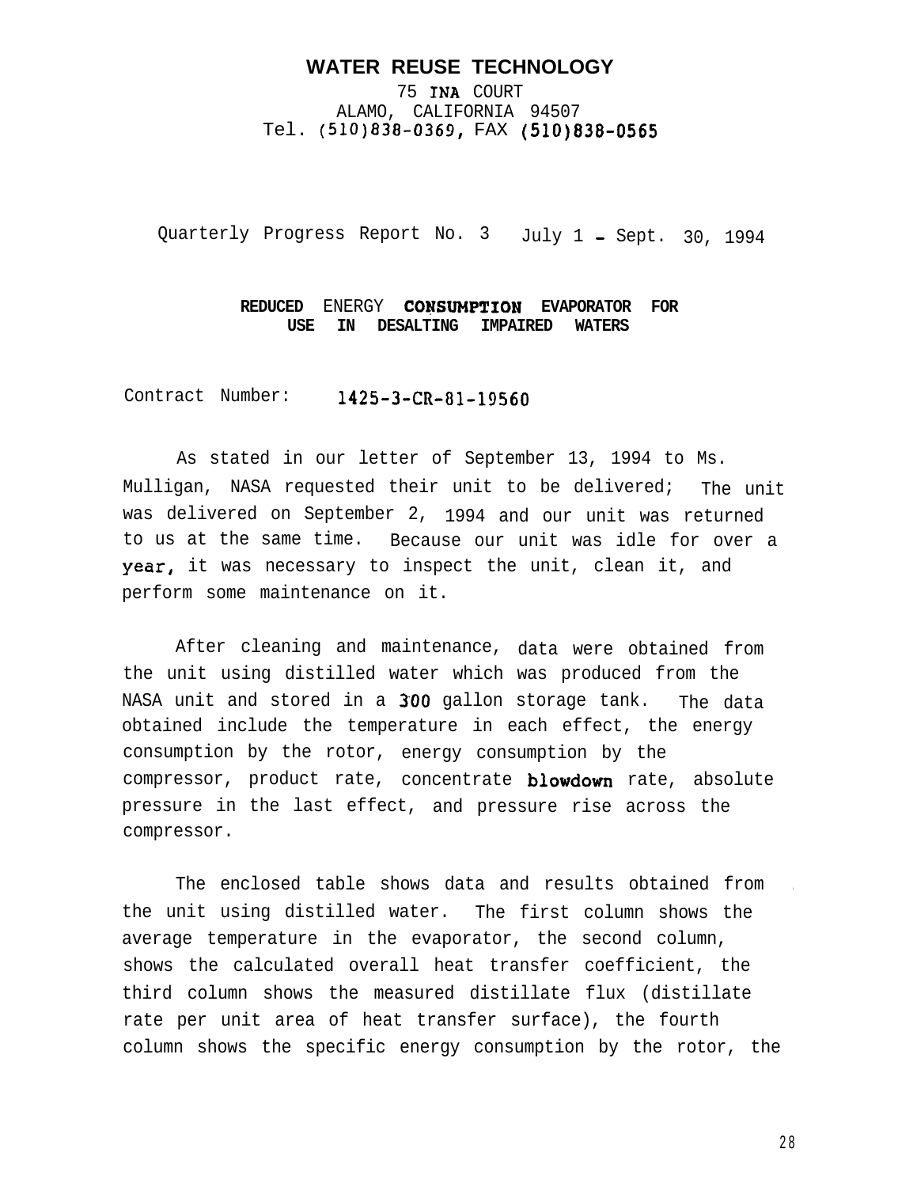# WATER REUSE TECHNOLOGY

75 INA COURT
ALAMO, CALIFORNIA 94507
Tel. (510)838-0369, FAX (510)838-0565

Quarterly Progress Report No. 3 July 1 - Sept. 30, 1994

## REDUCED ENERGY CONSUMPTION EVAPORATOR FOR USE IN DESALTING IMPAIRED WATERS

Contract Number: 1425-3-CR-81-19560

As stated in our letter of September 13, 1994 to Ms. Mulligan, NASA requested their unit to be delivered; The unit was delivered on September 2, 1994 and our unit was returned to us at the same time. Because our unit was idle for over a year, it was necessary to inspect the unit, clean it, and perform some maintenance on it.

After cleaning and maintenance, data were obtained from the unit using distilled water which was produced from the NASA unit and stored in a 300 gallon storage tank. The data obtained include the temperature in each effect, the energy consumption by the rotor, energy consumption by the compressor, product rate, concentrate blowdown rate, absolute pressure in the last effect, and pressure rise across the compressor.

The enclosed table shows data and results obtained from the unit using distilled water. The first column shows the average temperature in the evaporator, the second column, shows the calculated overall heat transfer coefficient, the third column shows the measured distillate flux (distillate rate per unit area of heat transfer surface), the fourth column shows the specific energy consumption by the rotor, the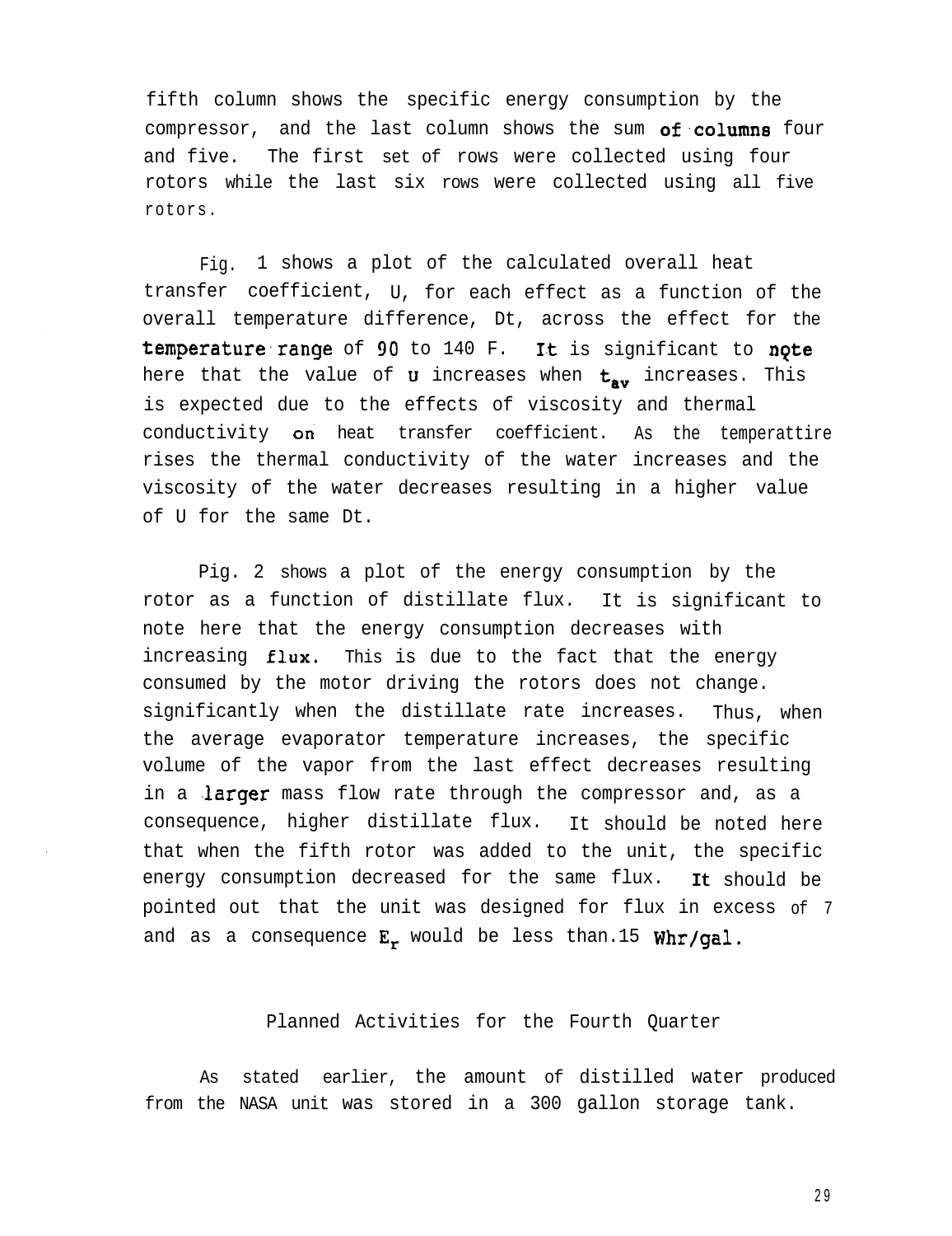fifth column shows the specific energy consumption by the compressor, and the last column shows the sum of columns four and five. The first set of rows were collected using four rotors while the last six rows were collected using all five rotors.

Fig. 1 shows a plot of the calculated overall heat transfer coefficient, U, for each effect as a function of the overall temperature difference, Dt, across the effect for the temperature range of 90 to 140 F. It is significant to note here that the value of U increases when $t_{av}$ increases. This is expected due to the effects of viscosity and thermal conductivity on heat transfer coefficient. As the temperattire rises the thermal conductivity of the water increases and the viscosity of the water decreases resulting in a higher value of U for the same Dt.

Pig. 2 shows a plot of the energy consumption by the rotor as a function of distillate flux. It is significant to note here that the energy consumption decreases with increasing flux. This is due to the fact that the energy consumed by the motor driving the rotors does not change. significantly when the distillate rate increases. Thus, when the average evaporator temperature increases, the specific volume of the vapor from the last effect decreases resulting in a larger mass flow rate through the compressor and, as a consequence, higher distillate flux. It should be noted here that when the fifth rotor was added to the unit, the specific energy consumption decreased for the same flux. It should be pointed out that the unit was designed for flux in excess of 7 and as a consequence $E_r$ would be less than.15 Whr/gal.

## Planned Activities for the Fourth Quarter

As stated earlier, the amount of distilled water produced from the NASA unit was stored in a 300 gallon storage tank.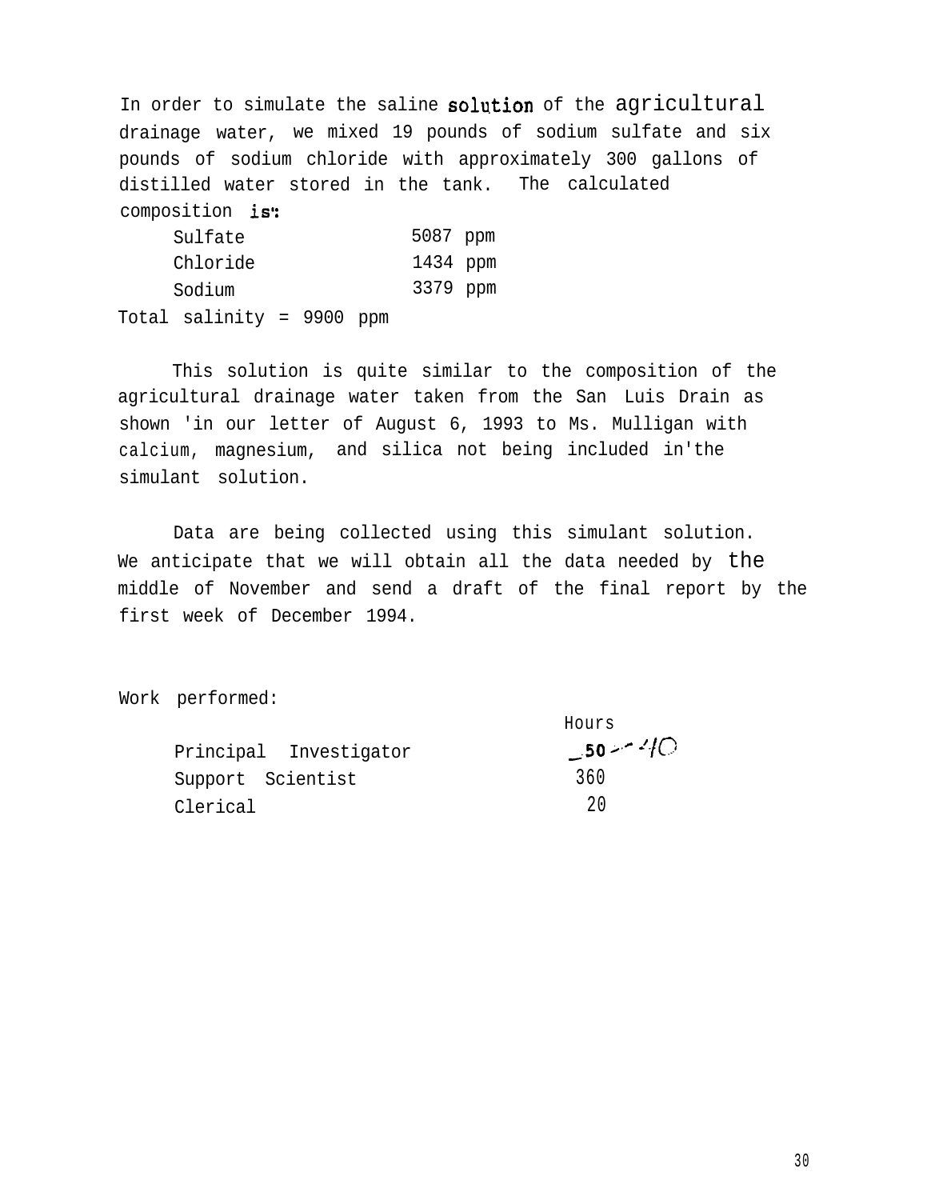In order to simulate the saline solution of the agricultural drainage water, we mixed 19 pounds of sodium sulfate and six pounds of sodium chloride with approximately 300 gallons of distilled water stored in the tank. The calculated composition is:

| | |
|---|---|
| Sulfate | 5087 ppm |
| Chloride | 1434 ppm |
| Sodium | 3379 ppm |

Total salinity = 9900 ppm

This solution is quite similar to the composition of the agricultural drainage water taken from the San Luis Drain as shown in our letter of August 6, 1993 to Ms. Mulligan with calcium, magnesium, and silica not being included in the simulant solution.

Data are being collected using this simulant solution. We anticipate that we will obtain all the data needed by the middle of November and send a draft of the final report by the first week of December 1994.

Work performed:

| | Hours |
|---|---|
| Principal Investigator | 50 → 40 |
| Support Scientist | 360 |
| Clerical | 20 |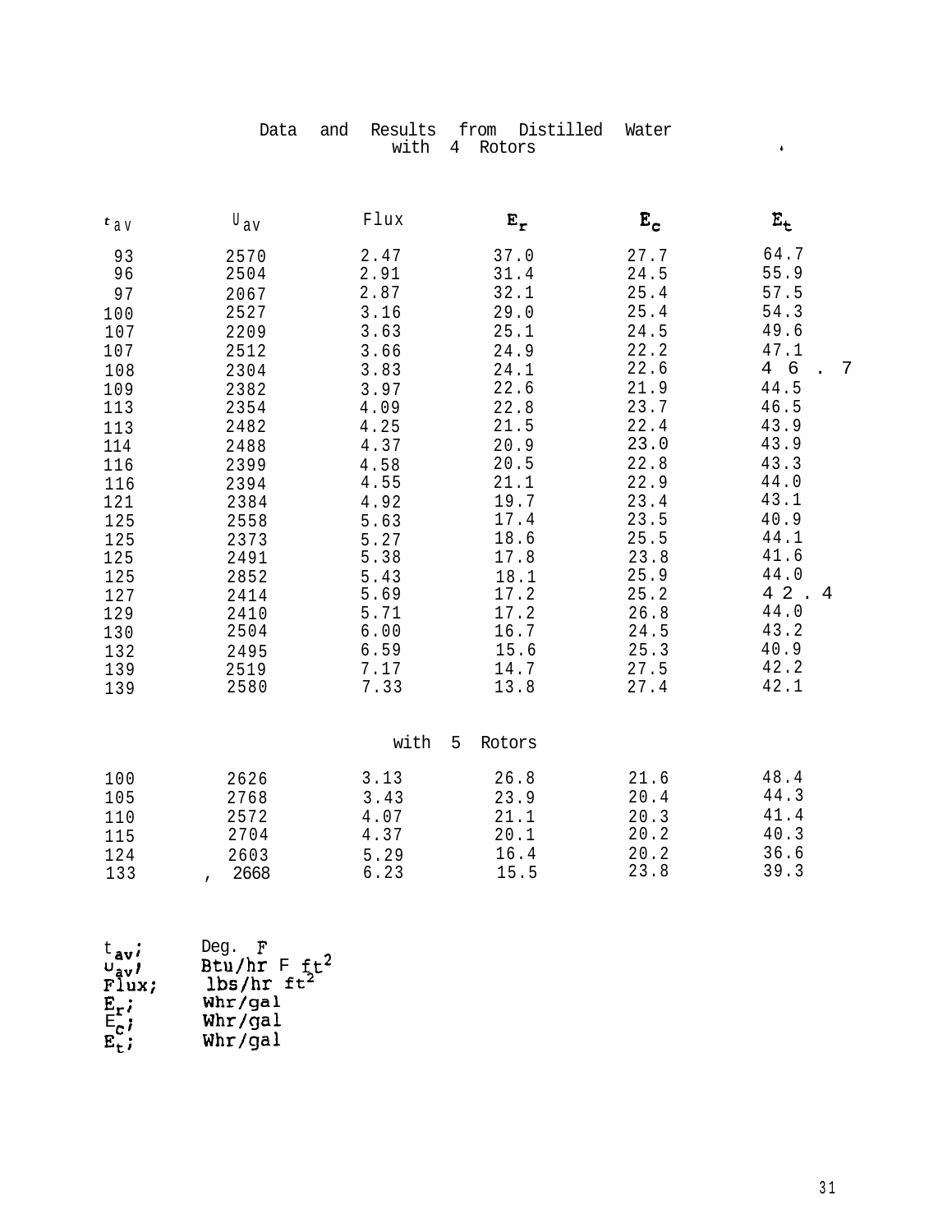## Data and Results from Distilled Water with 4 Rotors

| $t_{av}$ | $U_{av}$ | Flux | $E_r$ | $E_c$ | $E_t$ |
|---|---|---|---|---|---|
| 93 | 2570 | 2.47 | 37.0 | 27.7 | 64.7 |
| 96 | 2504 | 2.91 | 31.4 | 24.5 | 55.9 |
| 97 | 2067 | 2.87 | 32.1 | 25.4 | 57.5 |
| 100 | 2527 | 3.16 | 29.0 | 25.4 | 54.3 |
| 107 | 2209 | 3.63 | 25.1 | 24.5 | 49.6 |
| 107 | 2512 | 3.66 | 24.9 | 22.2 | 47.1 |
| 108 | 2304 | 3.83 | 24.1 | 22.6 | 46.7 |
| 109 | 2382 | 3.97 | 22.6 | 21.9 | 44.5 |
| 113 | 2354 | 4.09 | 22.8 | 23.7 | 46.5 |
| 113 | 2482 | 4.25 | 21.5 | 22.4 | 43.9 |
| 114 | 2488 | 4.37 | 20.9 | 23.0 | 43.9 |
| 116 | 2399 | 4.58 | 20.5 | 22.8 | 43.3 |
| 116 | 2394 | 4.55 | 21.1 | 22.9 | 44.0 |
| 121 | 2384 | 4.92 | 19.7 | 23.4 | 43.1 |
| 125 | 2558 | 5.63 | 17.4 | 23.5 | 40.9 |
| 125 | 2373 | 5.27 | 18.6 | 25.5 | 44.1 |
| 125 | 2491 | 5.38 | 17.8 | 23.8 | 41.6 |
| 125 | 2852 | 5.43 | 18.1 | 25.9 | 44.0 |
| 127 | 2414 | 5.69 | 17.2 | 25.2 | 42.4 |
| 129 | 2410 | 5.71 | 17.2 | 26.8 | 44.0 |
| 130 | 2504 | 6.00 | 16.7 | 24.5 | 43.2 |
| 132 | 2495 | 6.59 | 15.6 | 25.3 | 40.9 |
| 139 | 2519 | 7.17 | 14.7 | 27.5 | 42.2 |
| 139 | 2580 | 7.33 | 13.8 | 27.4 | 42.1 |

### with 5 Rotors

| $t_{av}$ | $U_{av}$ | Flux | $E_r$ | $E_c$ | $E_t$ |
|---|---|---|---|---|---|
| 100 | 2626 | 3.13 | 26.8 | 21.6 | 48.4 |
| 105 | 2768 | 3.43 | 23.9 | 20.4 | 44.3 |
| 110 | 2572 | 4.07 | 21.1 | 20.3 | 41.4 |
| 115 | 2704 | 4.37 | 20.1 | 20.2 | 40.3 |
| 124 | 2603 | 5.29 | 16.4 | 20.2 | 36.6 |
| 133 | 2668 | 6.23 | 15.5 | 23.8 | 39.3 |

$t_{av}$; Deg. F
$U_{av}$; Btu/hr F $ft^2$
Flux; lbs/hr $ft^2$
$E_r$; Whr/gal
$E_c$; Whr/gal
$E_t$; Whr/gal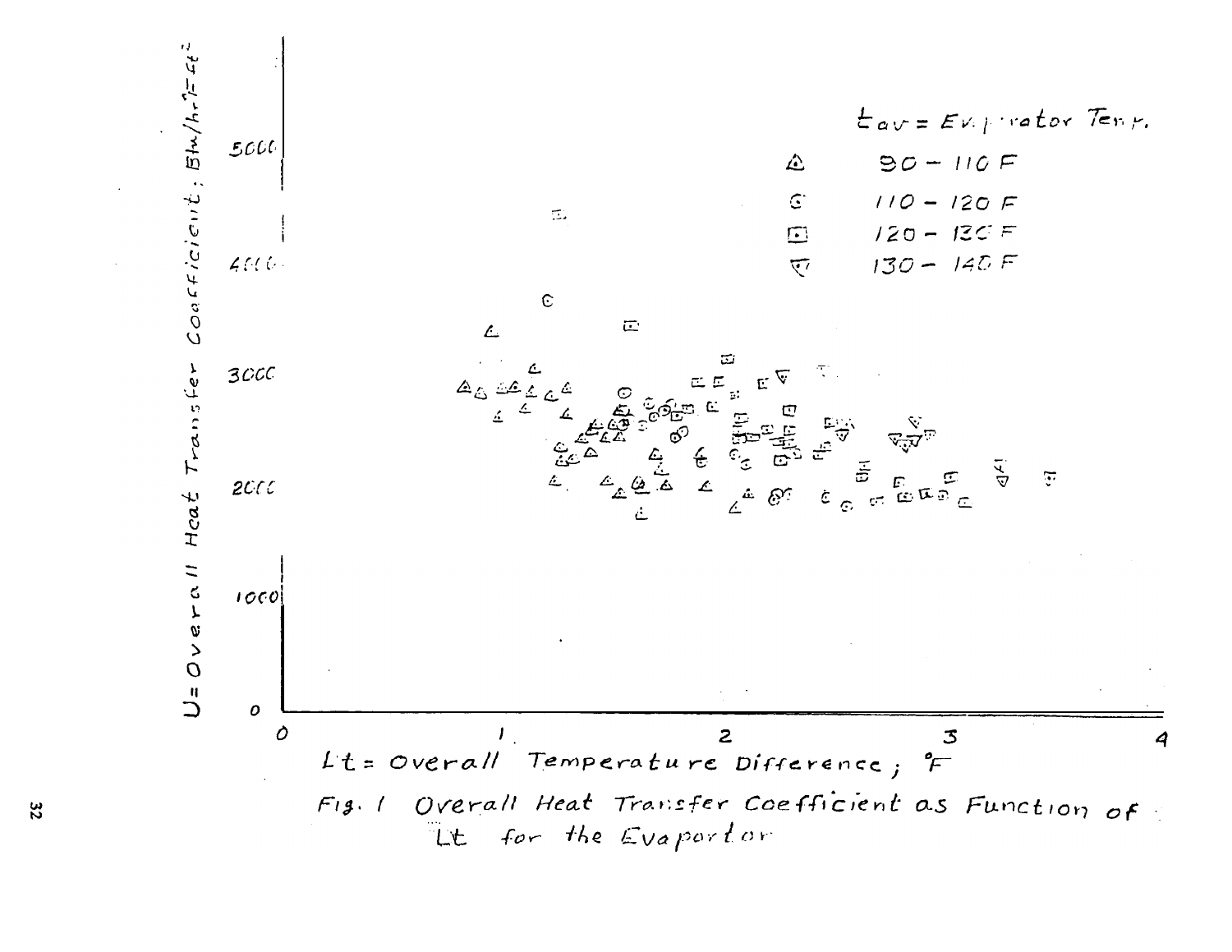U = Overall Heat Transfer Coefficient; Btu/hr-°F-ft²

$t_{av}$ = Evaporator Temp.

| Symbol | Range |
|---|---|
| △ | 90 – 110 F |
| ⊙ | 110 – 120 F |
| ⊡ | 120 – 130 F |
| ▽ | 130 – 140 F |

Δt = Overall Temperature Difference; °F

Fig. 1 Overall Heat Transfer Coefficient as Function of Δt for the Evaporator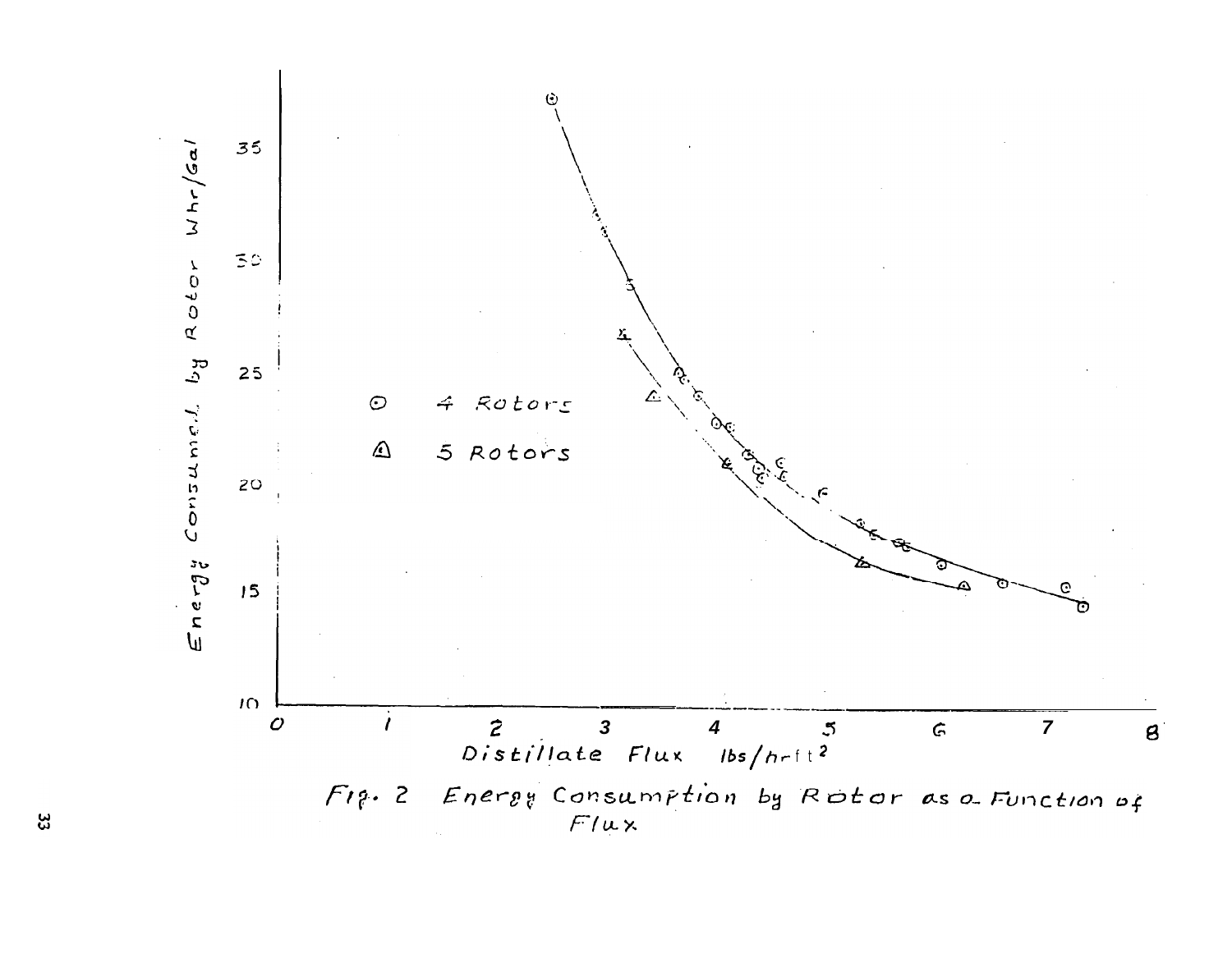Fig. 2 Energy Consumption by Rotor as a Function of Flux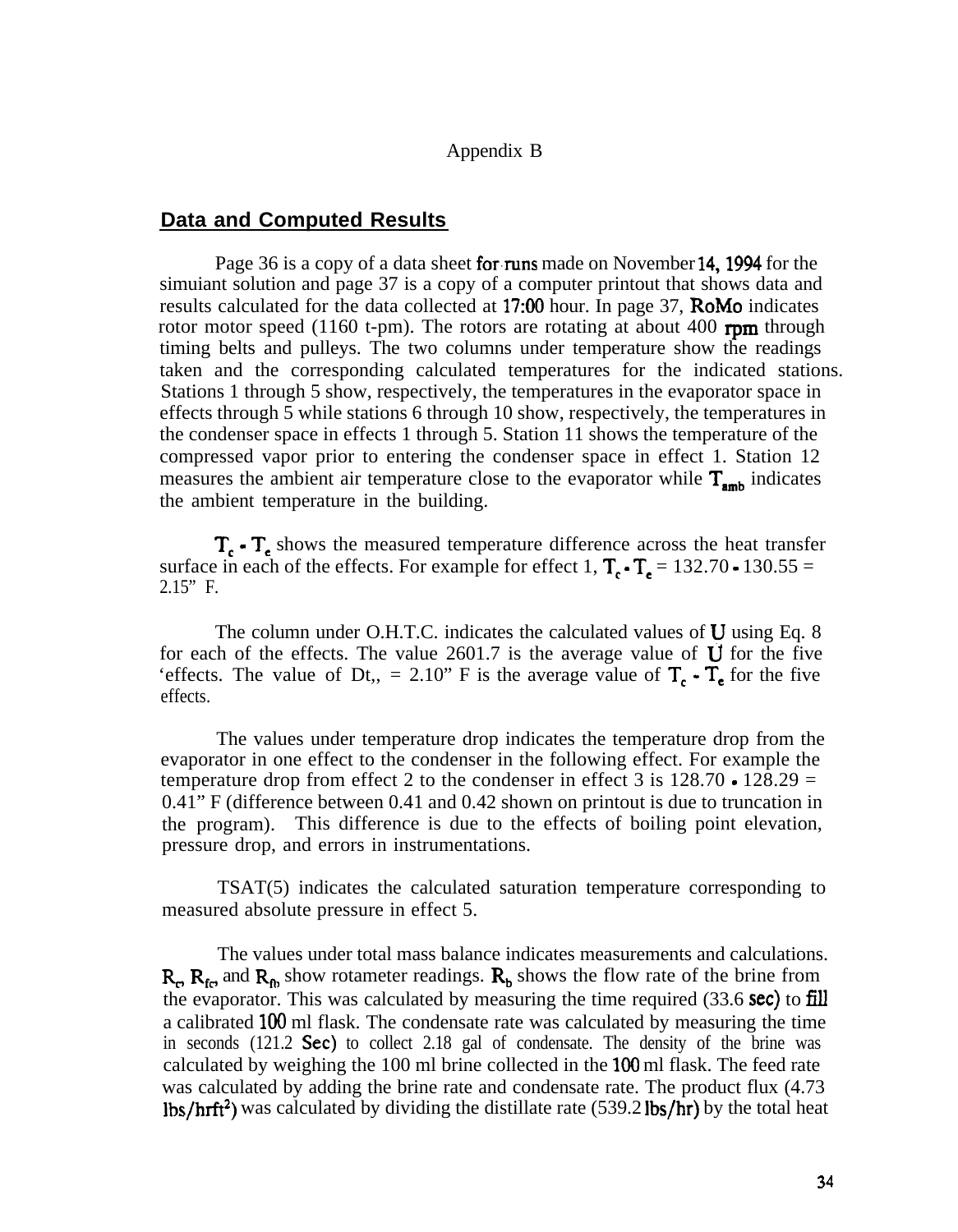Appendix B

## Data and Computed Results

Page 36 is a copy of a data sheet for runs made on November 14, 1994 for the simuiant solution and page 37 is a copy of a computer printout that shows data and results calculated for the data collected at 17:00 hour. In page 37, RoMo indicates rotor motor speed (1160 t-pm). The rotors are rotating at about 400 rpm through timing belts and pulleys. The two columns under temperature show the readings taken and the corresponding calculated temperatures for the indicated stations. Stations 1 through 5 show, respectively, the temperatures in the evaporator space in effects through 5 while stations 6 through 10 show, respectively, the temperatures in the condenser space in effects 1 through 5. Station 11 shows the temperature of the compressed vapor prior to entering the condenser space in effect 1. Station 12 measures the ambient air temperature close to the evaporator while $T_{amb}$ indicates the ambient temperature in the building.

$T_c - T_e$ shows the measured temperature difference across the heat transfer surface in each of the effects. For example for effect 1, $T_c - T_e$ = 132.70 - 130.55 = 2.15” F.

The column under O.H.T.C. indicates the calculated values of U using Eq. 8 for each of the effects. The value 2601.7 is the average value of U for the five ‘effects. The value of Dt,, = 2.10” F is the average value of $T_c - T_e$ for the five effects.

The values under temperature drop indicates the temperature drop from the evaporator in one effect to the condenser in the following effect. For example the temperature drop from effect 2 to the condenser in effect 3 is 128.70 - 128.29 = 0.41” F (difference between 0.41 and 0.42 shown on printout is due to truncation in the program). This difference is due to the effects of boiling point elevation, pressure drop, and errors in instrumentations.

TSAT(5) indicates the calculated saturation temperature corresponding to measured absolute pressure in effect 5.

The values under total mass balance indicates measurements and calculations. $R_c$, $R_{fc}$, and $R_{fb}$ show rotameter readings. $R_b$ shows the flow rate of the brine from the evaporator. This was calculated by measuring the time required (33.6 sec) to fill a calibrated 100 ml flask. The condensate rate was calculated by measuring the time in seconds (121.2 Sec) to collect 2.18 gal of condensate. The density of the brine was calculated by weighing the 100 ml brine collected in the 100 ml flask. The feed rate was calculated by adding the brine rate and condensate rate. The product flux (4.73 $lbs/hrft^2$) was calculated by dividing the distillate rate (539.2 lbs/hr) by the total heat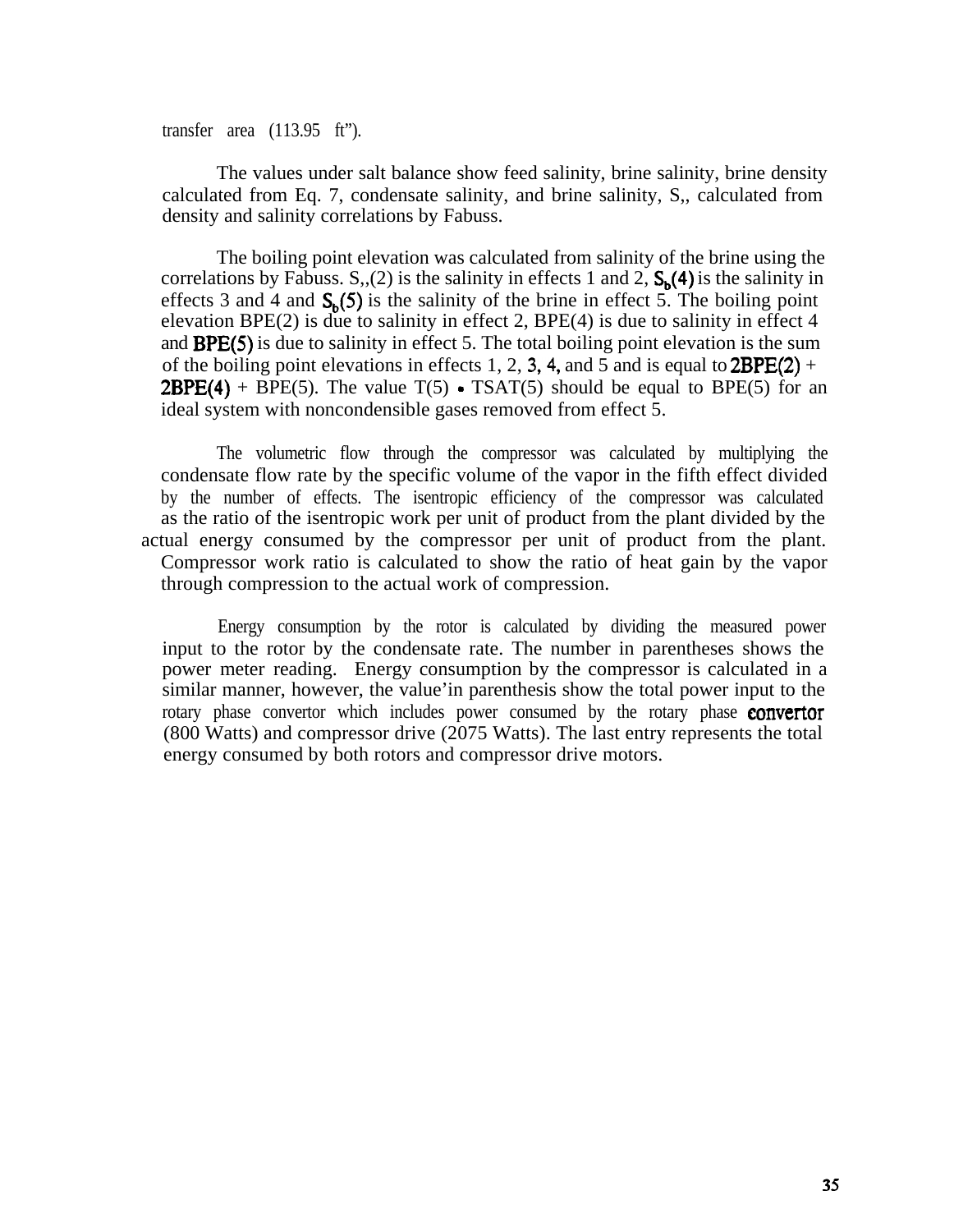transfer area (113.95 ft").

The values under salt balance show feed salinity, brine salinity, brine density calculated from Eq. 7, condensate salinity, and brine salinity, $S_b$, calculated from density and salinity correlations by Fabuss.

The boiling point elevation was calculated from salinity of the brine using the correlations by Fabuss. $S_b(2)$ is the salinity in effects 1 and 2, $S_b(4)$ is the salinity in effects 3 and 4 and $S_b(5)$ is the salinity of the brine in effect 5. The boiling point elevation BPE(2) is due to salinity in effect 2, BPE(4) is due to salinity in effect 4 and BPE(5) is due to salinity in effect 5. The total boiling point elevation is the sum of the boiling point elevations in effects 1, 2, 3, 4, and 5 and is equal to 2BPE(2) + 2BPE(4) + BPE(5). The value T(5) - TSAT(5) should be equal to BPE(5) for an ideal system with noncondensible gases removed from effect 5.

The volumetric flow through the compressor was calculated by multiplying the condensate flow rate by the specific volume of the vapor in the fifth effect divided by the number of effects. The isentropic efficiency of the compressor was calculated as the ratio of the isentropic work per unit of product from the plant divided by the actual energy consumed by the compressor per unit of product from the plant. Compressor work ratio is calculated to show the ratio of heat gain by the vapor through compression to the actual work of compression.

Energy consumption by the rotor is calculated by dividing the measured power input to the rotor by the condensate rate. The number in parentheses shows the power meter reading. Energy consumption by the compressor is calculated in a similar manner, however, the value'in parenthesis show the total power input to the rotary phase convertor which includes power consumed by the rotary phase convertor (800 Watts) and compressor drive (2075 Watts). The last entry represents the total energy consumed by both rotors and compressor drive motors.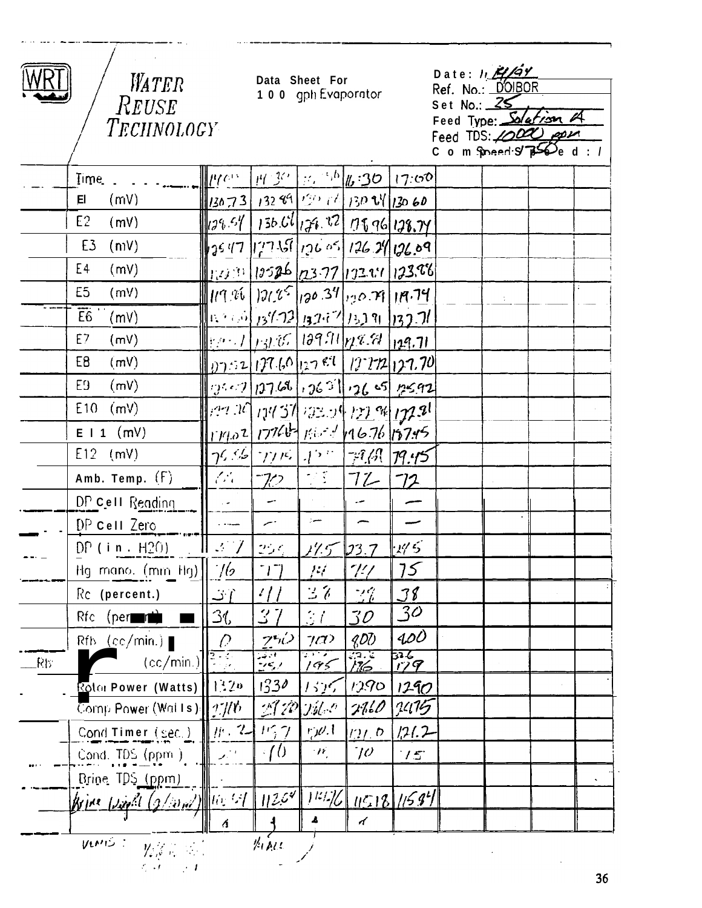**Water Reuse Technology**

**Data Sheet For 100 gph Evaporator**

Date: 11/14/94
Ref. No.: DOIBOR
Set No.: 25
Feed Type: Solution A
Feed TDS: 10000 ppm
Comp Speed: 1750
Compressed: /

| Time | 14:00 | 14:30 | 16:00 | 16:30 | 17:00 | | | | |
|---|---|---|---|---|---|---|---|---|---|
| E1 (mV) | 130.73 | 132.89 | 130.66 | 130.84 | 130.60 | | | | |
| E2 (mV) | 128.54 | 136.06 | 128.82 | 128.96 | 128.74 | | | | |
| E3 (mV) | 125.47 | 127.58 | 126.05 | 126.24 | 126.09 | | | | |
| E4 (mV) | 123.31 | 125.26 | 123.77 | 122.24 | 123.86 | | | | |
| E5 (mV) | 119.86 | 121.85 | 120.34 | 120.79 | 119.74 | | | | |
| E6 (mV) | 132.60 | 134.73 | 132.87 | 133.91 | 132.71 | | | | |
| E7 (mV) | 129.71 | 131.85 | 129.91 | 128.88 | 129.71 | | | | |
| E8 (mV) | 127.52 | 127.60 | 127.81 | 127.72 | 127.70 | | | | |
| E9 (mV) | 125.97 | 127.68 | 126.31 | 126.05 | 125.92 | | | | |
| E10 (mV) | 122.36 | 124.37 | 122.94 | 122.96 | 122.81 | | | | |
| E11 (mV) | 174.02 | 177.63 | 175.54 | 196.76 | 157.45 | | | | |
| E12 (mV) | 76.56 | 77.15 | 75 | 79.68 | 79.45 | | | | |
| Amb. Temp. (F) | 66 | 70 | 75 | 72 | 72 | | | | |
| DP Cell Reading | — | — | | — | — | | | | |
| DP Cell Zero | — | — | — | — | — | | | | |
| DP (in. H2O) | 23.7 | 25.5 | 24.5 | 23.7 | 24.5 | | | | |
| Hg mano. (mm Hg) | 76 | 77 | 74 | 74 | 75 | | | | |
| Rc (percent.) | 37 | 41 | 38 | 38 | 38 | | | | |
| Rfc (percent) | 36 | 37 | 31 | 30 | 30 | | | | |
| Rfb (cc/min.) | 0 | 250 | 700 | 800 | 400 | | | | |
| Rb (cc/min.) | 252 | 252 | 195 | 186 | 179 | | | | |
| Rotor Power (Watts) | 1320 | 1330 | 1325 | 1290 | 1290 | | | | |
| Comp Power (Watts) | 2716 | 2720 | 2660 | 2460 | 2475 | | | | |
| Cond Timer (sec.) | 116.2 | 115.7 | 120.1 | 121.0 | 121.2 | | | | |
| Cond. TDS (ppm) | 20 | 10 | 11 | 10 | 15 | | | | |
| Brine TDS (ppm) | | | | | | | | | |
| Brine Weight (g/liter) | 1105.4 | 1125.4 | 1142.6 | 1151.8 | 1158.4 | | | | |
| | 4 | 4 | 4 | 4 | | | | | |

VENTS: ... ALL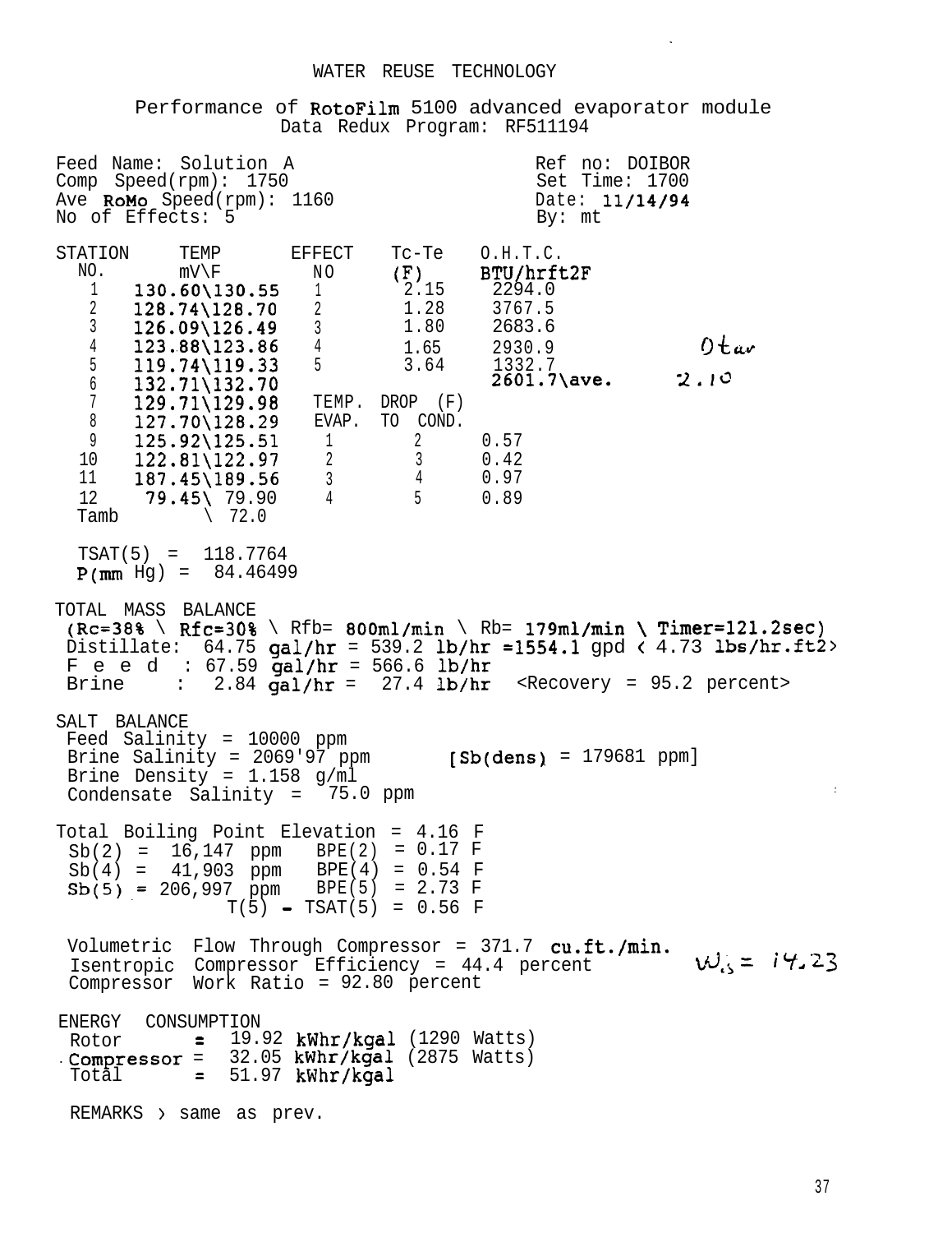WATER REUSE TECHNOLOGY

Performance of RotoFilm 5100 advanced evaporator module
Data Redux Program: RF511194

Feed Name: Solution A — Ref no: DOIBOR
Comp Speed(rpm): 1750 — Set Time: 1700
Ave RoMo Speed(rpm): 1160 — Date: 11/14/94
No of Effects: 5 — By: mt

| STATION NO. | TEMP mV\F | EFFECT NO | Tc-Te (F) | O.H.T.C. BTU/hrft2F |
|---|---|---|---|---|
| 1 | 130.60\130.55 | 1 | 2.15 | 2294.0 |
| 2 | 128.74\128.70 | 2 | 1.28 | 3767.5 |
| 3 | 126.09\126.49 | 3 | 1.80 | 2683.6 |
| 4 | 123.88\123.86 | 4 | 1.65 | 2930.9 |
| 5 | 119.74\119.33 | 5 | 3.64 | 1332.7 |
| 6 | 132.71\132.70 | | | 2601.7\ave. |
| 7 | 129.71\129.98 | | | |
| 8 | 127.70\128.29 | | | |
| 9 | 125.92\125.51 | | | |
| 10 | 122.81\122.97 | | | |
| 11 | 187.45\189.56 | | | |
| 12 | 79.45\ 79.90 | | | |
| Tamb | \ 72.0 | | | |

Otav 2.10

| TEMP. EVAP. | DROP (F) TO COND. | |
|---|---|---|
| 1 | 2 | 0.57 |
| 2 | 3 | 0.42 |
| 3 | 4 | 0.97 |
| 4 | 5 | 0.89 |

TSAT(5) = 118.7764
P(mm Hg) = 84.46499

TOTAL MASS BALANCE
(Rc=38% \ Rfc=30% \ Rfb= 800ml/min \ Rb= 179ml/min \ Timer=121.2sec)
Distillate: 64.75 gal/hr = 539.2 lb/hr =1554.1 gpd < 4.73 lbs/hr.ft2>
Feed : 67.59 gal/hr = 566.6 lb/hr
Brine : 2.84 gal/hr = 27.4 lb/hr <Recovery = 95.2 percent>

SALT BALANCE
Feed Salinity = 10000 ppm
Brine Salinity = 206997 ppm [Sb(dens) = 179681 ppm]
Brine Density = 1.158 g/ml
Condensate Salinity = 75.0 ppm

Total Boiling Point Elevation = 4.16 F
Sb(2) = 16,147 ppm BPE(2) = 0.17 F
Sb(4) = 41,903 ppm BPE(4) = 0.54 F
Sb(5) = 206,997 ppm BPE(5) = 2.73 F
T(5) - TSAT(5) = 0.56 F

Volumetric Flow Through Compressor = 371.7 cu.ft./min.
Isentropic Compressor Efficiency = 44.4 percent
Compressor Work Ratio = 92.80 percent

$W_{is}$ = 14.23

ENERGY CONSUMPTION
Rotor = 19.92 kWhr/kgal (1290 Watts)
Compressor = 32.05 kWhr/kgal (2875 Watts)
Total = 51.97 kWhr/kgal

REMARKS > same as prev.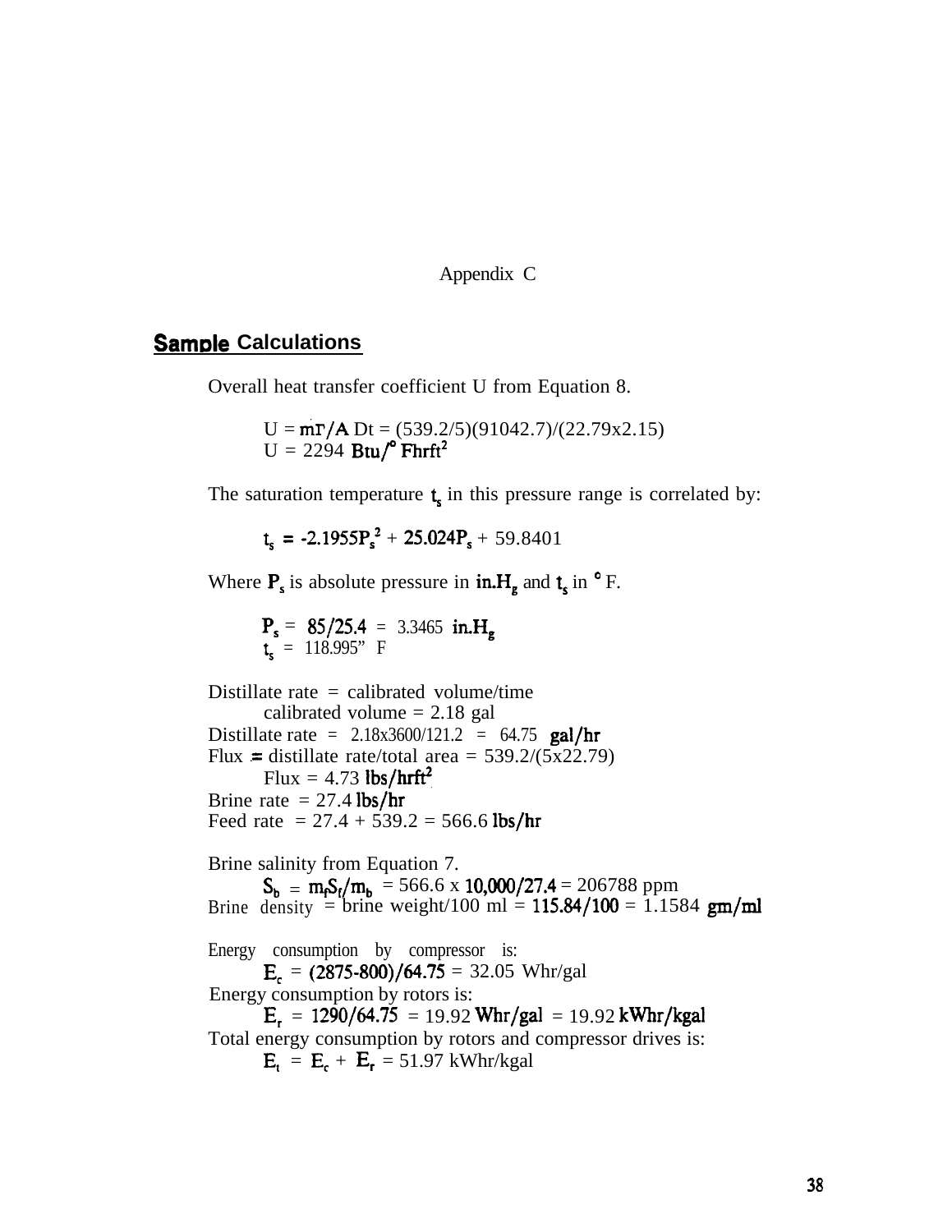Appendix C

## Sample Calculations

Overall heat transfer coefficient U from Equation 8.

$$U = \dot{m}\Gamma / A\,Dt = (539.2/5)(91042.7)/(22.79 \times 2.15)$$
$$U = 2294\ \text{Btu}/^{\circ}\text{F hr ft}^2$$

The saturation temperature $t_s$ in this pressure range is correlated by:

$$t_s = -2.1955P_s^2 + 25.024P_s + 59.8401$$

Where $P_s$ is absolute pressure in in.$H_g$ and $t_s$ in $^{\circ}$F.

$$P_s = 85/25.4 = 3.3465\ \text{in.}H_g$$
$$t_s = 118.995^{\circ}\ \text{F}$$

Distillate rate = calibrated volume/time
calibrated volume = 2.18 gal
Distillate rate = 2.18x3600/121.2 = 64.75 gal/hr
Flux = distillate rate/total area = 539.2/(5x22.79)
Flux = 4.73 lbs/hrft$^2$
Brine rate = 27.4 lbs/hr
Feed rate = 27.4 + 539.2 = 566.6 lbs/hr

Brine salinity from Equation 7.

$$S_b = m_f S_f / m_b = 566.6 \times 10{,}000/27.4 = 206788\ \text{ppm}$$

Brine density = brine weight/100 ml = 115.84/100 = 1.1584 gm/ml

Energy consumption by compressor is:

$$E_c = (2875\text{-}800)/64.75 = 32.05\ \text{Whr/gal}$$

Energy consumption by rotors is:

$$E_r = 1290/64.75 = 19.92\ \text{Whr/gal} = 19.92\ \text{kWhr/kgal}$$

Total energy consumption by rotors and compressor drives is:

$$E_t = E_c + E_r = 51.97\ \text{kWhr/kgal}$$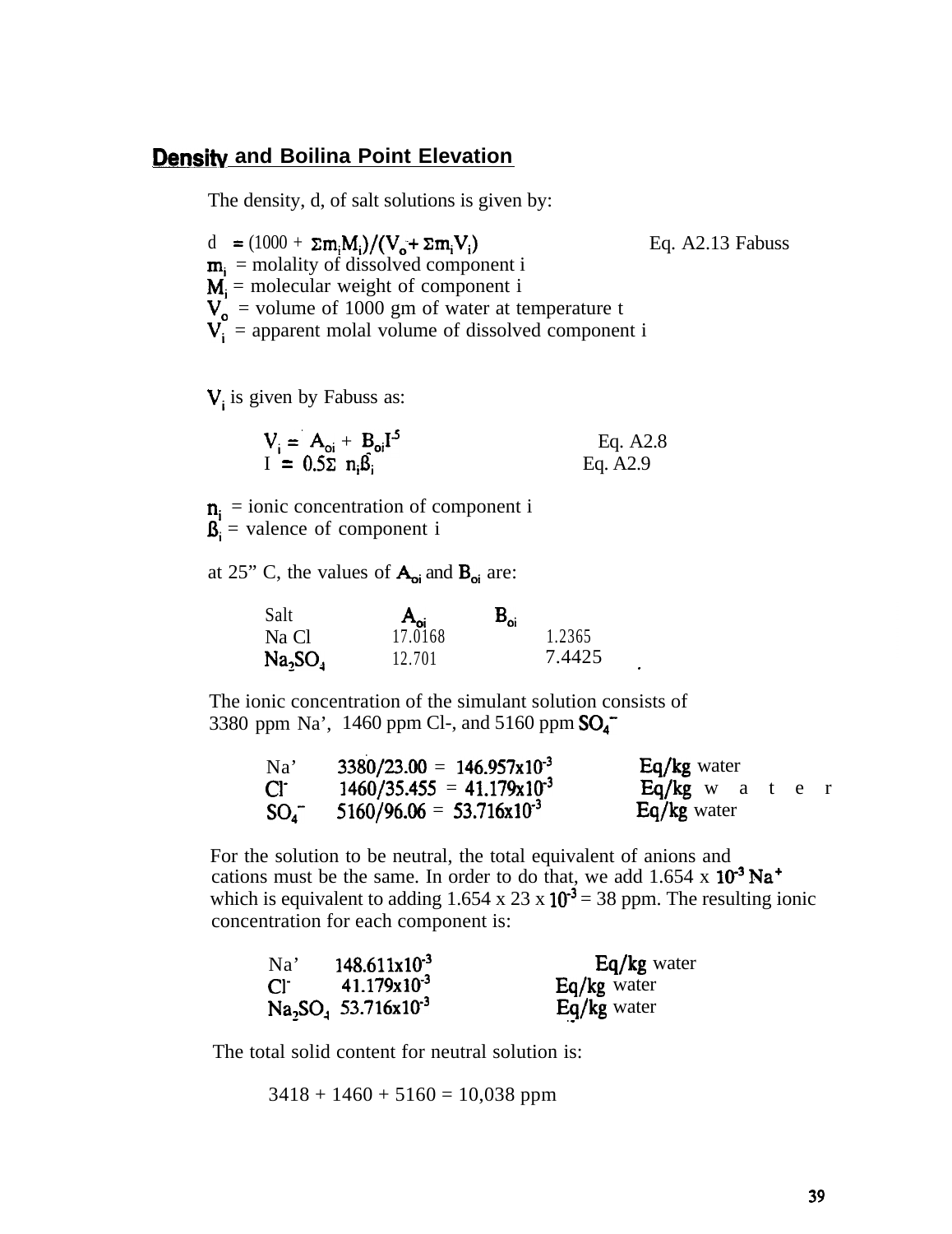## Density and Boilina Point Elevation

The density, d, of salt solutions is given by:

$$d = (1000 + \Sigma m_i M_i)/(V_o + \Sigma m_i V_i) \qquad \text{Eq. A2.13 Fabuss}$$

$m_i$ = molality of dissolved component i
$M_i$ = molecular weight of component i
$V_o$ = volume of 1000 gm of water at temperature t
$V_i$ = apparent molal volume of dissolved component i

$V_i$ is given by Fabuss as:

$$V_i = A_{oi} + B_{oi} I^5 \qquad \text{Eq. A2.8}$$
$$I = 0.5\Sigma\ n_i \beta_i \qquad \text{Eq. A2.9}$$

$n_i$ = ionic concentration of component i
$\beta_i$ = valence of component i

at 25" C, the values of $A_{oi}$ and $B_{oi}$ are:

| Salt | $A_{oi}$ | $B_{oi}$ |
|---|---|---|
| Na Cl | 17.0168 | 1.2365 |
| $Na_2SO_4$ | 12.701 | 7.4425 |

The ionic concentration of the simulant solution consists of 3380 ppm Na', 1460 ppm Cl-, and 5160 ppm $SO_4^{=}$

| | | |
|---|---|---|
| Na' | $3380/23.00 = 146.957 \times 10^{-3}$ | Eq/kg water |
| $Cl^-$ | $1460/35.455 = 41.179 \times 10^{-3}$ | Eq/kg water |
| $SO_4^{=}$ | $5160/96.06 = 53.716 \times 10^{-3}$ | Eq/kg water |

For the solution to be neutral, the total equivalent of anions and cations must be the same. In order to do that, we add 1.654 x $10^{-3}$ $Na^+$ which is equivalent to adding 1.654 x 23 x $10^{-3}$ = 38 ppm. The resulting ionic concentration for each component is:

| | | |
|---|---|---|
| Na' | $148.611 \times 10^{-3}$ | Eq/kg water |
| $Cl^-$ | $41.179 \times 10^{-3}$ | Eq/kg water |
| $Na_2SO_4$ | $53.716 \times 10^{-3}$ | Eq/kg water |

The total solid content for neutral solution is:

3418 + 1460 + 5160 = 10,038 ppm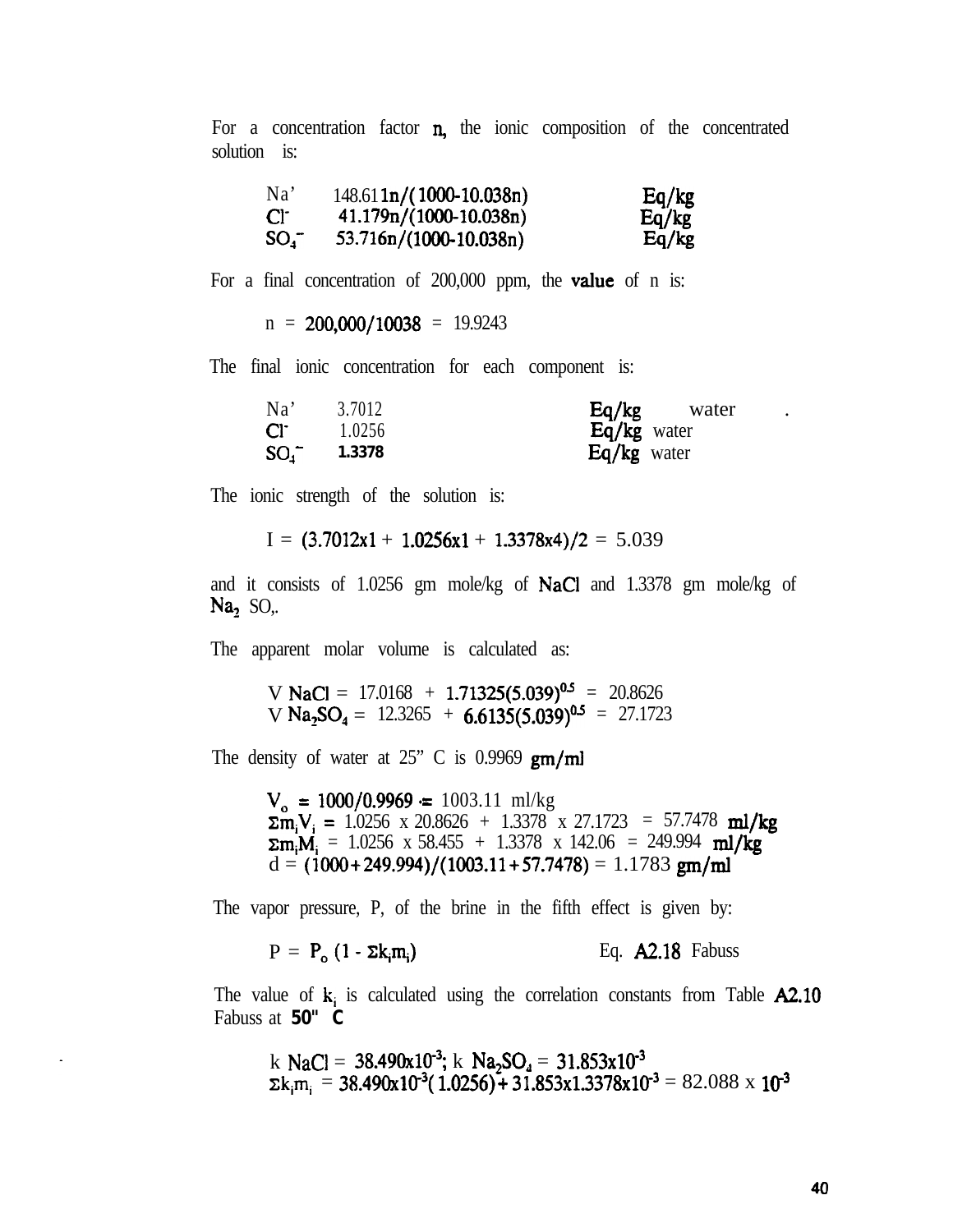For a concentration factor n, the ionic composition of the concentrated solution is:

| | | |
|---|---|---|
| $Na^+$ | $148.611n/(1000-10.038n)$ | Eq/kg |
| $Cl^-$ | $41.179n/(1000-10.038n)$ | Eq/kg |
| $SO_4^{=}$ | $53.716n/(1000-10.038n)$ | Eq/kg |

For a final concentration of 200,000 ppm, the value of n is:

$$n = 200{,}000/10038 = 19.9243$$

The final ionic concentration for each component is:

| | | |
|---|---|---|
| $Na^+$ | 3.7012 | Eq/kg water |
| $Cl^-$ | 1.0256 | Eq/kg water |
| $SO_4^{=}$ | 1.3378 | Eq/kg water |

The ionic strength of the solution is:

$$I = (3.7012 \times 1 + 1.0256 \times 1 + 1.3378 \times 4)/2 = 5.039$$

and it consists of 1.0256 gm mole/kg of NaCl and 1.3378 gm mole/kg of $Na_2SO_4$.

The apparent molar volume is calculated as:

$$V_{NaCl} = 17.0168 + 1.71325(5.039)^{0.5} = 20.8626$$
$$V_{Na_2SO_4} = 12.3265 + 6.6135(5.039)^{0.5} = 27.1723$$

The density of water at 25° C is 0.9969 gm/ml

$$V_o = 1000/0.9969 = 1003.11 \text{ ml/kg}$$
$$\Sigma m_i V_i = 1.0256 \times 20.8626 + 1.3378 \times 27.1723 = 57.7478 \text{ ml/kg}$$
$$\Sigma m_i M_i = 1.0256 \times 58.455 + 1.3378 \times 142.06 = 249.994 \text{ ml/kg}$$
$$d = (1000 + 249.994)/(1003.11 + 57.7478) = 1.1783 \text{ gm/ml}$$

The vapor pressure, P, of the brine in the fifth effect is given by:

$$P = P_o (1 - \Sigma k_i m_i) \qquad \text{Eq. A2.18 Fabuss}$$

The value of $k_i$ is calculated using the correlation constants from Table A2.10 Fabuss at 50° C

$$k_{NaCl} = 38.490 \times 10^{-3}; \; k_{Na_2SO_4} = 31.853 \times 10^{-3}$$
$$\Sigma k_i m_i = 38.490 \times 10^{-3}(1.0256) + 31.853 \times 1.3378 \times 10^{-3} = 82.088 \times 10^{-3}$$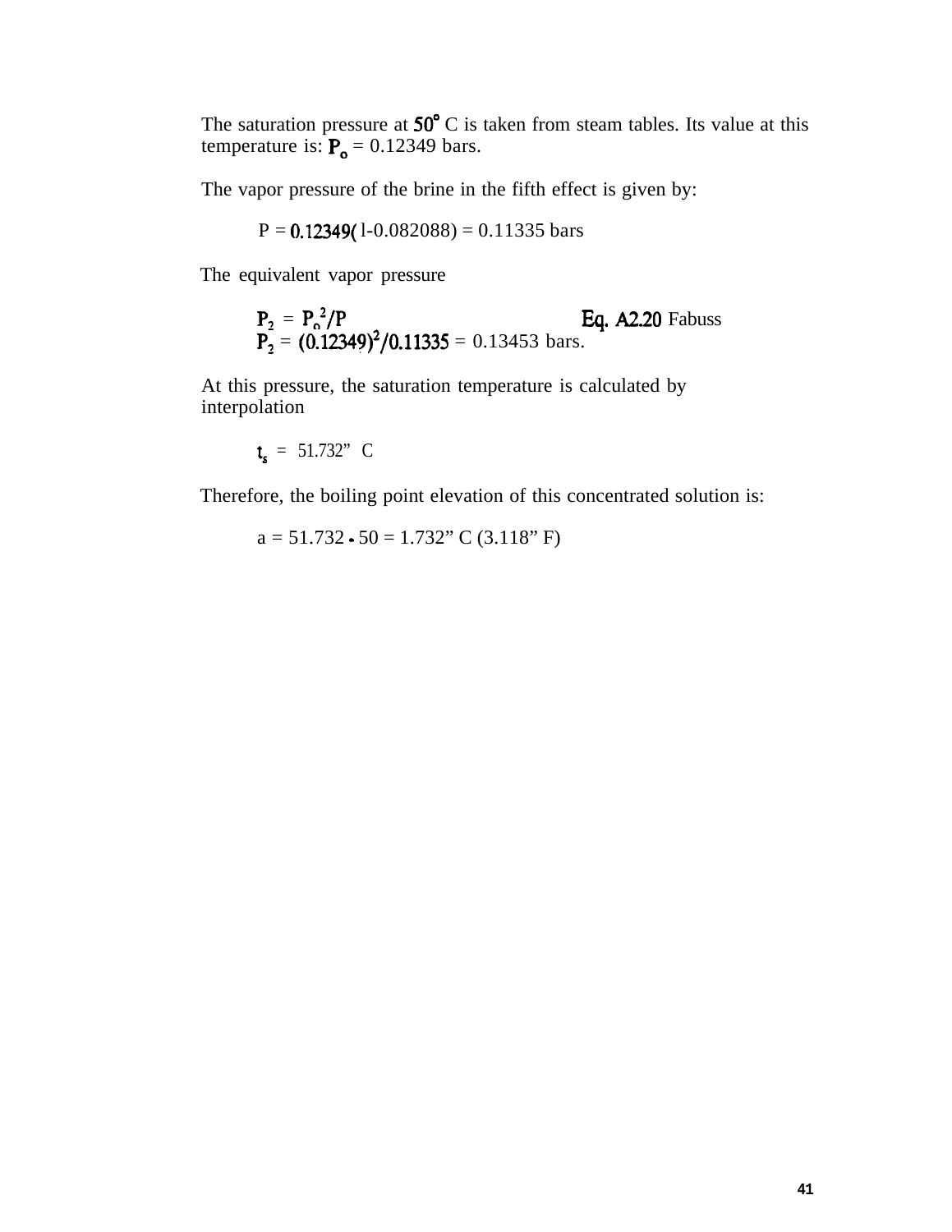The saturation pressure at 50° C is taken from steam tables. Its value at this temperature is: $P_o$ = 0.12349 bars.

The vapor pressure of the brine in the fifth effect is given by:

$$P = 0.12349(1-0.082088) = 0.11335 \text{ bars}$$

The equivalent vapor pressure

$$P_2 = P_o^2/P \qquad \text{Eq. A2.20 Fabuss}$$

$$P_2 = (0.12349)^2/0.11335 = 0.13453 \text{ bars.}$$

At this pressure, the saturation temperature is calculated by interpolation

$$t_s = 51.732° \text{ C}$$

Therefore, the boiling point elevation of this concentrated solution is:

$$a = 51.732 - 50 = 1.732° \text{ C } (3.118° \text{ F})$$